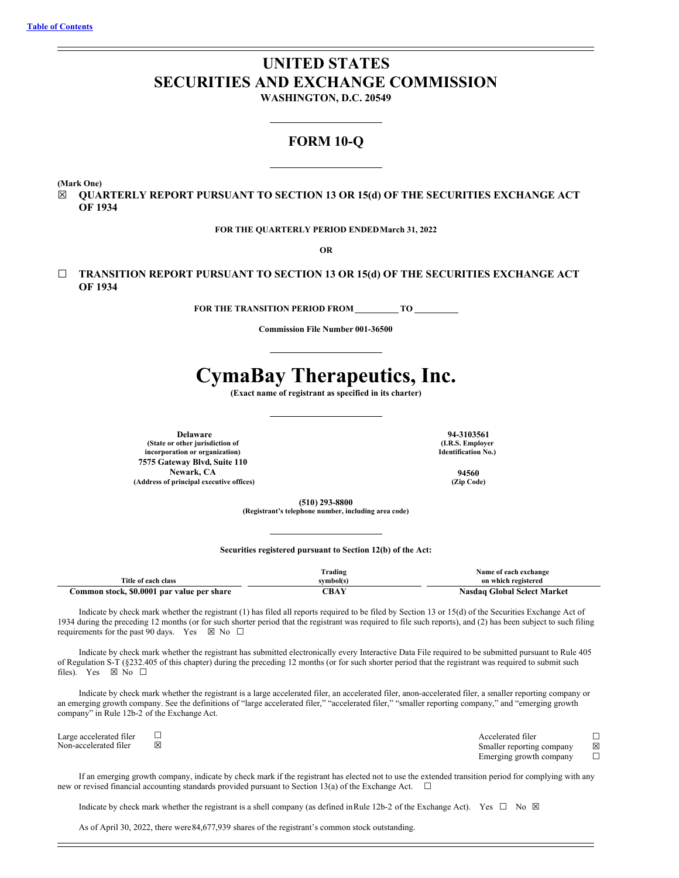Table of Contents

# UNITED STATES
# SECURITIES AND EXCHANGE COMMISSION

**WASHINGTON, D.C. 20549**

## FORM 10-Q

**(Mark One)**

☒ **QUARTERLY REPORT PURSUANT TO SECTION 13 OR 15(d) OF THE SECURITIES EXCHANGE ACT OF 1934**

**FOR THE QUARTERLY PERIOD ENDED March 31, 2022**

**OR**

☐ **TRANSITION REPORT PURSUANT TO SECTION 13 OR 15(d) OF THE SECURITIES EXCHANGE ACT OF 1934**

**FOR THE TRANSITION PERIOD FROM \_\_\_\_\_\_\_\_\_\_ TO \_\_\_\_\_\_\_\_\_\_**

**Commission File Number 001-36500**

# CymaBay Therapeutics, Inc.

**(Exact name of registrant as specified in its charter)**

| | |
|---|---|
| **Delaware**<br>**(State or other jurisdiction of incorporation or organization)** | **94-3103561**<br>**(I.R.S. Employer Identification No.)** |
| **7575 Gateway Blvd, Suite 110**<br>**Newark, CA**<br>**(Address of principal executive offices)** | **94560**<br>**(Zip Code)** |

**(510) 293-8800**
**(Registrant's telephone number, including area code)**

**Securities registered pursuant to Section 12(b) of the Act:**

| Title of each class | Trading symbol(s) | Name of each exchange on which registered |
|---|---|---|
| **Common stock, $0.0001 par value per share** | **CBAY** | **Nasdaq Global Select Market** |

Indicate by check mark whether the registrant (1) has filed all reports required to be filed by Section 13 or 15(d) of the Securities Exchange Act of 1934 during the preceding 12 months (or for such shorter period that the registrant was required to file such reports), and (2) has been subject to such filing requirements for the past 90 days. Yes ☒ No ☐

Indicate by check mark whether the registrant has submitted electronically every Interactive Data File required to be submitted pursuant to Rule 405 of Regulation S-T (§232.405 of this chapter) during the preceding 12 months (or for such shorter period that the registrant was required to submit such files). Yes ☒ No ☐

Indicate by check mark whether the registrant is a large accelerated filer, an accelerated filer, a non-accelerated filer, a smaller reporting company or an emerging growth company. See the definitions of "large accelerated filer," "accelerated filer," "smaller reporting company," and "emerging growth company" in Rule 12b-2 of the Exchange Act.

| | | | |
|---|---|---|---|
| Large accelerated filer | ☐ | Accelerated filer | ☐ |
| Non-accelerated filer | ☒ | Smaller reporting company | ☒ |
| | | Emerging growth company | ☐ |

If an emerging growth company, indicate by check mark if the registrant has elected not to use the extended transition period for complying with any new or revised financial accounting standards provided pursuant to Section 13(a) of the Exchange Act. ☐

Indicate by check mark whether the registrant is a shell company (as defined in Rule 12b-2 of the Exchange Act). Yes ☐ No ☒

As of April 30, 2022, there were 84,677,939 shares of the registrant's common stock outstanding.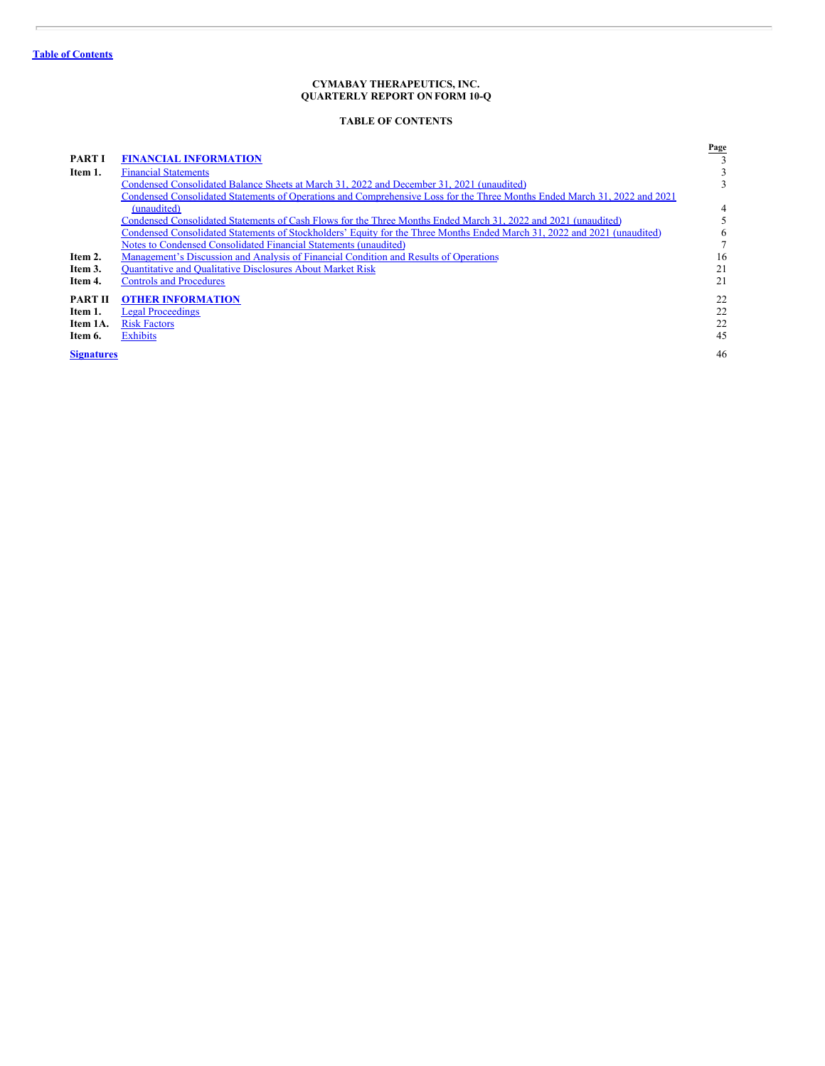**Table of Contents**

**CYMABAY THERAPEUTICS, INC.**
**QUARTERLY REPORT ON FORM 10-Q**

**TABLE OF CONTENTS**

| | | Page |
|---|---|---|
| **PART I** | **FINANCIAL INFORMATION** | 3 |
| **Item 1.** | Financial Statements | 3 |
| | Condensed Consolidated Balance Sheets at March 31, 2022 and December 31, 2021 (unaudited) | 3 |
| | Condensed Consolidated Statements of Operations and Comprehensive Loss for the Three Months Ended March 31, 2022 and 2021 (unaudited) | 4 |
| | Condensed Consolidated Statements of Cash Flows for the Three Months Ended March 31, 2022 and 2021 (unaudited) | 5 |
| | Condensed Consolidated Statements of Stockholders' Equity for the Three Months Ended March 31, 2022 and 2021 (unaudited) | 6 |
| | Notes to Condensed Consolidated Financial Statements (unaudited) | 7 |
| **Item 2.** | Management's Discussion and Analysis of Financial Condition and Results of Operations | 16 |
| **Item 3.** | Quantitative and Qualitative Disclosures About Market Risk | 21 |
| **Item 4.** | Controls and Procedures | 21 |
| **PART II** | **OTHER INFORMATION** | 22 |
| **Item 1.** | Legal Proceedings | 22 |
| **Item 1A.** | Risk Factors | 22 |
| **Item 6.** | Exhibits | 45 |
| **Signatures** | | 46 |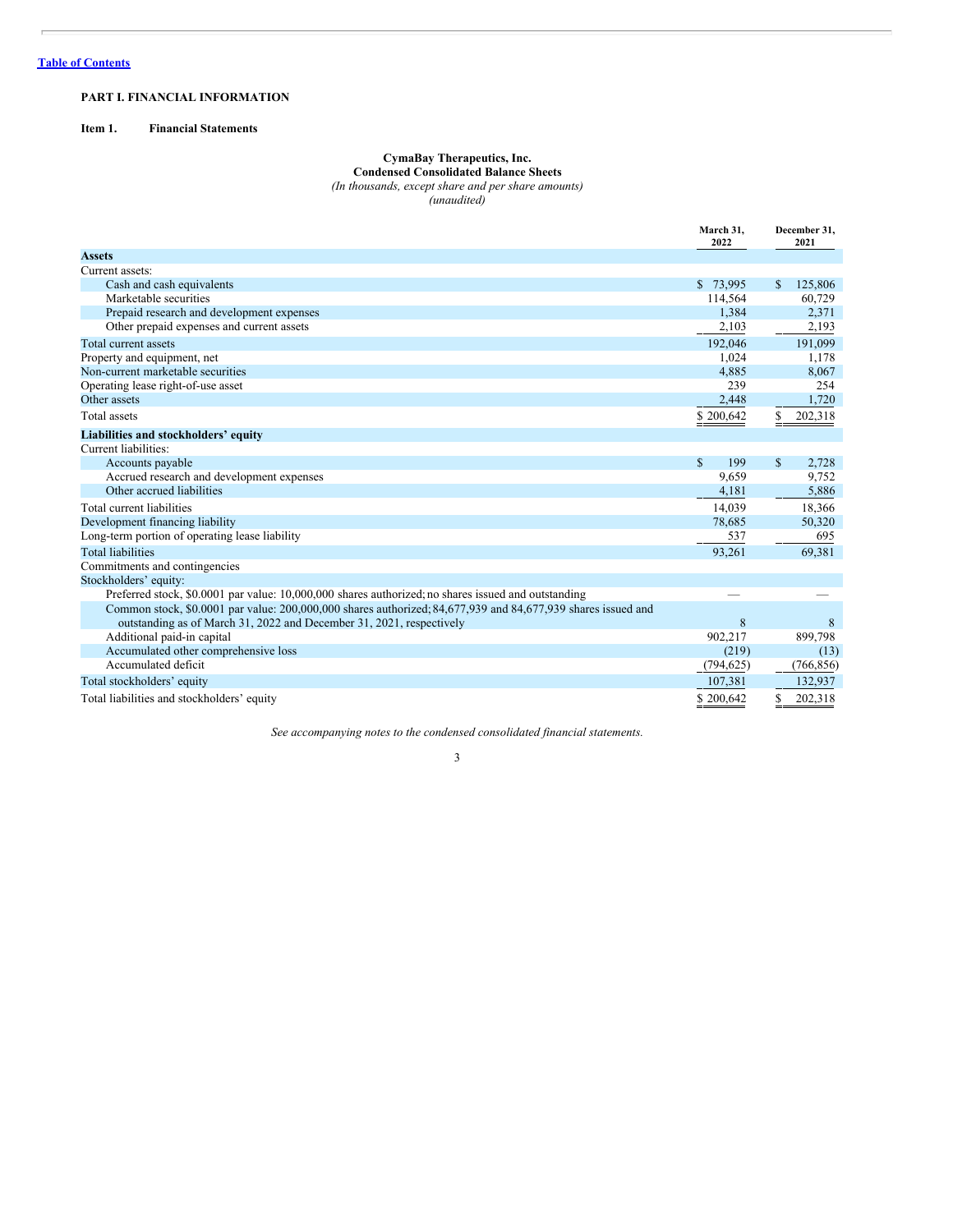[Table of Contents](#)

**PART I. FINANCIAL INFORMATION**

**Item 1. Financial Statements**

**CymaBay Therapeutics, Inc.**
**Condensed Consolidated Balance Sheets**
*(In thousands, except share and per share amounts)*
*(unaudited)*

| | March 31, 2022 | December 31, 2021 |
|---|---|---|
| **Assets** | | |
| Current assets: | | |
| Cash and cash equivalents | $ 73,995 | $ 125,806 |
| Marketable securities | 114,564 | 60,729 |
| Prepaid research and development expenses | 1,384 | 2,371 |
| Other prepaid expenses and current assets | 2,103 | 2,193 |
| Total current assets | 192,046 | 191,099 |
| Property and equipment, net | 1,024 | 1,178 |
| Non-current marketable securities | 4,885 | 8,067 |
| Operating lease right-of-use asset | 239 | 254 |
| Other assets | 2,448 | 1,720 |
| Total assets | $ 200,642 | $ 202,318 |
| **Liabilities and stockholders' equity** | | |
| Current liabilities: | | |
| Accounts payable | $ 199 | $ 2,728 |
| Accrued research and development expenses | 9,659 | 9,752 |
| Other accrued liabilities | 4,181 | 5,886 |
| Total current liabilities | 14,039 | 18,366 |
| Development financing liability | 78,685 | 50,320 |
| Long-term portion of operating lease liability | 537 | 695 |
| Total liabilities | 93,261 | 69,381 |
| Commitments and contingencies | | |
| Stockholders' equity: | | |
| Preferred stock, $0.0001 par value: 10,000,000 shares authorized; no shares issued and outstanding | — | — |
| Common stock, $0.0001 par value: 200,000,000 shares authorized; 84,677,939 and 84,677,939 shares issued and outstanding as of March 31, 2022 and December 31, 2021, respectively | 8 | 8 |
| Additional paid-in capital | 902,217 | 899,798 |
| Accumulated other comprehensive loss | (219) | (13) |
| Accumulated deficit | (794,625) | (766,856) |
| Total stockholders' equity | 107,381 | 132,937 |
| Total liabilities and stockholders' equity | $ 200,642 | $ 202,318 |

*See accompanying notes to the condensed consolidated financial statements.*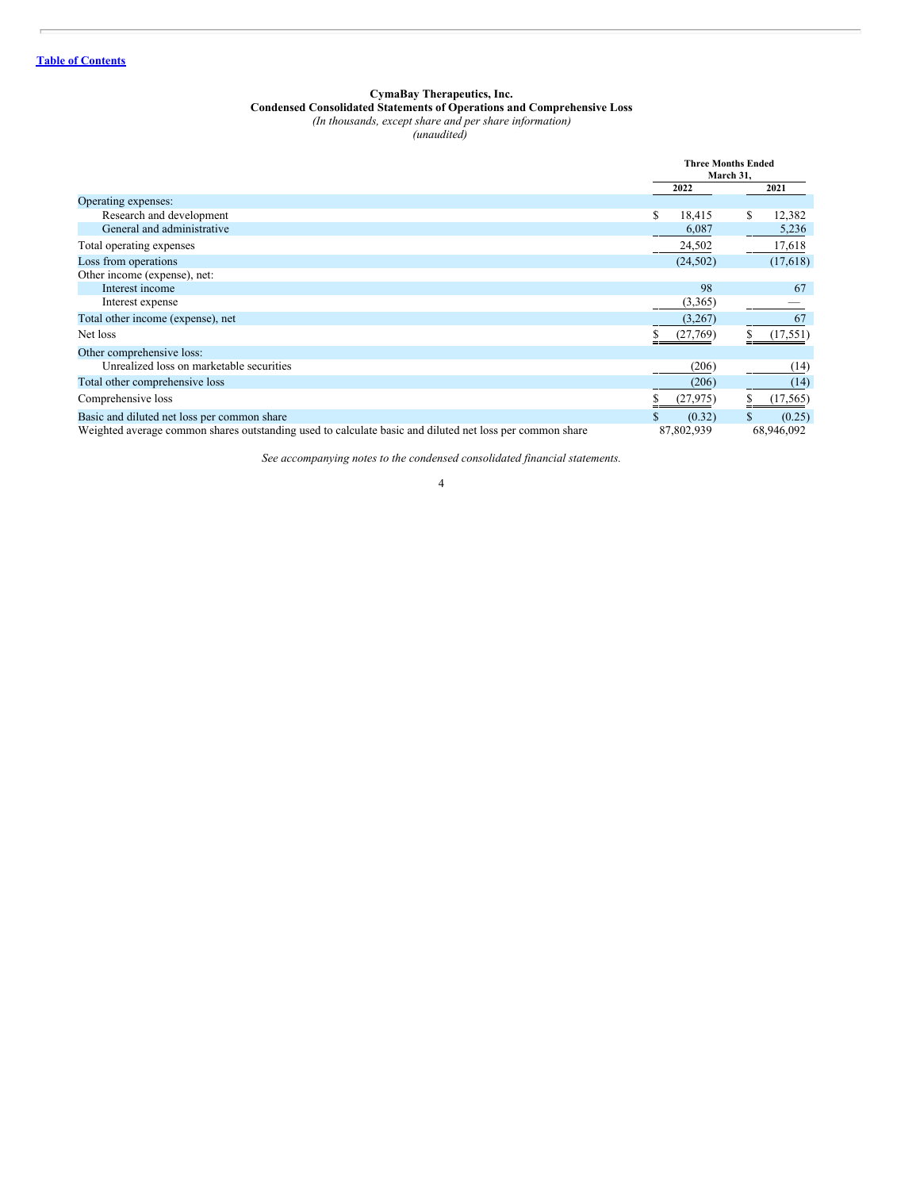[Table of Contents](#)

**CymaBay Therapeutics, Inc.**
**Condensed Consolidated Statements of Operations and Comprehensive Loss**
*(In thousands, except share and per share information)*
*(unaudited)*

| | Three Months Ended March 31, | |
|---|---|---|
| | 2022 | 2021 |
| Operating expenses: | | |
| Research and development | $ 18,415 | $ 12,382 |
| General and administrative | 6,087 | 5,236 |
| Total operating expenses | 24,502 | 17,618 |
| Loss from operations | (24,502) | (17,618) |
| Other income (expense), net: | | |
| Interest income | 98 | 67 |
| Interest expense | (3,365) | — |
| Total other income (expense), net | (3,267) | 67 |
| Net loss | $ (27,769) | $ (17,551) |
| Other comprehensive loss: | | |
| Unrealized loss on marketable securities | (206) | (14) |
| Total other comprehensive loss | (206) | (14) |
| Comprehensive loss | $ (27,975) | $ (17,565) |
| Basic and diluted net loss per common share | $ (0.32) | $ (0.25) |
| Weighted average common shares outstanding used to calculate basic and diluted net loss per common share | 87,802,939 | 68,946,092 |

*See accompanying notes to the condensed consolidated financial statements.*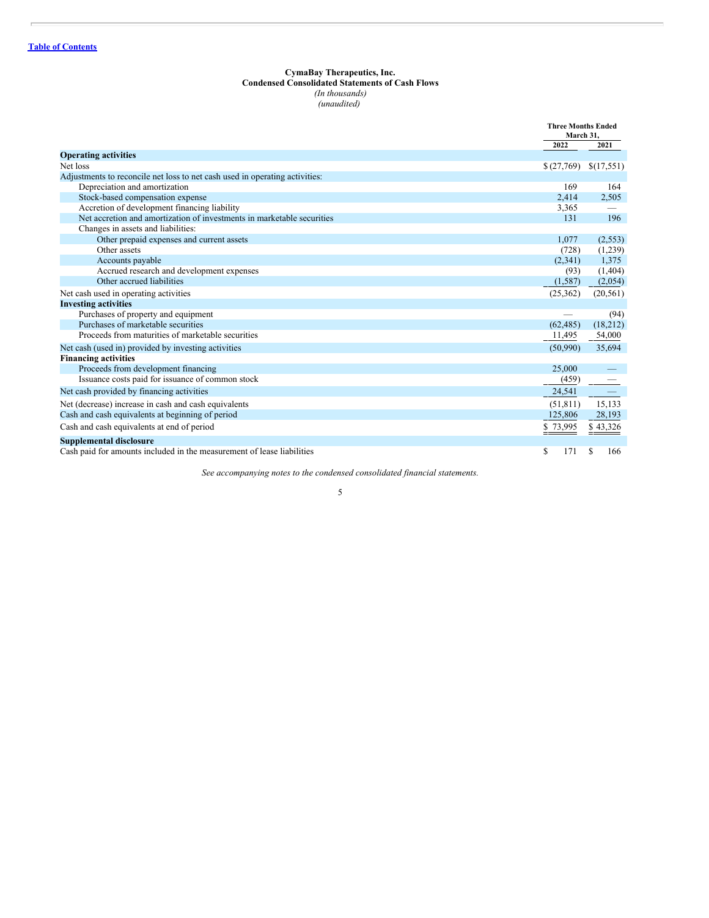[Table of Contents](#)

**CymaBay Therapeutics, Inc.**
**Condensed Consolidated Statements of Cash Flows**
*(In thousands)*
*(unaudited)*

| | Three Months Ended March 31, | |
|---|---|---|
| | 2022 | 2021 |
| **Operating activities** | | |
| Net loss | $ (27,769) | $ (17,551) |
| Adjustments to reconcile net loss to net cash used in operating activities: | | |
| Depreciation and amortization | 169 | 164 |
| Stock-based compensation expense | 2,414 | 2,505 |
| Accretion of development financing liability | 3,365 | — |
| Net accretion and amortization of investments in marketable securities | 131 | 196 |
| Changes in assets and liabilities: | | |
| Other prepaid expenses and current assets | 1,077 | (2,553) |
| Other assets | (728) | (1,239) |
| Accounts payable | (2,341) | 1,375 |
| Accrued research and development expenses | (93) | (1,404) |
| Other accrued liabilities | (1,587) | (2,054) |
| Net cash used in operating activities | (25,362) | (20,561) |
| **Investing activities** | | |
| Purchases of property and equipment | — | (94) |
| Purchases of marketable securities | (62,485) | (18,212) |
| Proceeds from maturities of marketable securities | 11,495 | 54,000 |
| Net cash (used in) provided by investing activities | (50,990) | 35,694 |
| **Financing activities** | | |
| Proceeds from development financing | 25,000 | — |
| Issuance costs paid for issuance of common stock | (459) | — |
| Net cash provided by financing activities | 24,541 | — |
| Net (decrease) increase in cash and cash equivalents | (51,811) | 15,133 |
| Cash and cash equivalents at beginning of period | 125,806 | 28,193 |
| Cash and cash equivalents at end of period | $ 73,995 | $ 43,326 |
| **Supplemental disclosure** | | |
| Cash paid for amounts included in the measurement of lease liabilities | $ 171 | $ 166 |

*See accompanying notes to the condensed consolidated financial statements.*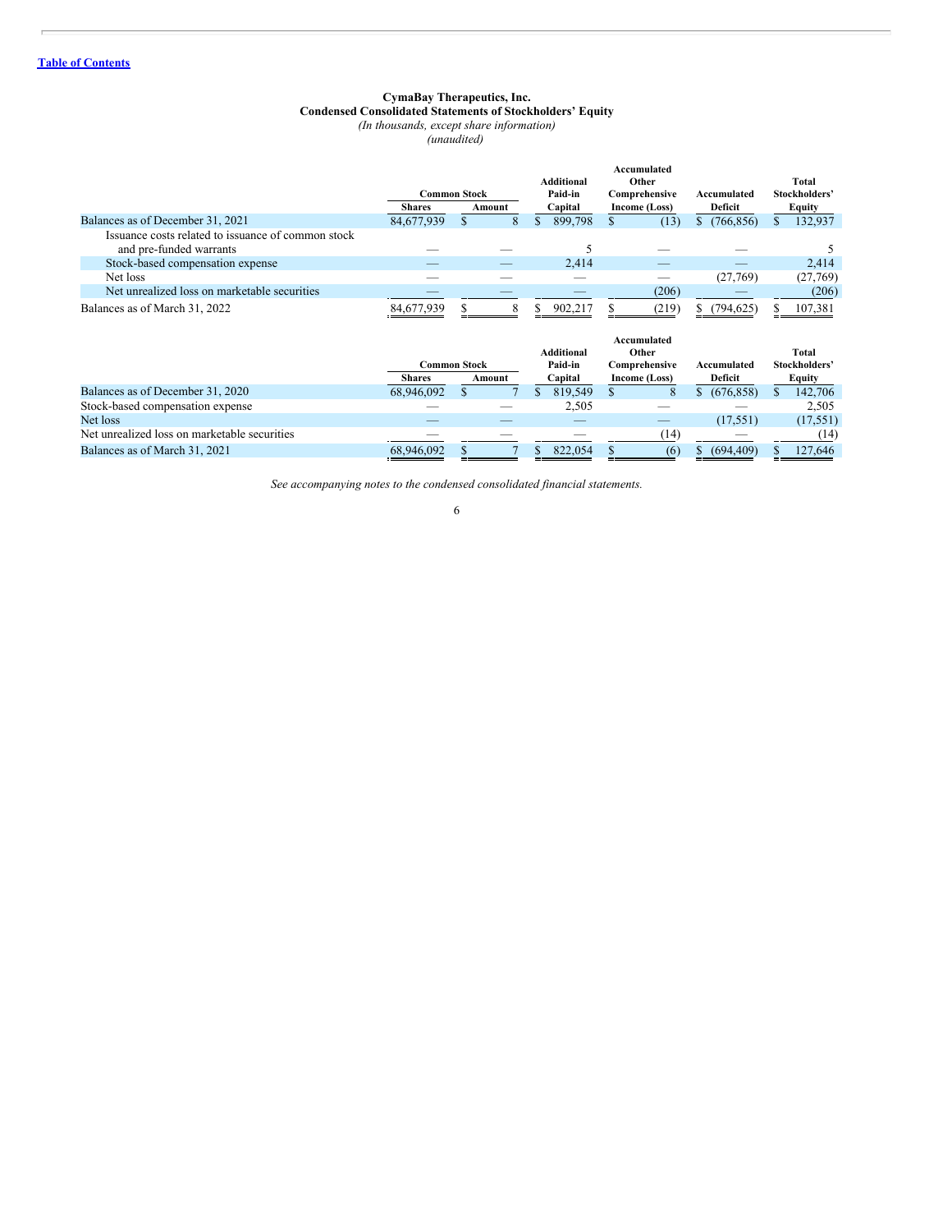[Table of Contents](#)

**CymaBay Therapeutics, Inc.**
**Condensed Consolidated Statements of Stockholders' Equity**
*(In thousands, except share information)*
*(unaudited)*

| | Common Stock | | Additional Paid-in Capital | Accumulated Other Comprehensive Income (Loss) | Accumulated Deficit | Total Stockholders' Equity |
|---|---|---|---|---|---|---|
| | Shares | Amount | | | | |
| Balances as of December 31, 2021 | 84,677,939 | $ 8 | $ 899,798 | $ (13) | $ (766,856) | $ 132,937 |
| Issuance costs related to issuance of common stock and pre-funded warrants | — | — | 5 | — | — | 5 |
| Stock-based compensation expense | — | — | 2,414 | — | — | 2,414 |
| Net loss | — | — | — | — | (27,769) | (27,769) |
| Net unrealized loss on marketable securities | — | — | — | (206) | — | (206) |
| Balances as of March 31, 2022 | 84,677,939 | $ 8 | $ 902,217 | $ (219) | $ (794,625) | $ 107,381 |

| | Common Stock | | Additional Paid-in Capital | Accumulated Other Comprehensive Income (Loss) | Accumulated Deficit | Total Stockholders' Equity |
|---|---|---|---|---|---|---|
| | Shares | Amount | | | | |
| Balances as of December 31, 2020 | 68,946,092 | $ 7 | $ 819,549 | $ 8 | $ (676,858) | $ 142,706 |
| Stock-based compensation expense | — | — | 2,505 | — | — | 2,505 |
| Net loss | — | — | — | — | (17,551) | (17,551) |
| Net unrealized loss on marketable securities | — | — | — | (14) | — | (14) |
| Balances as of March 31, 2021 | 68,946,092 | $ 7 | $ 822,054 | $ (6) | $ (694,409) | $ 127,646 |

*See accompanying notes to the condensed consolidated financial statements.*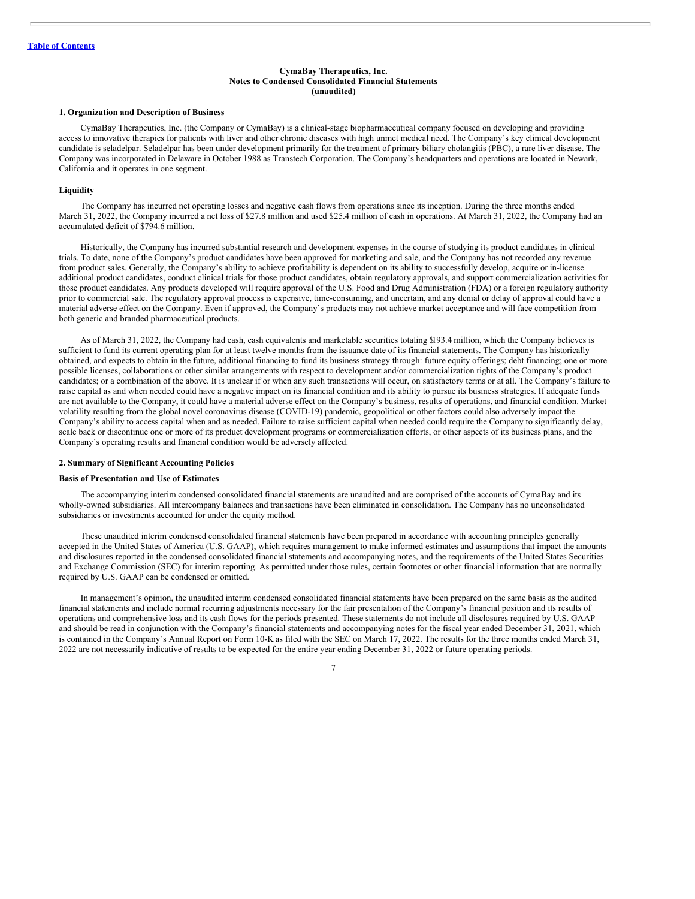CymaBay Therapeutics, Inc.
Notes to Condensed Consolidated Financial Statements
(unaudited)

## 1. Organization and Description of Business

CymaBay Therapeutics, Inc. (the Company or CymaBay) is a clinical-stage biopharmaceutical company focused on developing and providing access to innovative therapies for patients with liver and other chronic diseases with high unmet medical need. The Company's key clinical development candidate is seladelpar. Seladelpar has been under development primarily for the treatment of primary biliary cholangitis (PBC), a rare liver disease. The Company was incorporated in Delaware in October 1988 as Transtech Corporation. The Company's headquarters and operations are located in Newark, California and it operates in one segment.

### Liquidity

The Company has incurred net operating losses and negative cash flows from operations since its inception. During the three months ended March 31, 2022, the Company incurred a net loss of $27.8 million and used $25.4 million of cash in operations. At March 31, 2022, the Company had an accumulated deficit of $794.6 million.

Historically, the Company has incurred substantial research and development expenses in the course of studying its product candidates in clinical trials. To date, none of the Company's product candidates have been approved for marketing and sale, and the Company has not recorded any revenue from product sales. Generally, the Company's ability to achieve profitability is dependent on its ability to successfully develop, acquire or in-license additional product candidates, conduct clinical trials for those product candidates, obtain regulatory approvals, and support commercialization activities for those product candidates. Any products developed will require approval of the U.S. Food and Drug Administration (FDA) or a foreign regulatory authority prior to commercial sale. The regulatory approval process is expensive, time-consuming, and uncertain, and any denial or delay of approval could have a material adverse effect on the Company. Even if approved, the Company's products may not achieve market acceptance and will face competition from both generic and branded pharmaceutical products.

As of March 31, 2022, the Company had cash, cash equivalents and marketable securities totaling $193.4 million, which the Company believes is sufficient to fund its current operating plan for at least twelve months from the issuance date of its financial statements. The Company has historically obtained, and expects to obtain in the future, additional financing to fund its business strategy through: future equity offerings; debt financing; one or more possible licenses, collaborations or other similar arrangements with respect to development and/or commercialization rights of the Company's product candidates; or a combination of the above. It is unclear if or when any such transactions will occur, on satisfactory terms or at all. The Company's failure to raise capital as and when needed could have a negative impact on its financial condition and its ability to pursue its business strategies. If adequate funds are not available to the Company, it could have a material adverse effect on the Company's business, results of operations, and financial condition. Market volatility resulting from the global novel coronavirus disease (COVID-19) pandemic, geopolitical or other factors could also adversely impact the Company's ability to access capital when and as needed. Failure to raise sufficient capital when needed could require the Company to significantly delay, scale back or discontinue one or more of its product development programs or commercialization efforts, or other aspects of its business plans, and the Company's operating results and financial condition would be adversely affected.

## 2. Summary of Significant Accounting Policies

### Basis of Presentation and Use of Estimates

The accompanying interim condensed consolidated financial statements are unaudited and are comprised of the accounts of CymaBay and its wholly-owned subsidiaries. All intercompany balances and transactions have been eliminated in consolidation. The Company has no unconsolidated subsidiaries or investments accounted for under the equity method.

These unaudited interim condensed consolidated financial statements have been prepared in accordance with accounting principles generally accepted in the United States of America (U.S. GAAP), which requires management to make informed estimates and assumptions that impact the amounts and disclosures reported in the condensed consolidated financial statements and accompanying notes, and the requirements of the United States Securities and Exchange Commission (SEC) for interim reporting. As permitted under those rules, certain footnotes or other financial information that are normally required by U.S. GAAP can be condensed or omitted.

In management's opinion, the unaudited interim condensed consolidated financial statements have been prepared on the same basis as the audited financial statements and include normal recurring adjustments necessary for the fair presentation of the Company's financial position and its results of operations and comprehensive loss and its cash flows for the periods presented. These statements do not include all disclosures required by U.S. GAAP and should be read in conjunction with the Company's financial statements and accompanying notes for the fiscal year ended December 31, 2021, which is contained in the Company's Annual Report on Form 10-K as filed with the SEC on March 17, 2022. The results for the three months ended March 31, 2022 are not necessarily indicative of results to be expected for the entire year ending December 31, 2022 or future operating periods.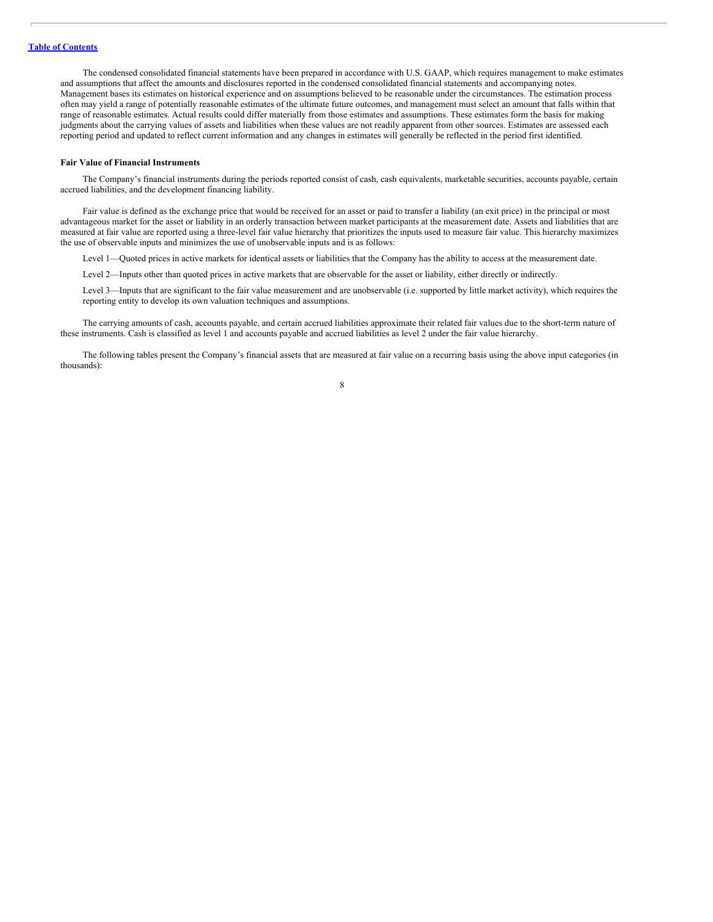The condensed consolidated financial statements have been prepared in accordance with U.S. GAAP, which requires management to make estimates and assumptions that affect the amounts and disclosures reported in the condensed consolidated financial statements and accompanying notes. Management bases its estimates on historical experience and on assumptions believed to be reasonable under the circumstances. The estimation process often may yield a range of potentially reasonable estimates of the ultimate future outcomes, and management must select an amount that falls within that range of reasonable estimates. Actual results could differ materially from those estimates and assumptions. These estimates form the basis for making judgments about the carrying values of assets and liabilities when these values are not readily apparent from other sources. Estimates are assessed each reporting period and updated to reflect current information and any changes in estimates will generally be reflected in the period first identified.

**Fair Value of Financial Instruments**

The Company's financial instruments during the periods reported consist of cash, cash equivalents, marketable securities, accounts payable, certain accrued liabilities, and the development financing liability.

Fair value is defined as the exchange price that would be received for an asset or paid to transfer a liability (an exit price) in the principal or most advantageous market for the asset or liability in an orderly transaction between market participants at the measurement date. Assets and liabilities that are measured at fair value are reported using a three-level fair value hierarchy that prioritizes the inputs used to measure fair value. This hierarchy maximizes the use of observable inputs and minimizes the use of unobservable inputs and is as follows:

Level 1—Quoted prices in active markets for identical assets or liabilities that the Company has the ability to access at the measurement date.

Level 2—Inputs other than quoted prices in active markets that are observable for the asset or liability, either directly or indirectly.

Level 3—Inputs that are significant to the fair value measurement and are unobservable (i.e. supported by little market activity), which requires the reporting entity to develop its own valuation techniques and assumptions.

The carrying amounts of cash, accounts payable, and certain accrued liabilities approximate their related fair values due to the short-term nature of these instruments. Cash is classified as level 1 and accounts payable and accrued liabilities as level 2 under the fair value hierarchy.

The following tables present the Company's financial assets that are measured at fair value on a recurring basis using the above input categories (in thousands):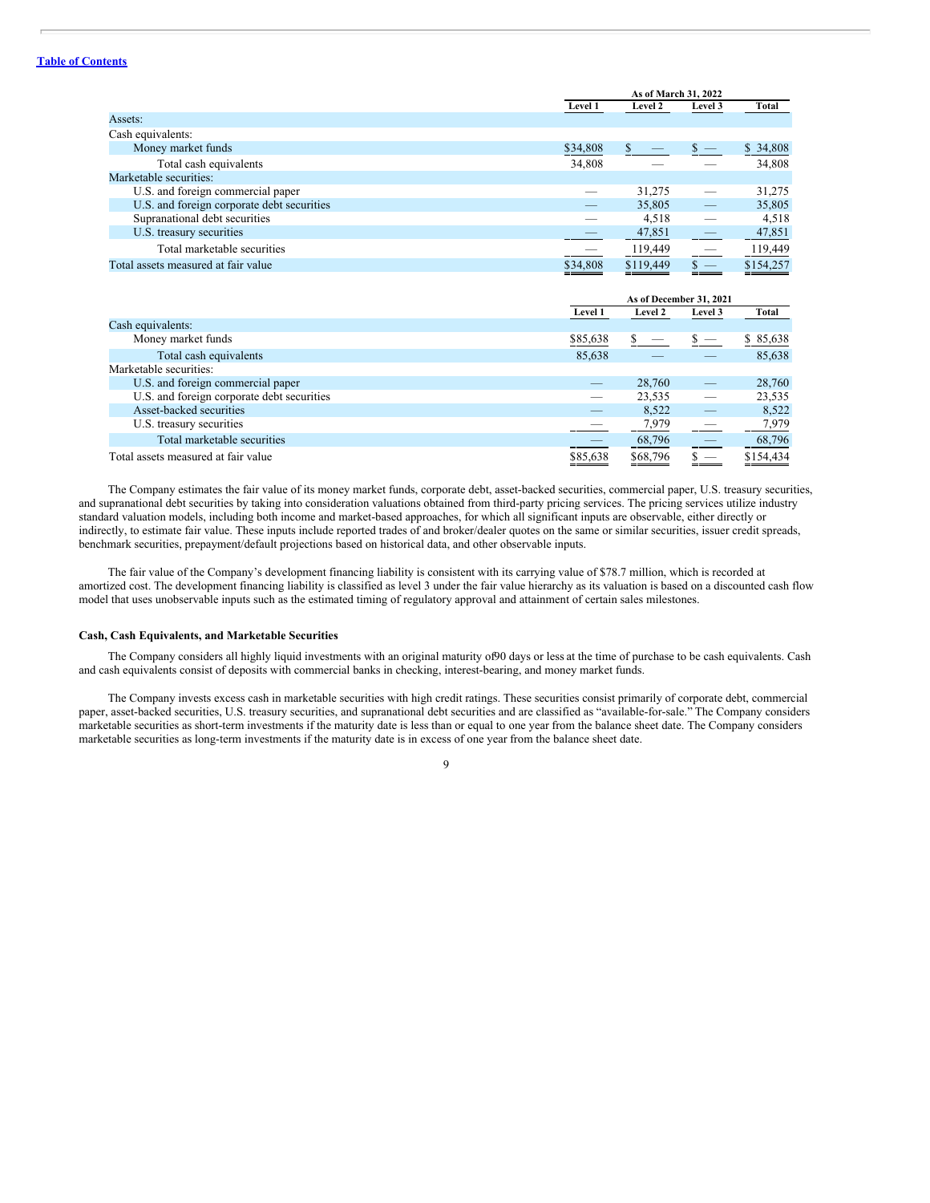| | As of March 31, 2022 | | | |
|---|---|---|---|---|
| | Level 1 | Level 2 | Level 3 | Total |
| Assets: | | | | |
| Cash equivalents: | | | | |
| Money market funds | $34,808 | $ — | $ — | $ 34,808 |
| Total cash equivalents | 34,808 | — | — | 34,808 |
| Marketable securities: | | | | |
| U.S. and foreign commercial paper | — | 31,275 | — | 31,275 |
| U.S. and foreign corporate debt securities | — | 35,805 | — | 35,805 |
| Supranational debt securities | — | 4,518 | — | 4,518 |
| U.S. treasury securities | — | 47,851 | — | 47,851 |
| Total marketable securities | — | 119,449 | — | 119,449 |
| Total assets measured at fair value | $34,808 | $119,449 | $ — | $154,257 |

| | As of December 31, 2021 | | | |
|---|---|---|---|---|
| | Level 1 | Level 2 | Level 3 | Total |
| Cash equivalents: | | | | |
| Money market funds | $85,638 | $ — | $ — | $ 85,638 |
| Total cash equivalents | 85,638 | — | — | 85,638 |
| Marketable securities: | | | | |
| U.S. and foreign commercial paper | — | 28,760 | — | 28,760 |
| U.S. and foreign corporate debt securities | — | 23,535 | — | 23,535 |
| Asset-backed securities | — | 8,522 | — | 8,522 |
| U.S. treasury securities | — | 7,979 | — | 7,979 |
| Total marketable securities | — | 68,796 | — | 68,796 |
| Total assets measured at fair value | $85,638 | $68,796 | $ — | $154,434 |

The Company estimates the fair value of its money market funds, corporate debt, asset-backed securities, commercial paper, U.S. treasury securities, and supranational debt securities by taking into consideration valuations obtained from third-party pricing services. The pricing services utilize industry standard valuation models, including both income and market-based approaches, for which all significant inputs are observable, either directly or indirectly, to estimate fair value. These inputs include reported trades of and broker/dealer quotes on the same or similar securities, issuer credit spreads, benchmark securities, prepayment/default projections based on historical data, and other observable inputs.

The fair value of the Company's development financing liability is consistent with its carrying value of $78.7 million, which is recorded at amortized cost. The development financing liability is classified as level 3 under the fair value hierarchy as its valuation is based on a discounted cash flow model that uses unobservable inputs such as the estimated timing of regulatory approval and attainment of certain sales milestones.

**Cash, Cash Equivalents, and Marketable Securities**

The Company considers all highly liquid investments with an original maturity of 90 days or less at the time of purchase to be cash equivalents. Cash and cash equivalents consist of deposits with commercial banks in checking, interest-bearing, and money market funds.

The Company invests excess cash in marketable securities with high credit ratings. These securities consist primarily of corporate debt, commercial paper, asset-backed securities, U.S. treasury securities, and supranational debt securities and are classified as "available-for-sale." The Company considers marketable securities as short-term investments if the maturity date is less than or equal to one year from the balance sheet date. The Company considers marketable securities as long-term investments if the maturity date is in excess of one year from the balance sheet date.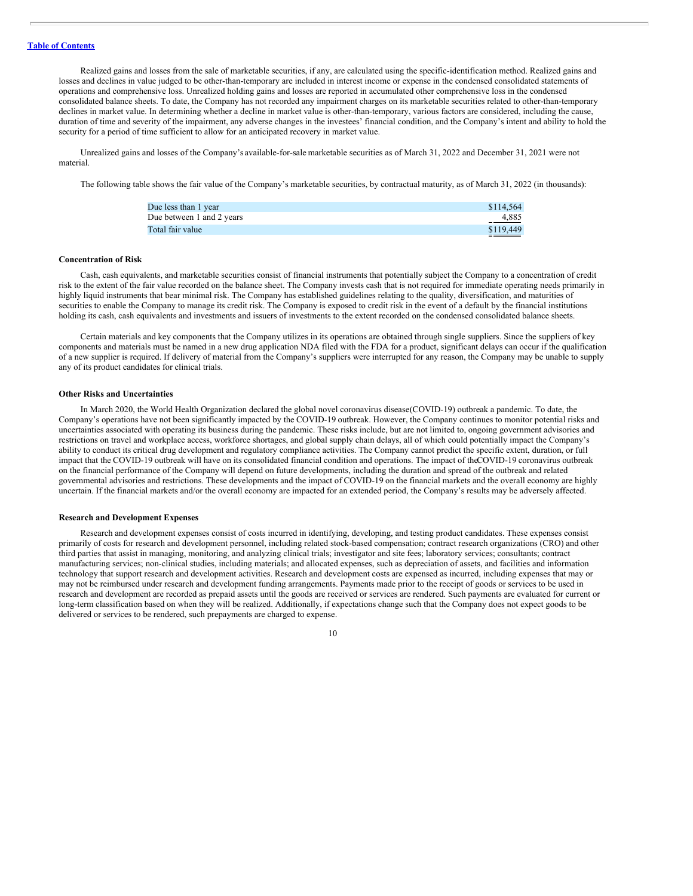Realized gains and losses from the sale of marketable securities, if any, are calculated using the specific-identification method. Realized gains and losses and declines in value judged to be other-than-temporary are included in interest income or expense in the condensed consolidated statements of operations and comprehensive loss. Unrealized holding gains and losses are reported in accumulated other comprehensive loss in the condensed consolidated balance sheets. To date, the Company has not recorded any impairment charges on its marketable securities related to other-than-temporary declines in market value. In determining whether a decline in market value is other-than-temporary, various factors are considered, including the cause, duration of time and severity of the impairment, any adverse changes in the investees' financial condition, and the Company's intent and ability to hold the security for a period of time sufficient to allow for an anticipated recovery in market value.

Unrealized gains and losses of the Company's available-for-sale marketable securities as of March 31, 2022 and December 31, 2021 were not material.

The following table shows the fair value of the Company's marketable securities, by contractual maturity, as of March 31, 2022 (in thousands):

| | |
|---|---|
| Due less than 1 year | $114,564 |
| Due between 1 and 2 years | 4,885 |
| Total fair value | $119,449 |

**Concentration of Risk**

Cash, cash equivalents, and marketable securities consist of financial instruments that potentially subject the Company to a concentration of credit risk to the extent of the fair value recorded on the balance sheet. The Company invests cash that is not required for immediate operating needs primarily in highly liquid instruments that bear minimal risk. The Company has established guidelines relating to the quality, diversification, and maturities of securities to enable the Company to manage its credit risk. The Company is exposed to credit risk in the event of a default by the financial institutions holding its cash, cash equivalents and investments and issuers of investments to the extent recorded on the condensed consolidated balance sheets.

Certain materials and key components that the Company utilizes in its operations are obtained through single suppliers. Since the suppliers of key components and materials must be named in a new drug application NDA filed with the FDA for a product, significant delays can occur if the qualification of a new supplier is required. If delivery of material from the Company's suppliers were interrupted for any reason, the Company may be unable to supply any of its product candidates for clinical trials.

**Other Risks and Uncertainties**

In March 2020, the World Health Organization declared the global novel coronavirus disease(COVID-19) outbreak a pandemic. To date, the Company's operations have not been significantly impacted by the COVID-19 outbreak. However, the Company continues to monitor potential risks and uncertainties associated with operating its business during the pandemic. These risks include, but are not limited to, ongoing government advisories and restrictions on travel and workplace access, workforce shortages, and global supply chain delays, all of which could potentially impact the Company's ability to conduct its critical drug development and regulatory compliance activities. The Company cannot predict the specific extent, duration, or full impact that the COVID-19 outbreak will have on its consolidated financial condition and operations. The impact of the COVID-19 coronavirus outbreak on the financial performance of the Company will depend on future developments, including the duration and spread of the outbreak and related governmental advisories and restrictions. These developments and the impact of COVID-19 on the financial markets and the overall economy are highly uncertain. If the financial markets and/or the overall economy are impacted for an extended period, the Company's results may be adversely affected.

**Research and Development Expenses**

Research and development expenses consist of costs incurred in identifying, developing, and testing product candidates. These expenses consist primarily of costs for research and development personnel, including related stock-based compensation; contract research organizations (CRO) and other third parties that assist in managing, monitoring, and analyzing clinical trials; investigator and site fees; laboratory services; consultants; contract manufacturing services; non-clinical studies, including materials; and allocated expenses, such as depreciation of assets, and facilities and information technology that support research and development activities. Research and development costs are expensed as incurred, including expenses that may or may not be reimbursed under research and development funding arrangements. Payments made prior to the receipt of goods or services to be used in research and development are recorded as prepaid assets until the goods are received or services are rendered. Such payments are evaluated for current or long-term classification based on when they will be realized. Additionally, if expectations change such that the Company does not expect goods to be delivered or services to be rendered, such prepayments are charged to expense.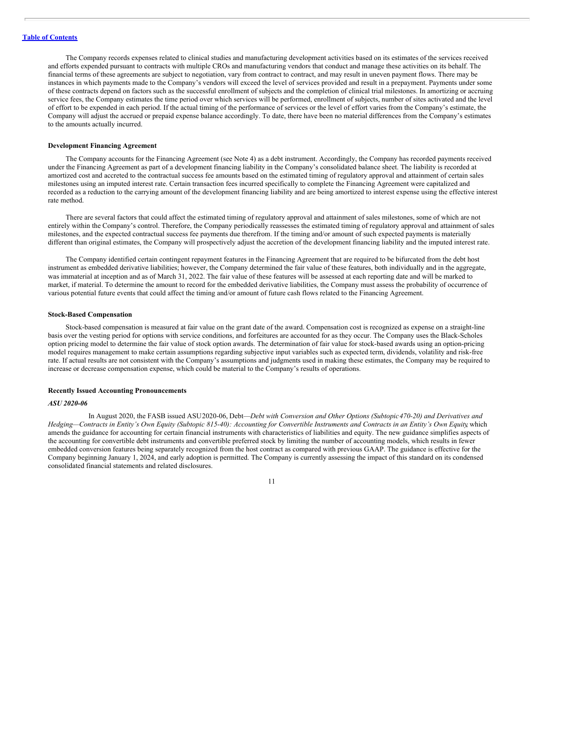The Company records expenses related to clinical studies and manufacturing development activities based on its estimates of the services received and efforts expended pursuant to contracts with multiple CROs and manufacturing vendors that conduct and manage these activities on its behalf. The financial terms of these agreements are subject to negotiation, vary from contract to contract, and may result in uneven payment flows. There may be instances in which payments made to the Company's vendors will exceed the level of services provided and result in a prepayment. Payments under some of these contracts depend on factors such as the successful enrollment of subjects and the completion of clinical trial milestones. In amortizing or accruing service fees, the Company estimates the time period over which services will be performed, enrollment of subjects, number of sites activated and the level of effort to be expended in each period. If the actual timing of the performance of services or the level of effort varies from the Company's estimate, the Company will adjust the accrued or prepaid expense balance accordingly. To date, there have been no material differences from the Company's estimates to the amounts actually incurred.

**Development Financing Agreement**

The Company accounts for the Financing Agreement (see Note 4) as a debt instrument. Accordingly, the Company has recorded payments received under the Financing Agreement as part of a development financing liability in the Company's consolidated balance sheet. The liability is recorded at amortized cost and accreted to the contractual success fee amounts based on the estimated timing of regulatory approval and attainment of certain sales milestones using an imputed interest rate. Certain transaction fees incurred specifically to complete the Financing Agreement were capitalized and recorded as a reduction to the carrying amount of the development financing liability and are being amortized to interest expense using the effective interest rate method.

There are several factors that could affect the estimated timing of regulatory approval and attainment of sales milestones, some of which are not entirely within the Company's control. Therefore, the Company periodically reassesses the estimated timing of regulatory approval and attainment of sales milestones, and the expected contractual success fee payments due therefrom. If the timing and/or amount of such expected payments is materially different than original estimates, the Company will prospectively adjust the accretion of the development financing liability and the imputed interest rate.

The Company identified certain contingent repayment features in the Financing Agreement that are required to be bifurcated from the debt host instrument as embedded derivative liabilities; however, the Company determined the fair value of these features, both individually and in the aggregate, was immaterial at inception and as of March 31, 2022. The fair value of these features will be assessed at each reporting date and will be marked to market, if material. To determine the amount to record for the embedded derivative liabilities, the Company must assess the probability of occurrence of various potential future events that could affect the timing and/or amount of future cash flows related to the Financing Agreement.

**Stock-Based Compensation**

Stock-based compensation is measured at fair value on the grant date of the award. Compensation cost is recognized as expense on a straight-line basis over the vesting period for options with service conditions, and forfeitures are accounted for as they occur. The Company uses the Black-Scholes option pricing model to determine the fair value of stock option awards. The determination of fair value for stock-based awards using an option-pricing model requires management to make certain assumptions regarding subjective input variables such as expected term, dividends, volatility and risk-free rate. If actual results are not consistent with the Company's assumptions and judgments used in making these estimates, the Company may be required to increase or decrease compensation expense, which could be material to the Company's results of operations.

**Recently Issued Accounting Pronouncements**

***ASU 2020-06***

In August 2020, the FASB issued ASU2020-06, Debt—*Debt with Conversion and Other Options (Subtopic 470-20) and Derivatives and Hedging—Contracts in Entity's Own Equity (Subtopic 815-40): Accounting for Convertible Instruments and Contracts in an Entity's Own Equity*, which amends the guidance for accounting for certain financial instruments with characteristics of liabilities and equity. The new guidance simplifies aspects of the accounting for convertible debt instruments and convertible preferred stock by limiting the number of accounting models, which results in fewer embedded conversion features being separately recognized from the host contract as compared with previous GAAP. The guidance is effective for the Company beginning January 1, 2024, and early adoption is permitted. The Company is currently assessing the impact of this standard on its condensed consolidated financial statements and related disclosures.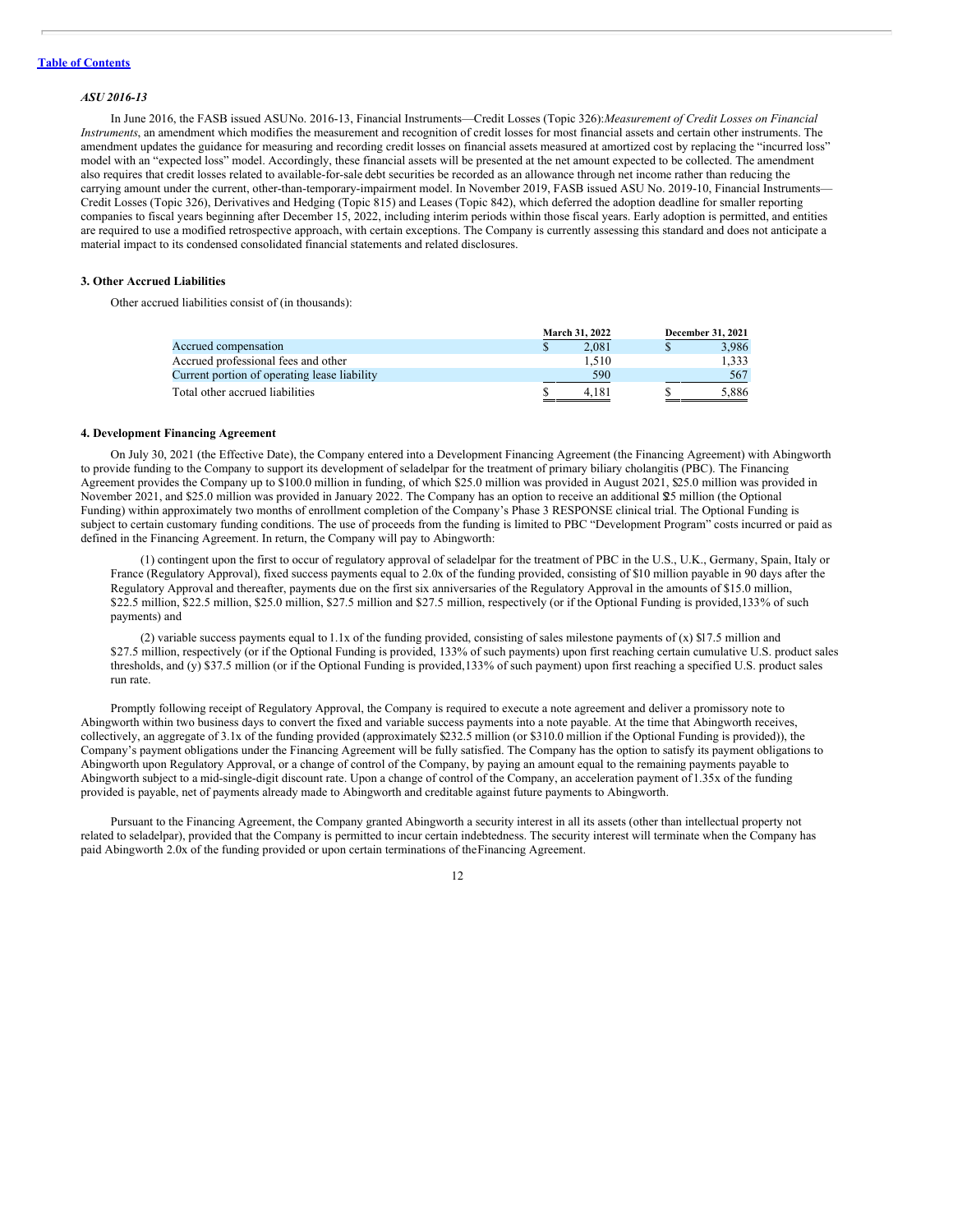*ASU 2016-13*

In June 2016, the FASB issued ASU No. 2016-13, Financial Instruments—Credit Losses (Topic 326): *Measurement of Credit Losses on Financial Instruments*, an amendment which modifies the measurement and recognition of credit losses for most financial assets and certain other instruments. The amendment updates the guidance for measuring and recording credit losses on financial assets measured at amortized cost by replacing the "incurred loss" model with an "expected loss" model. Accordingly, these financial assets will be presented at the net amount expected to be collected. The amendment also requires that credit losses related to available-for-sale debt securities be recorded as an allowance through net income rather than reducing the carrying amount under the current, other-than-temporary-impairment model. In November 2019, FASB issued ASU No. 2019-10, Financial Instruments—Credit Losses (Topic 326), Derivatives and Hedging (Topic 815) and Leases (Topic 842), which deferred the adoption deadline for smaller reporting companies to fiscal years beginning after December 15, 2022, including interim periods within those fiscal years. Early adoption is permitted, and entities are required to use a modified retrospective approach, with certain exceptions. The Company is currently assessing this standard and does not anticipate a material impact to its condensed consolidated financial statements and related disclosures.

**3. Other Accrued Liabilities**

Other accrued liabilities consist of (in thousands):

| | March 31, 2022 | December 31, 2021 |
|---|---|---|
| Accrued compensation | $ 2,081 | $ 3,986 |
| Accrued professional fees and other | 1,510 | 1,333 |
| Current portion of operating lease liability | 590 | 567 |
| Total other accrued liabilities | $ 4,181 | $ 5,886 |

**4. Development Financing Agreement**

On July 30, 2021 (the Effective Date), the Company entered into a Development Financing Agreement (the Financing Agreement) with Abingworth to provide funding to the Company to support its development of seladelpar for the treatment of primary biliary cholangitis (PBC). The Financing Agreement provides the Company up to $100.0 million in funding, of which $25.0 million was provided in August 2021, $25.0 million was provided in November 2021, and $25.0 million was provided in January 2022. The Company has an option to receive an additional $25 million (the Optional Funding) within approximately two months of enrollment completion of the Company's Phase 3 RESPONSE clinical trial. The Optional Funding is subject to certain customary funding conditions. The use of proceeds from the funding is limited to PBC "Development Program" costs incurred or paid as defined in the Financing Agreement. In return, the Company will pay to Abingworth:

(1) contingent upon the first to occur of regulatory approval of seladelpar for the treatment of PBC in the U.S., U.K., Germany, Spain, Italy or France (Regulatory Approval), fixed success payments equal to 2.0x of the funding provided, consisting of $10 million payable in 90 days after the Regulatory Approval and thereafter, payments due on the first six anniversaries of the Regulatory Approval in the amounts of $15.0 million, $22.5 million, $22.5 million, $25.0 million, $27.5 million and $27.5 million, respectively (or if the Optional Funding is provided, 133% of such payments) and

(2) variable success payments equal to 1.1x of the funding provided, consisting of sales milestone payments of (x) $17.5 million and $27.5 million, respectively (or if the Optional Funding is provided, 133% of such payments) upon first reaching certain cumulative U.S. product sales thresholds, and (y) $37.5 million (or if the Optional Funding is provided, 133% of such payment) upon first reaching a specified U.S. product sales run rate.

Promptly following receipt of Regulatory Approval, the Company is required to execute a note agreement and deliver a promissory note to Abingworth within two business days to convert the fixed and variable success payments into a note payable. At the time that Abingworth receives, collectively, an aggregate of 3.1x of the funding provided (approximately $232.5 million (or $310.0 million if the Optional Funding is provided)), the Company's payment obligations under the Financing Agreement will be fully satisfied. The Company has the option to satisfy its payment obligations to Abingworth upon Regulatory Approval, or a change of control of the Company, by paying an amount equal to the remaining payments payable to Abingworth subject to a mid-single-digit discount rate. Upon a change of control of the Company, an acceleration payment of 1.35x of the funding provided is payable, net of payments already made to Abingworth and creditable against future payments to Abingworth.

Pursuant to the Financing Agreement, the Company granted Abingworth a security interest in all its assets (other than intellectual property not related to seladelpar), provided that the Company is permitted to incur certain indebtedness. The security interest will terminate when the Company has paid Abingworth 2.0x of the funding provided or upon certain terminations of the Financing Agreement.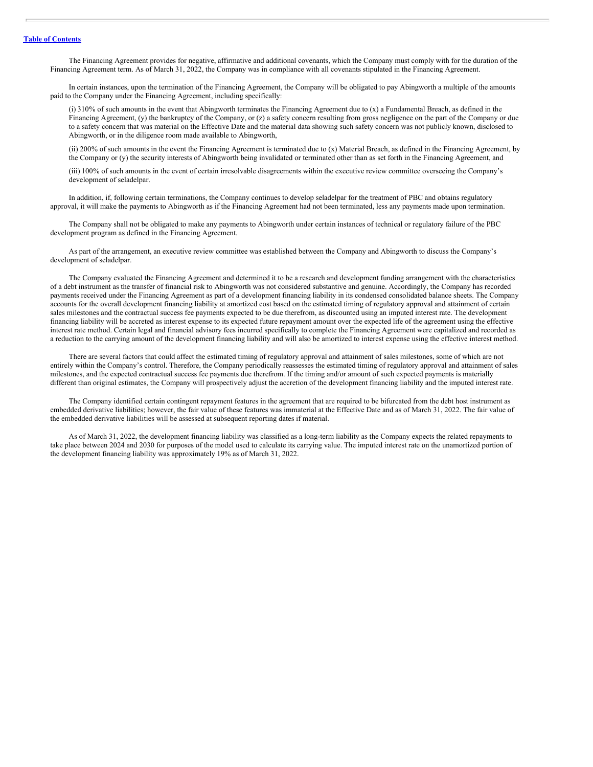The Financing Agreement provides for negative, affirmative and additional covenants, which the Company must comply with for the duration of the Financing Agreement term. As of March 31, 2022, the Company was in compliance with all covenants stipulated in the Financing Agreement.

In certain instances, upon the termination of the Financing Agreement, the Company will be obligated to pay Abingworth a multiple of the amounts paid to the Company under the Financing Agreement, including specifically:

(i) 310% of such amounts in the event that Abingworth terminates the Financing Agreement due to (x) a Fundamental Breach, as defined in the Financing Agreement, (y) the bankruptcy of the Company, or (z) a safety concern resulting from gross negligence on the part of the Company or due to a safety concern that was material on the Effective Date and the material data showing such safety concern was not publicly known, disclosed to Abingworth, or in the diligence room made available to Abingworth,

(ii) 200% of such amounts in the event the Financing Agreement is terminated due to (x) Material Breach, as defined in the Financing Agreement, by the Company or (y) the security interests of Abingworth being invalidated or terminated other than as set forth in the Financing Agreement, and

(iii) 100% of such amounts in the event of certain irresolvable disagreements within the executive review committee overseeing the Company's development of seladelpar.

In addition, if, following certain terminations, the Company continues to develop seladelpar for the treatment of PBC and obtains regulatory approval, it will make the payments to Abingworth as if the Financing Agreement had not been terminated, less any payments made upon termination.

The Company shall not be obligated to make any payments to Abingworth under certain instances of technical or regulatory failure of the PBC development program as defined in the Financing Agreement.

As part of the arrangement, an executive review committee was established between the Company and Abingworth to discuss the Company's development of seladelpar.

The Company evaluated the Financing Agreement and determined it to be a research and development funding arrangement with the characteristics of a debt instrument as the transfer of financial risk to Abingworth was not considered substantive and genuine. Accordingly, the Company has recorded payments received under the Financing Agreement as part of a development financing liability in its condensed consolidated balance sheets. The Company accounts for the overall development financing liability at amortized cost based on the estimated timing of regulatory approval and attainment of certain sales milestones and the contractual success fee payments expected to be due therefrom, as discounted using an imputed interest rate. The development financing liability will be accreted as interest expense to its expected future repayment amount over the expected life of the agreement using the effective interest rate method. Certain legal and financial advisory fees incurred specifically to complete the Financing Agreement were capitalized and recorded as a reduction to the carrying amount of the development financing liability and will also be amortized to interest expense using the effective interest method.

There are several factors that could affect the estimated timing of regulatory approval and attainment of sales milestones, some of which are not entirely within the Company's control. Therefore, the Company periodically reassesses the estimated timing of regulatory approval and attainment of sales milestones, and the expected contractual success fee payments due therefrom. If the timing and/or amount of such expected payments is materially different than original estimates, the Company will prospectively adjust the accretion of the development financing liability and the imputed interest rate.

The Company identified certain contingent repayment features in the agreement that are required to be bifurcated from the debt host instrument as embedded derivative liabilities; however, the fair value of these features was immaterial at the Effective Date and as of March 31, 2022. The fair value of the embedded derivative liabilities will be assessed at subsequent reporting dates if material.

As of March 31, 2022, the development financing liability was classified as a long-term liability as the Company expects the related repayments to take place between 2024 and 2030 for purposes of the model used to calculate its carrying value. The imputed interest rate on the unamortized portion of the development financing liability was approximately 19% as of March 31, 2022.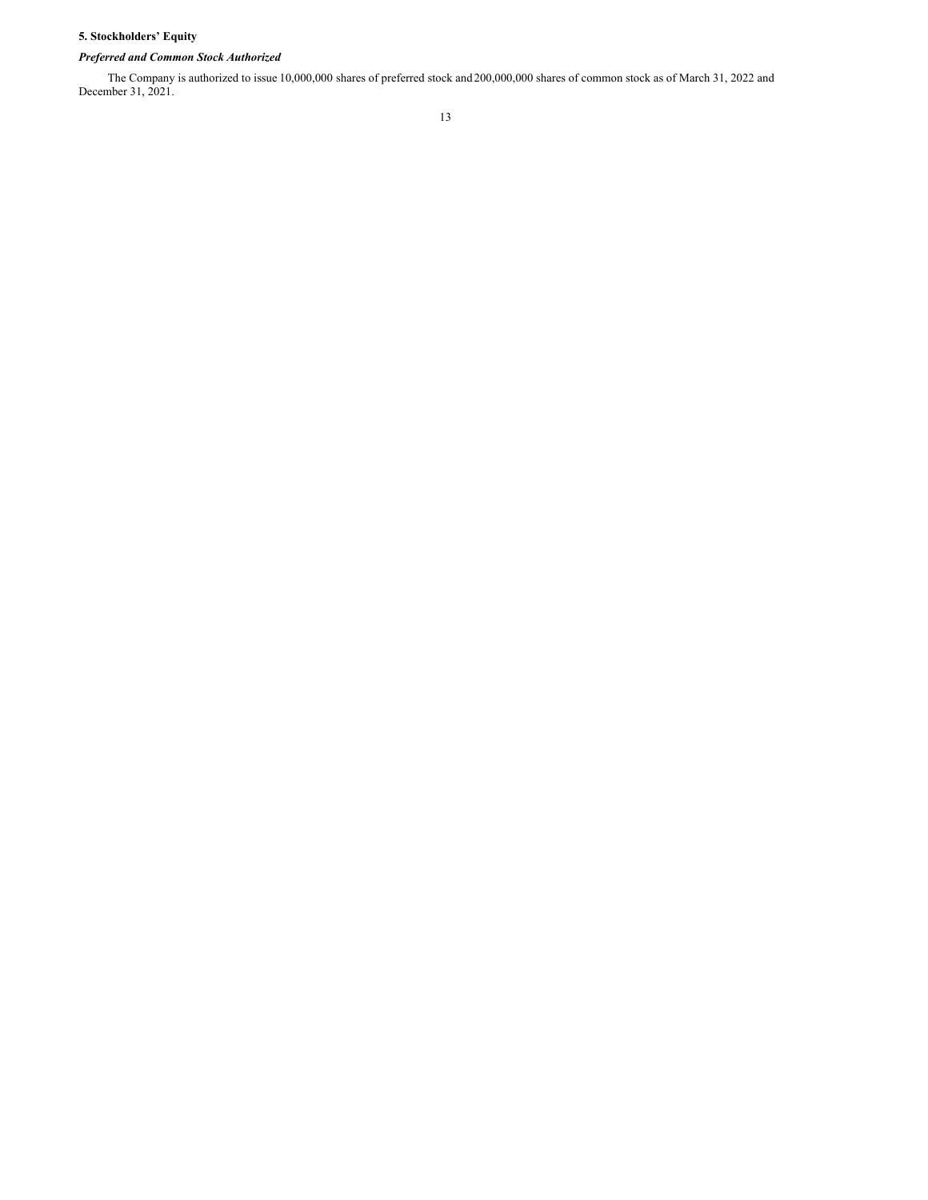### 5. Stockholders' Equity

***Preferred and Common Stock Authorized***

The Company is authorized to issue 10,000,000 shares of preferred stock and 200,000,000 shares of common stock as of March 31, 2022 and December 31, 2021.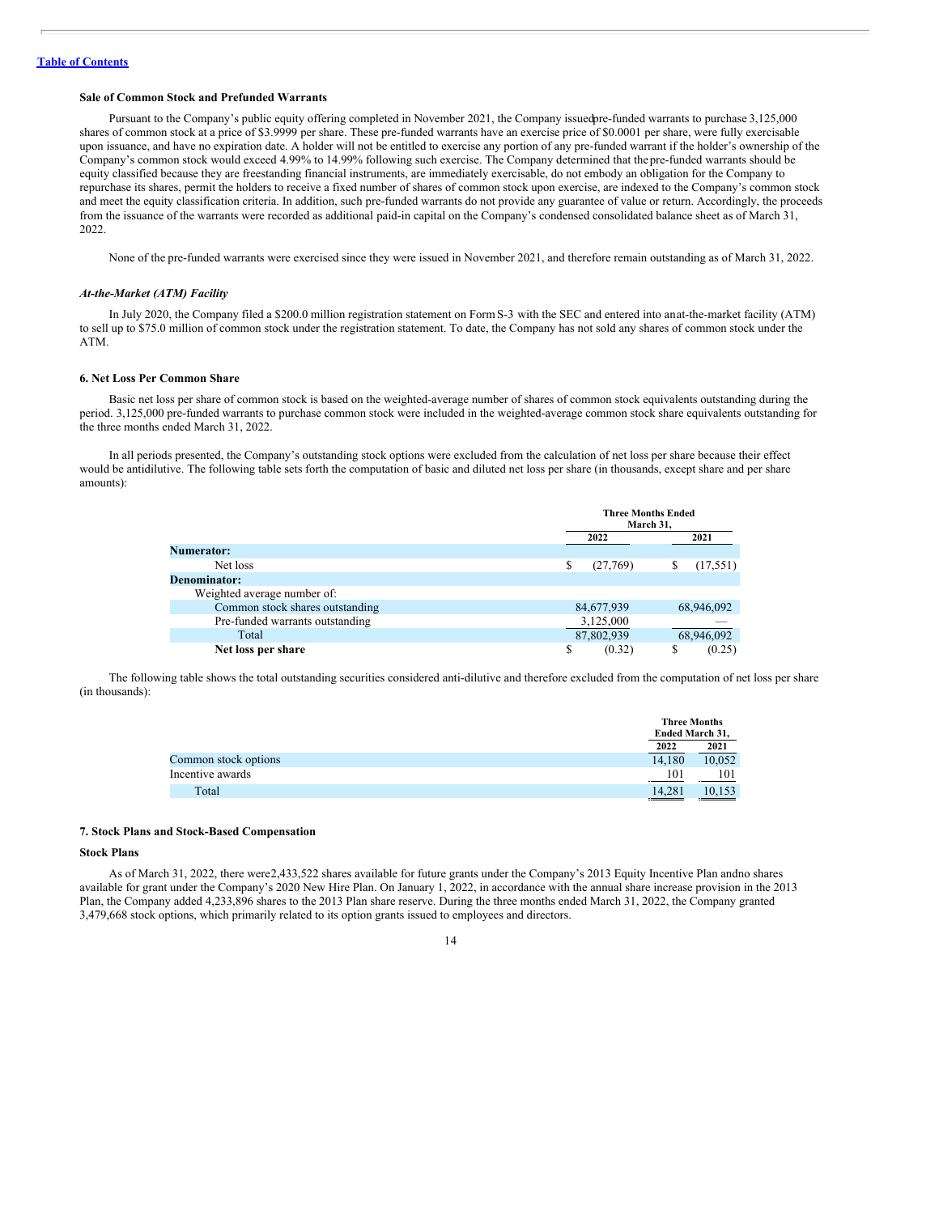**Sale of Common Stock and Prefunded Warrants**

Pursuant to the Company's public equity offering completed in November 2021, the Company issued pre-funded warrants to purchase 3,125,000 shares of common stock at a price of $3.9999 per share. These pre-funded warrants have an exercise price of $0.0001 per share, were fully exercisable upon issuance, and have no expiration date. A holder will not be entitled to exercise any portion of any pre-funded warrant if the holder's ownership of the Company's common stock would exceed 4.99% to 14.99% following such exercise. The Company determined that the pre-funded warrants should be equity classified because they are freestanding financial instruments, are immediately exercisable, do not embody an obligation for the Company to repurchase its shares, permit the holders to receive a fixed number of shares of common stock upon exercise, are indexed to the Company's common stock and meet the equity classification criteria. In addition, such pre-funded warrants do not provide any guarantee of value or return. Accordingly, the proceeds from the issuance of the warrants were recorded as additional paid-in capital on the Company's condensed consolidated balance sheet as of March 31, 2022.

None of the pre-funded warrants were exercised since they were issued in November 2021, and therefore remain outstanding as of March 31, 2022.

***At-the-Market (ATM) Facility***

In July 2020, the Company filed a $200.0 million registration statement on Form S-3 with the SEC and entered into an at-the-market facility (ATM) to sell up to $75.0 million of common stock under the registration statement. To date, the Company has not sold any shares of common stock under the ATM.

**6. Net Loss Per Common Share**

Basic net loss per share of common stock is based on the weighted-average number of shares of common stock equivalents outstanding during the period. 3,125,000 pre-funded warrants to purchase common stock were included in the weighted-average common stock share equivalents outstanding for the three months ended March 31, 2022.

In all periods presented, the Company's outstanding stock options were excluded from the calculation of net loss per share because their effect would be antidilutive. The following table sets forth the computation of basic and diluted net loss per share (in thousands, except share and per share amounts):

| | Three Months Ended March 31, | |
|---|---|---|
| | 2022 | 2021 |
| **Numerator:** | | |
| Net loss | $ (27,769) | $ (17,551) |
| **Denominator:** | | |
| Weighted average number of: | | |
| Common stock shares outstanding | 84,677,939 | 68,946,092 |
| Pre-funded warrants outstanding | 3,125,000 | — |
| Total | 87,802,939 | 68,946,092 |
| **Net loss per share** | $ (0.32) | $ (0.25) |

The following table shows the total outstanding securities considered anti-dilutive and therefore excluded from the computation of net loss per share (in thousands):

| | Three Months Ended March 31, | |
|---|---|---|
| | 2022 | 2021 |
| Common stock options | 14,180 | 10,052 |
| Incentive awards | 101 | 101 |
| Total | 14,281 | 10,153 |

**7. Stock Plans and Stock-Based Compensation**

**Stock Plans**

As of March 31, 2022, there were 2,433,522 shares available for future grants under the Company's 2013 Equity Incentive Plan and no shares available for grant under the Company's 2020 New Hire Plan. On January 1, 2022, in accordance with the annual share increase provision in the 2013 Plan, the Company added 4,233,896 shares to the 2013 Plan share reserve. During the three months ended March 31, 2022, the Company granted 3,479,668 stock options, which primarily related to its option grants issued to employees and directors.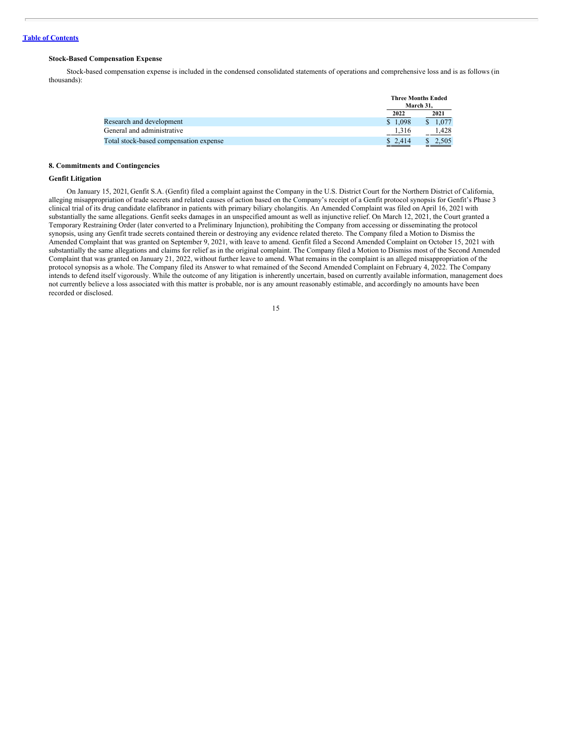### Stock-Based Compensation Expense

Stock-based compensation expense is included in the condensed consolidated statements of operations and comprehensive loss and is as follows (in thousands):

| | Three Months Ended March 31, | |
|---|---|---|
| | 2022 | 2021 |
| Research and development | $ 1,098 | $ 1,077 |
| General and administrative | 1,316 | 1,428 |
| Total stock-based compensation expense | $ 2,414 | $ 2,505 |

### 8. Commitments and Contingencies

#### Genfit Litigation

On January 15, 2021, Genfit S.A. (Genfit) filed a complaint against the Company in the U.S. District Court for the Northern District of California, alleging misappropriation of trade secrets and related causes of action based on the Company's receipt of a Genfit protocol synopsis for Genfit's Phase 3 clinical trial of its drug candidate elafibranor in patients with primary biliary cholangitis. An Amended Complaint was filed on April 16, 2021 with substantially the same allegations. Genfit seeks damages in an unspecified amount as well as injunctive relief. On March 12, 2021, the Court granted a Temporary Restraining Order (later converted to a Preliminary Injunction), prohibiting the Company from accessing or disseminating the protocol synopsis, using any Genfit trade secrets contained therein or destroying any evidence related thereto. The Company filed a Motion to Dismiss the Amended Complaint that was granted on September 9, 2021, with leave to amend. Genfit filed a Second Amended Complaint on October 15, 2021 with substantially the same allegations and claims for relief as in the original complaint. The Company filed a Motion to Dismiss most of the Second Amended Complaint that was granted on January 21, 2022, without further leave to amend. What remains in the complaint is an alleged misappropriation of the protocol synopsis as a whole. The Company filed its Answer to what remained of the Second Amended Complaint on February 4, 2022. The Company intends to defend itself vigorously. While the outcome of any litigation is inherently uncertain, based on currently available information, management does not currently believe a loss associated with this matter is probable, nor is any amount reasonably estimable, and accordingly no amounts have been recorded or disclosed.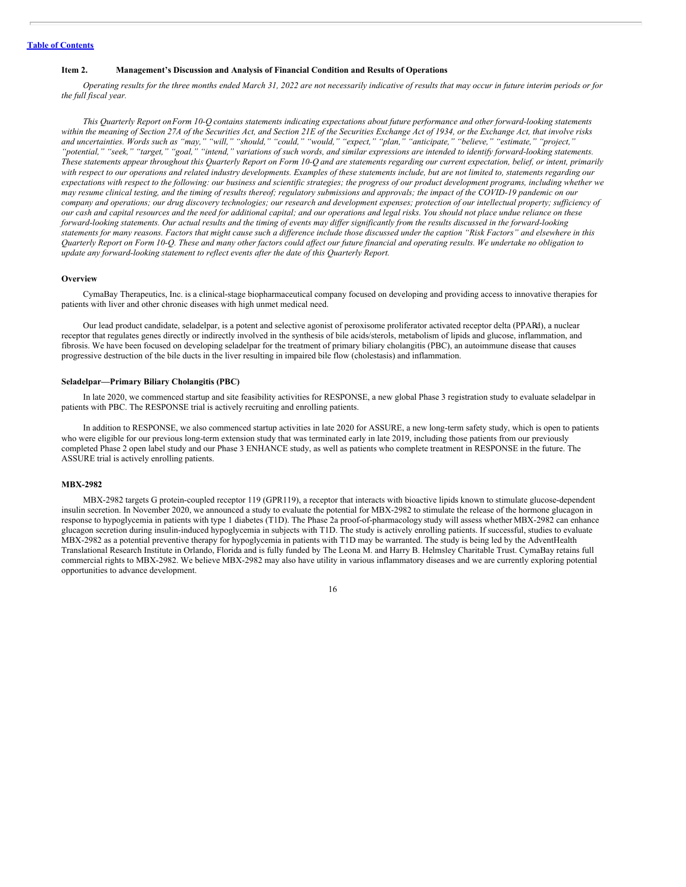Table of Contents

### Item 2. Management's Discussion and Analysis of Financial Condition and Results of Operations

*Operating results for the three months ended March 31, 2022 are not necessarily indicative of results that may occur in future interim periods or for the full fiscal year.*

*This Quarterly Report on Form 10-Q contains statements indicating expectations about future performance and other forward-looking statements within the meaning of Section 27A of the Securities Act, and Section 21E of the Securities Exchange Act of 1934, or the Exchange Act, that involve risks and uncertainties. Words such as "may," "will," "should," "could," "would," "expect," "plan," "anticipate," "believe," "estimate," "project," "potential," "seek," "target," "goal," "intend," variations of such words, and similar expressions are intended to identify forward-looking statements. These statements appear throughout this Quarterly Report on Form 10-Q and are statements regarding our current expectation, belief, or intent, primarily with respect to our operations and related industry developments. Examples of these statements include, but are not limited to, statements regarding our expectations with respect to the following: our business and scientific strategies; the progress of our product development programs, including whether we may resume clinical testing, and the timing of results thereof; regulatory submissions and approvals; the impact of the COVID-19 pandemic on our company and operations; our drug discovery technologies; our research and development expenses; protection of our intellectual property; sufficiency of our cash and capital resources and the need for additional capital; and our operations and legal risks. You should not place undue reliance on these forward-looking statements. Our actual results and the timing of events may differ significantly from the results discussed in the forward-looking statements for many reasons. Factors that might cause such a difference include those discussed under the caption "Risk Factors" and elsewhere in this Quarterly Report on Form 10-Q. These and many other factors could affect our future financial and operating results. We undertake no obligation to update any forward-looking statement to reflect events after the date of this Quarterly Report.*

#### Overview

CymaBay Therapeutics, Inc. is a clinical-stage biopharmaceutical company focused on developing and providing access to innovative therapies for patients with liver and other chronic diseases with high unmet medical need.

Our lead product candidate, seladelpar, is a potent and selective agonist of peroxisome proliferator activated receptor delta (PPARδ), a nuclear receptor that regulates genes directly or indirectly involved in the synthesis of bile acids/sterols, metabolism of lipids and glucose, inflammation, and fibrosis. We have been focused on developing seladelpar for the treatment of primary biliary cholangitis (PBC), an autoimmune disease that causes progressive destruction of the bile ducts in the liver resulting in impaired bile flow (cholestasis) and inflammation.

#### Seladelpar—Primary Biliary Cholangitis (PBC)

In late 2020, we commenced startup and site feasibility activities for RESPONSE, a new global Phase 3 registration study to evaluate seladelpar in patients with PBC. The RESPONSE trial is actively recruiting and enrolling patients.

In addition to RESPONSE, we also commenced startup activities in late 2020 for ASSURE, a new long-term safety study, which is open to patients who were eligible for our previous long-term extension study that was terminated early in late 2019, including those patients from our previously completed Phase 2 open label study and our Phase 3 ENHANCE study, as well as patients who complete treatment in RESPONSE in the future. The ASSURE trial is actively enrolling patients.

#### MBX-2982

MBX-2982 targets G protein-coupled receptor 119 (GPR119), a receptor that interacts with bioactive lipids known to stimulate glucose-dependent insulin secretion. In November 2020, we announced a study to evaluate the potential for MBX-2982 to stimulate the release of the hormone glucagon in response to hypoglycemia in patients with type 1 diabetes (T1D). The Phase 2a proof-of-pharmacology study will assess whether MBX-2982 can enhance glucagon secretion during insulin-induced hypoglycemia in subjects with T1D. The study is actively enrolling patients. If successful, studies to evaluate MBX-2982 as a potential preventive therapy for hypoglycemia in patients with T1D may be warranted. The study is being led by the AdventHealth Translational Research Institute in Orlando, Florida and is fully funded by The Leona M. and Harry B. Helmsley Charitable Trust. CymaBay retains full commercial rights to MBX-2982. We believe MBX-2982 may also have utility in various inflammatory diseases and we are currently exploring potential opportunities to advance development.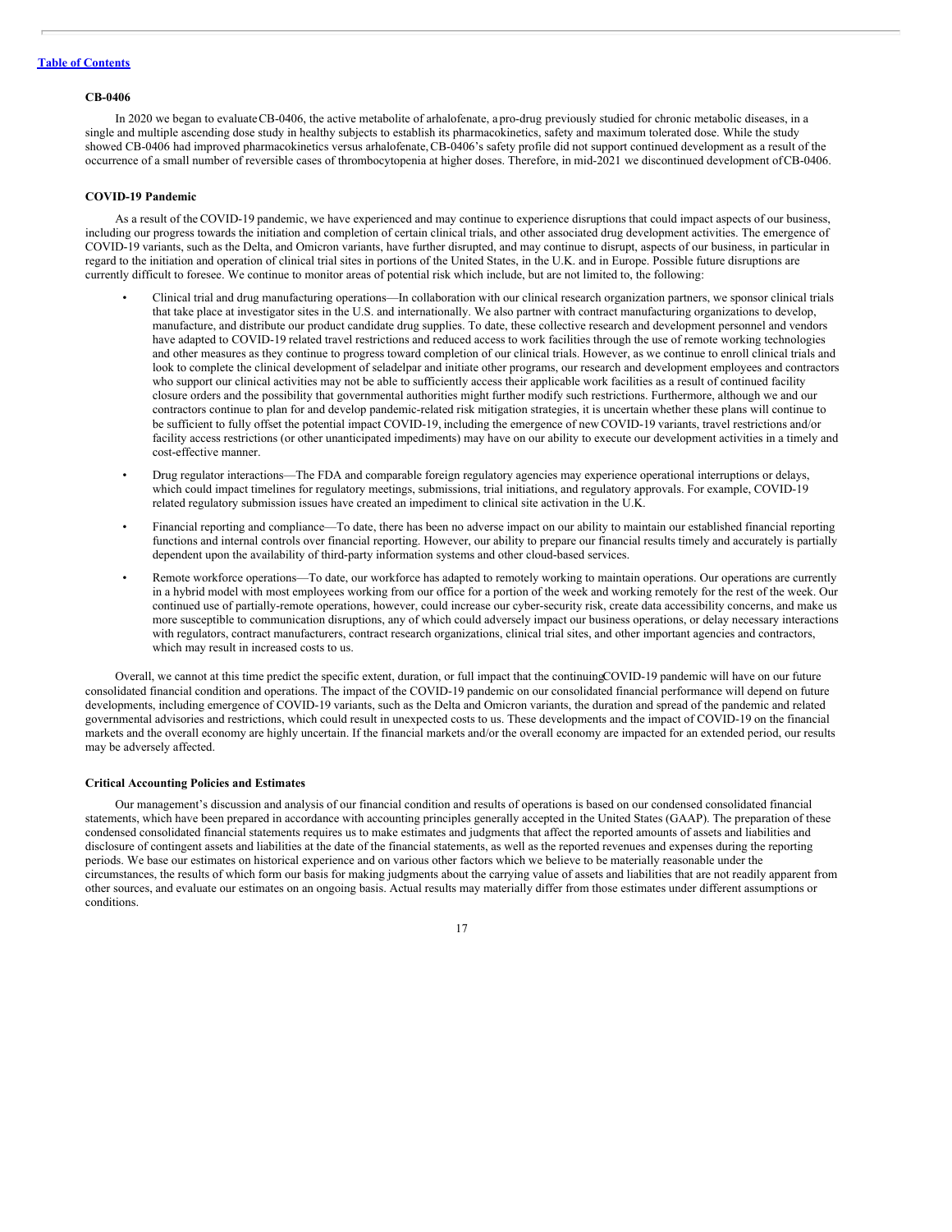**CB-0406**

In 2020 we began to evaluate CB-0406, the active metabolite of arhalofenate, a pro-drug previously studied for chronic metabolic diseases, in a single and multiple ascending dose study in healthy subjects to establish its pharmacokinetics, safety and maximum tolerated dose. While the study showed CB-0406 had improved pharmacokinetics versus arhalofenate, CB-0406's safety profile did not support continued development as a result of the occurrence of a small number of reversible cases of thrombocytopenia at higher doses. Therefore, in mid-2021 we discontinued development of CB-0406.

**COVID-19 Pandemic**

As a result of the COVID-19 pandemic, we have experienced and may continue to experience disruptions that could impact aspects of our business, including our progress towards the initiation and completion of certain clinical trials, and other associated drug development activities. The emergence of COVID-19 variants, such as the Delta, and Omicron variants, have further disrupted, and may continue to disrupt, aspects of our business, in particular in regard to the initiation and operation of clinical trial sites in portions of the United States, in the U.K. and in Europe. Possible future disruptions are currently difficult to foresee. We continue to monitor areas of potential risk which include, but are not limited to, the following:

- Clinical trial and drug manufacturing operations—In collaboration with our clinical research organization partners, we sponsor clinical trials that take place at investigator sites in the U.S. and internationally. We also partner with contract manufacturing organizations to develop, manufacture, and distribute our product candidate drug supplies. To date, these collective research and development personnel and vendors have adapted to COVID-19 related travel restrictions and reduced access to work facilities through the use of remote working technologies and other measures as they continue to progress toward completion of our clinical trials. However, as we continue to enroll clinical trials and look to complete the clinical development of seladelpar and initiate other programs, our research and development employees and contractors who support our clinical activities may not be able to sufficiently access their applicable work facilities as a result of continued facility closure orders and the possibility that governmental authorities might further modify such restrictions. Furthermore, although we and our contractors continue to plan for and develop pandemic-related risk mitigation strategies, it is uncertain whether these plans will continue to be sufficient to fully offset the potential impact COVID-19, including the emergence of new COVID-19 variants, travel restrictions and/or facility access restrictions (or other unanticipated impediments) may have on our ability to execute our development activities in a timely and cost-effective manner.
- Drug regulator interactions—The FDA and comparable foreign regulatory agencies may experience operational interruptions or delays, which could impact timelines for regulatory meetings, submissions, trial initiations, and regulatory approvals. For example, COVID-19 related regulatory submission issues have created an impediment to clinical site activation in the U.K.
- Financial reporting and compliance—To date, there has been no adverse impact on our ability to maintain our established financial reporting functions and internal controls over financial reporting. However, our ability to prepare our financial results timely and accurately is partially dependent upon the availability of third-party information systems and other cloud-based services.
- Remote workforce operations—To date, our workforce has adapted to remotely working to maintain operations. Our operations are currently in a hybrid model with most employees working from our office for a portion of the week and working remotely for the rest of the week. Our continued use of partially-remote operations, however, could increase our cyber-security risk, create data accessibility concerns, and make us more susceptible to communication disruptions, any of which could adversely impact our business operations, or delay necessary interactions with regulators, contract manufacturers, contract research organizations, clinical trial sites, and other important agencies and contractors, which may result in increased costs to us.

Overall, we cannot at this time predict the specific extent, duration, or full impact that the continuing COVID-19 pandemic will have on our future consolidated financial condition and operations. The impact of the COVID-19 pandemic on our consolidated financial performance will depend on future developments, including emergence of COVID-19 variants, such as the Delta and Omicron variants, the duration and spread of the pandemic and related governmental advisories and restrictions, which could result in unexpected costs to us. These developments and the impact of COVID-19 on the financial markets and the overall economy are highly uncertain. If the financial markets and/or the overall economy are impacted for an extended period, our results may be adversely affected.

**Critical Accounting Policies and Estimates**

Our management's discussion and analysis of our financial condition and results of operations is based on our condensed consolidated financial statements, which have been prepared in accordance with accounting principles generally accepted in the United States (GAAP). The preparation of these condensed consolidated financial statements requires us to make estimates and judgments that affect the reported amounts of assets and liabilities and disclosure of contingent assets and liabilities at the date of the financial statements, as well as the reported revenues and expenses during the reporting periods. We base our estimates on historical experience and on various other factors which we believe to be materially reasonable under the circumstances, the results of which form our basis for making judgments about the carrying value of assets and liabilities that are not readily apparent from other sources, and evaluate our estimates on an ongoing basis. Actual results may materially differ from those estimates under different assumptions or conditions.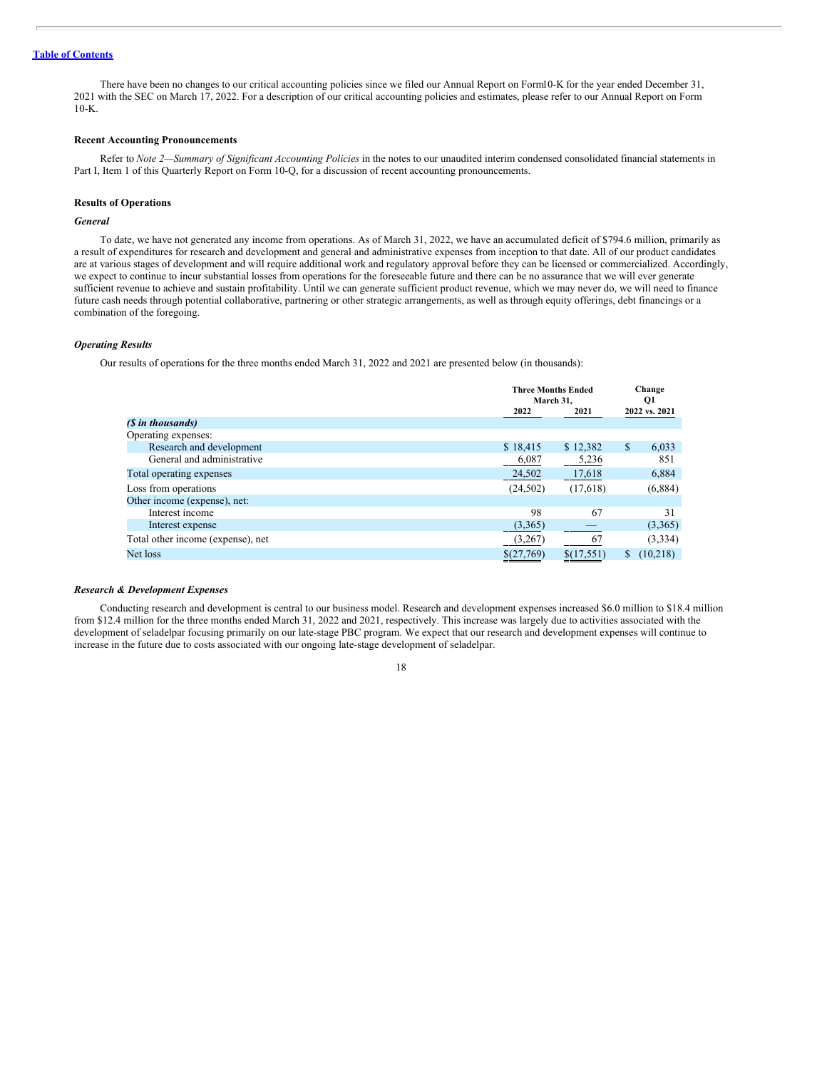There have been no changes to our critical accounting policies since we filed our Annual Report on Form10-K for the year ended December 31, 2021 with the SEC on March 17, 2022. For a description of our critical accounting policies and estimates, please refer to our Annual Report on Form 10-K.

**Recent Accounting Pronouncements**

Refer to *Note 2—Summary of Significant Accounting Policies* in the notes to our unaudited interim condensed consolidated financial statements in Part I, Item 1 of this Quarterly Report on Form 10-Q, for a discussion of recent accounting pronouncements.

**Results of Operations**

***General***

To date, we have not generated any income from operations. As of March 31, 2022, we have an accumulated deficit of $794.6 million, primarily as a result of expenditures for research and development and general and administrative expenses from inception to that date. All of our product candidates are at various stages of development and will require additional work and regulatory approval before they can be licensed or commercialized. Accordingly, we expect to continue to incur substantial losses from operations for the foreseeable future and there can be no assurance that we will ever generate sufficient revenue to achieve and sustain profitability. Until we can generate sufficient product revenue, which we may never do, we will need to finance future cash needs through potential collaborative, partnering or other strategic arrangements, as well as through equity offerings, debt financings or a combination of the foregoing.

***Operating Results***

Our results of operations for the three months ended March 31, 2022 and 2021 are presented below (in thousands):

| | Three Months Ended March 31, | | Change Q1 |
|---|---|---|---|
| | 2022 | 2021 | 2022 vs. 2021 |
| ***($ in thousands)*** | | | |
| Operating expenses: | | | |
| Research and development | $ 18,415 | $ 12,382 | $ 6,033 |
| General and administrative | 6,087 | 5,236 | 851 |
| Total operating expenses | 24,502 | 17,618 | 6,884 |
| Loss from operations | (24,502) | (17,618) | (6,884) |
| Other income (expense), net: | | | |
| Interest income | 98 | 67 | 31 |
| Interest expense | (3,365) | — | (3,365) |
| Total other income (expense), net | (3,267) | 67 | (3,334) |
| Net loss | $(27,769) | $(17,551) | $ (10,218) |

***Research & Development Expenses***

Conducting research and development is central to our business model. Research and development expenses increased $6.0 million to $18.4 million from $12.4 million for the three months ended March 31, 2022 and 2021, respectively. This increase was largely due to activities associated with the development of seladelpar focusing primarily on our late-stage PBC program. We expect that our research and development expenses will continue to increase in the future due to costs associated with our ongoing late-stage development of seladelpar.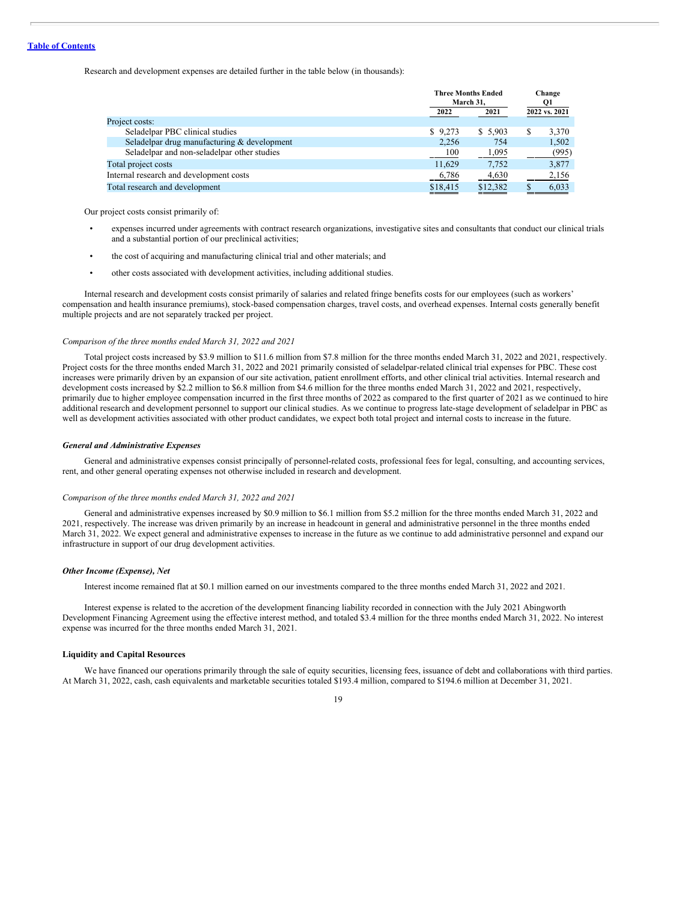Research and development expenses are detailed further in the table below (in thousands):

| | Three Months Ended March 31, | | Change Q1 |
|---|---|---|---|
| | 2022 | 2021 | 2022 vs. 2021 |
| Project costs: | | | |
| Seladelpar PBC clinical studies | $ 9,273 | $ 5,903 | $ 3,370 |
| Seladelpar drug manufacturing & development | 2,256 | 754 | 1,502 |
| Seladelpar and non-seladelpar other studies | 100 | 1,095 | (995) |
| Total project costs | 11,629 | 7,752 | 3,877 |
| Internal research and development costs | 6,786 | 4,630 | 2,156 |
| Total research and development | $18,415 | $12,382 | $ 6,033 |

Our project costs consist primarily of:

- expenses incurred under agreements with contract research organizations, investigative sites and consultants that conduct our clinical trials and a substantial portion of our preclinical activities;
- the cost of acquiring and manufacturing clinical trial and other materials; and
- other costs associated with development activities, including additional studies.

Internal research and development costs consist primarily of salaries and related fringe benefits costs for our employees (such as workers' compensation and health insurance premiums), stock-based compensation charges, travel costs, and overhead expenses. Internal costs generally benefit multiple projects and are not separately tracked per project.

*Comparison of the three months ended March 31, 2022 and 2021*

Total project costs increased by $3.9 million to $11.6 million from $7.8 million for the three months ended March 31, 2022 and 2021, respectively. Project costs for the three months ended March 31, 2022 and 2021 primarily consisted of seladelpar-related clinical trial expenses for PBC. These cost increases were primarily driven by an expansion of our site activation, patient enrollment efforts, and other clinical trial activities. Internal research and development costs increased by $2.2 million to $6.8 million from $4.6 million for the three months ended March 31, 2022 and 2021, respectively, primarily due to higher employee compensation incurred in the first three months of 2022 as compared to the first quarter of 2021 as we continued to hire additional research and development personnel to support our clinical studies. As we continue to progress late-stage development of seladelpar in PBC as well as development activities associated with other product candidates, we expect both total project and internal costs to increase in the future.

***General and Administrative Expenses***

General and administrative expenses consist principally of personnel-related costs, professional fees for legal, consulting, and accounting services, rent, and other general operating expenses not otherwise included in research and development.

*Comparison of the three months ended March 31, 2022 and 2021*

General and administrative expenses increased by $0.9 million to $6.1 million from $5.2 million for the three months ended March 31, 2022 and 2021, respectively. The increase was driven primarily by an increase in headcount in general and administrative personnel in the three months ended March 31, 2022. We expect general and administrative expenses to increase in the future as we continue to add administrative personnel and expand our infrastructure in support of our drug development activities.

***Other Income (Expense), Net***

Interest income remained flat at $0.1 million earned on our investments compared to the three months ended March 31, 2022 and 2021.

Interest expense is related to the accretion of the development financing liability recorded in connection with the July 2021 Abingworth Development Financing Agreement using the effective interest method, and totaled $3.4 million for the three months ended March 31, 2022. No interest expense was incurred for the three months ended March 31, 2021.

**Liquidity and Capital Resources**

We have financed our operations primarily through the sale of equity securities, licensing fees, issuance of debt and collaborations with third parties. At March 31, 2022, cash, cash equivalents and marketable securities totaled $193.4 million, compared to $194.6 million at December 31, 2021.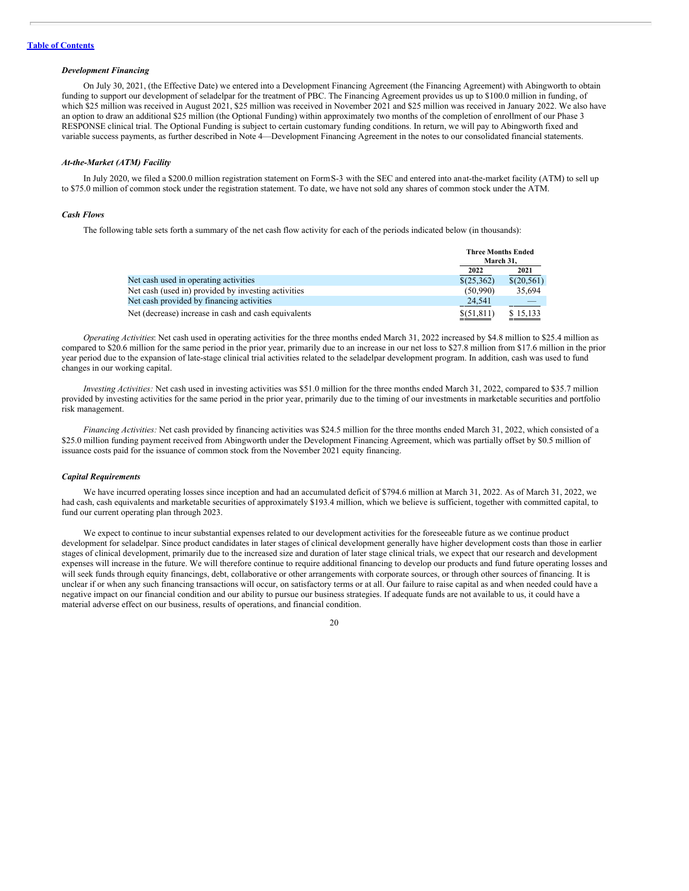### *Development Financing*

On July 30, 2021, (the Effective Date) we entered into a Development Financing Agreement (the Financing Agreement) with Abingworth to obtain funding to support our development of seladelpar for the treatment of PBC. The Financing Agreement provides us up to $100.0 million in funding, of which $25 million was received in August 2021, $25 million was received in November 2021 and $25 million was received in January 2022. We also have an option to draw an additional $25 million (the Optional Funding) within approximately two months of the completion of enrollment of our Phase 3 RESPONSE clinical trial. The Optional Funding is subject to certain customary funding conditions. In return, we will pay to Abingworth fixed and variable success payments, as further described in Note 4—Development Financing Agreement in the notes to our consolidated financial statements.

### *At-the-Market (ATM) Facility*

In July 2020, we filed a $200.0 million registration statement on Form S-3 with the SEC and entered into an at-the-market facility (ATM) to sell up to $75.0 million of common stock under the registration statement. To date, we have not sold any shares of common stock under the ATM.

### *Cash Flows*

The following table sets forth a summary of the net cash flow activity for each of the periods indicated below (in thousands):

| | Three Months Ended March 31, | |
|---|---|---|
| | 2022 | 2021 |
| Net cash used in operating activities | $(25,362) | $(20,561) |
| Net cash (used in) provided by investing activities | (50,990) | 35,694 |
| Net cash provided by financing activities | 24,541 | — |
| Net (decrease) increase in cash and cash equivalents | $(51,811) | $ 15,133 |

*Operating Activities*: Net cash used in operating activities for the three months ended March 31, 2022 increased by $4.8 million to $25.4 million as compared to $20.6 million for the same period in the prior year, primarily due to an increase in our net loss to $27.8 million from $17.6 million in the prior year period due to the expansion of late-stage clinical trial activities related to the seladelpar development program. In addition, cash was used to fund changes in our working capital.

*Investing Activities:* Net cash used in investing activities was $51.0 million for the three months ended March 31, 2022, compared to $35.7 million provided by investing activities for the same period in the prior year, primarily due to the timing of our investments in marketable securities and portfolio risk management.

*Financing Activities:* Net cash provided by financing activities was $24.5 million for the three months ended March 31, 2022, which consisted of a $25.0 million funding payment received from Abingworth under the Development Financing Agreement, which was partially offset by $0.5 million of issuance costs paid for the issuance of common stock from the November 2021 equity financing.

### *Capital Requirements*

We have incurred operating losses since inception and had an accumulated deficit of $794.6 million at March 31, 2022. As of March 31, 2022, we had cash, cash equivalents and marketable securities of approximately $193.4 million, which we believe is sufficient, together with committed capital, to fund our current operating plan through 2023.

We expect to continue to incur substantial expenses related to our development activities for the foreseeable future as we continue product development for seladelpar. Since product candidates in later stages of clinical development generally have higher development costs than those in earlier stages of clinical development, primarily due to the increased size and duration of later stage clinical trials, we expect that our research and development expenses will increase in the future. We will therefore continue to require additional financing to develop our products and fund future operating losses and will seek funds through equity financings, debt, collaborative or other arrangements with corporate sources, or through other sources of financing. It is unclear if or when any such financing transactions will occur, on satisfactory terms or at all. Our failure to raise capital as and when needed could have a negative impact on our financial condition and our ability to pursue our business strategies. If adequate funds are not available to us, it could have a material adverse effect on our business, results of operations, and financial condition.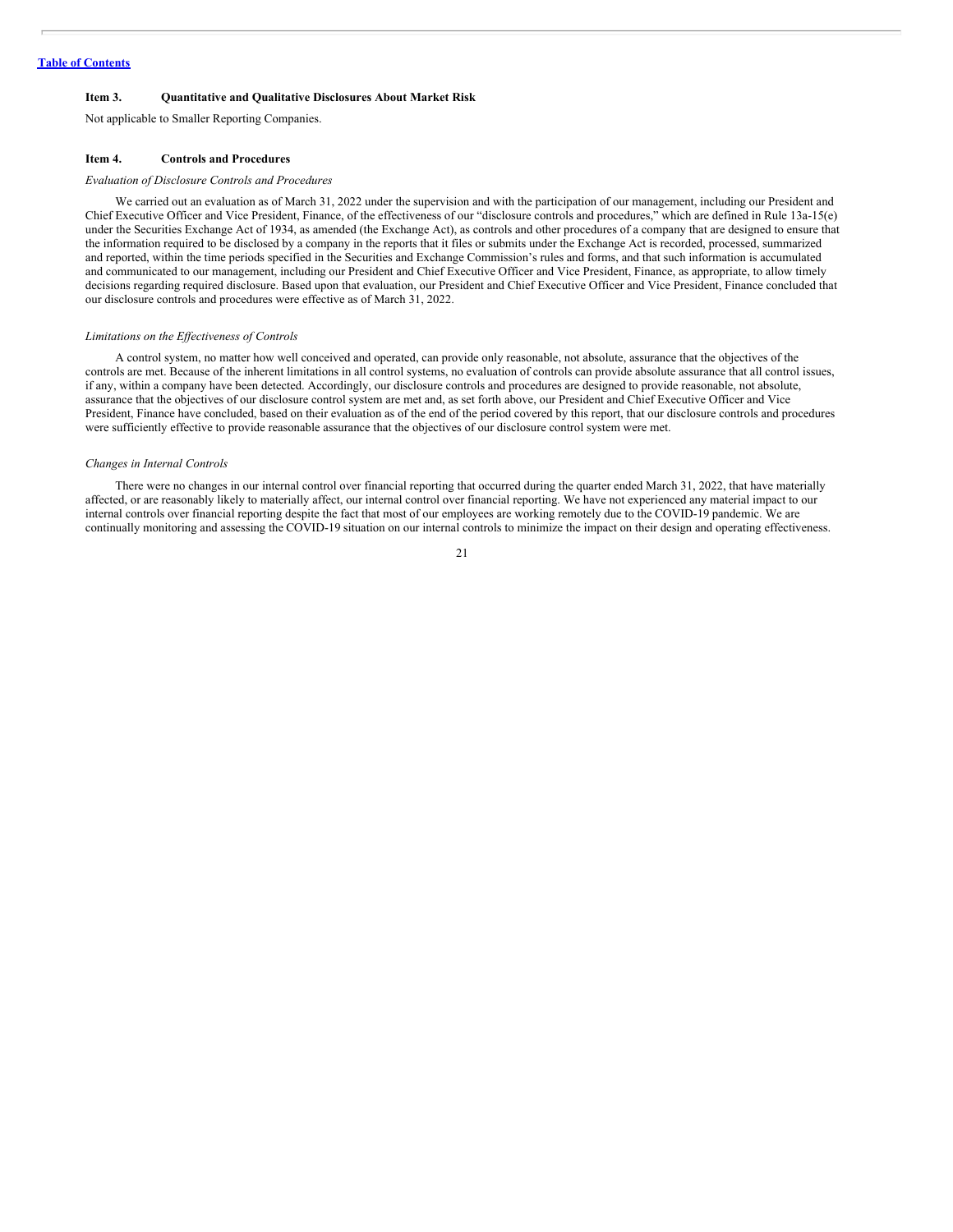[Table of Contents](#)

## Item 3. Quantitative and Qualitative Disclosures About Market Risk

Not applicable to Smaller Reporting Companies.

## Item 4. Controls and Procedures

*Evaluation of Disclosure Controls and Procedures*

We carried out an evaluation as of March 31, 2022 under the supervision and with the participation of our management, including our President and Chief Executive Officer and Vice President, Finance, of the effectiveness of our "disclosure controls and procedures," which are defined in Rule 13a-15(e) under the Securities Exchange Act of 1934, as amended (the Exchange Act), as controls and other procedures of a company that are designed to ensure that the information required to be disclosed by a company in the reports that it files or submits under the Exchange Act is recorded, processed, summarized and reported, within the time periods specified in the Securities and Exchange Commission's rules and forms, and that such information is accumulated and communicated to our management, including our President and Chief Executive Officer and Vice President, Finance, as appropriate, to allow timely decisions regarding required disclosure. Based upon that evaluation, our President and Chief Executive Officer and Vice President, Finance concluded that our disclosure controls and procedures were effective as of March 31, 2022.

*Limitations on the Effectiveness of Controls*

A control system, no matter how well conceived and operated, can provide only reasonable, not absolute, assurance that the objectives of the controls are met. Because of the inherent limitations in all control systems, no evaluation of controls can provide absolute assurance that all control issues, if any, within a company have been detected. Accordingly, our disclosure controls and procedures are designed to provide reasonable, not absolute, assurance that the objectives of our disclosure control system are met and, as set forth above, our President and Chief Executive Officer and Vice President, Finance have concluded, based on their evaluation as of the end of the period covered by this report, that our disclosure controls and procedures were sufficiently effective to provide reasonable assurance that the objectives of our disclosure control system were met.

*Changes in Internal Controls*

There were no changes in our internal control over financial reporting that occurred during the quarter ended March 31, 2022, that have materially affected, or are reasonably likely to materially affect, our internal control over financial reporting. We have not experienced any material impact to our internal controls over financial reporting despite the fact that most of our employees are working remotely due to the COVID-19 pandemic. We are continually monitoring and assessing the COVID-19 situation on our internal controls to minimize the impact on their design and operating effectiveness.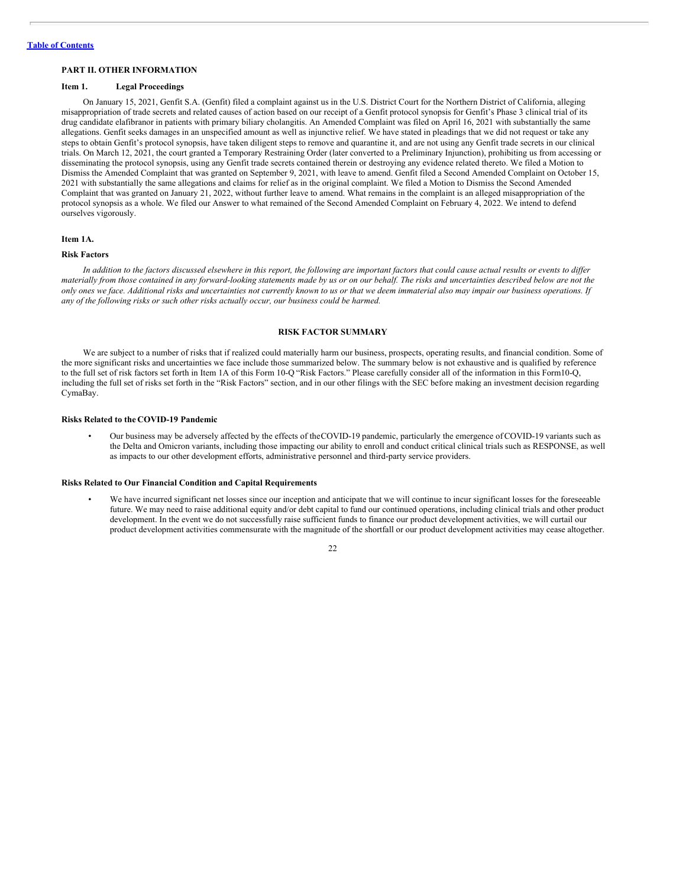[Table of Contents](#)

## PART II. OTHER INFORMATION

### Item 1. Legal Proceedings

On January 15, 2021, Genfit S.A. (Genfit) filed a complaint against us in the U.S. District Court for the Northern District of California, alleging misappropriation of trade secrets and related causes of action based on our receipt of a Genfit protocol synopsis for Genfit's Phase 3 clinical trial of its drug candidate elafibranor in patients with primary biliary cholangitis. An Amended Complaint was filed on April 16, 2021 with substantially the same allegations. Genfit seeks damages in an unspecified amount as well as injunctive relief. We have stated in pleadings that we did not request or take any steps to obtain Genfit's protocol synopsis, have taken diligent steps to remove and quarantine it, and are not using any Genfit trade secrets in our clinical trials. On March 12, 2021, the court granted a Temporary Restraining Order (later converted to a Preliminary Injunction), prohibiting us from accessing or disseminating the protocol synopsis, using any Genfit trade secrets contained therein or destroying any evidence related thereto. We filed a Motion to Dismiss the Amended Complaint that was granted on September 9, 2021, with leave to amend. Genfit filed a Second Amended Complaint on October 15, 2021 with substantially the same allegations and claims for relief as in the original complaint. We filed a Motion to Dismiss the Second Amended Complaint that was granted on January 21, 2022, without further leave to amend. What remains in the complaint is an alleged misappropriation of the protocol synopsis as a whole. We filed our Answer to what remained of the Second Amended Complaint on February 4, 2022. We intend to defend ourselves vigorously.

### Item 1A.

### Risk Factors

*In addition to the factors discussed elsewhere in this report, the following are important factors that could cause actual results or events to differ materially from those contained in any forward-looking statements made by us or on our behalf. The risks and uncertainties described below are not the only ones we face. Additional risks and uncertainties not currently known to us or that we deem immaterial also may impair our business operations. If any of the following risks or such other risks actually occur, our business could be harmed.*

## RISK FACTOR SUMMARY

We are subject to a number of risks that if realized could materially harm our business, prospects, operating results, and financial condition. Some of the more significant risks and uncertainties we face include those summarized below. The summary below is not exhaustive and is qualified by reference to the full set of risk factors set forth in Item 1A of this Form 10-Q "Risk Factors." Please carefully consider all of the information in this Form10-Q, including the full set of risks set forth in the "Risk Factors" section, and in our other filings with the SEC before making an investment decision regarding CymaBay.

#### Risks Related to the COVID-19 Pandemic

- Our business may be adversely affected by the effects of theCOVID-19 pandemic, particularly the emergence of COVID-19 variants such as the Delta and Omicron variants, including those impacting our ability to enroll and conduct critical clinical trials such as RESPONSE, as well as impacts to our other development efforts, administrative personnel and third-party service providers.

#### Risks Related to Our Financial Condition and Capital Requirements

- We have incurred significant net losses since our inception and anticipate that we will continue to incur significant losses for the foreseeable future. We may need to raise additional equity and/or debt capital to fund our continued operations, including clinical trials and other product development. In the event we do not successfully raise sufficient funds to finance our product development activities, we will curtail our product development activities commensurate with the magnitude of the shortfall or our product development activities may cease altogether.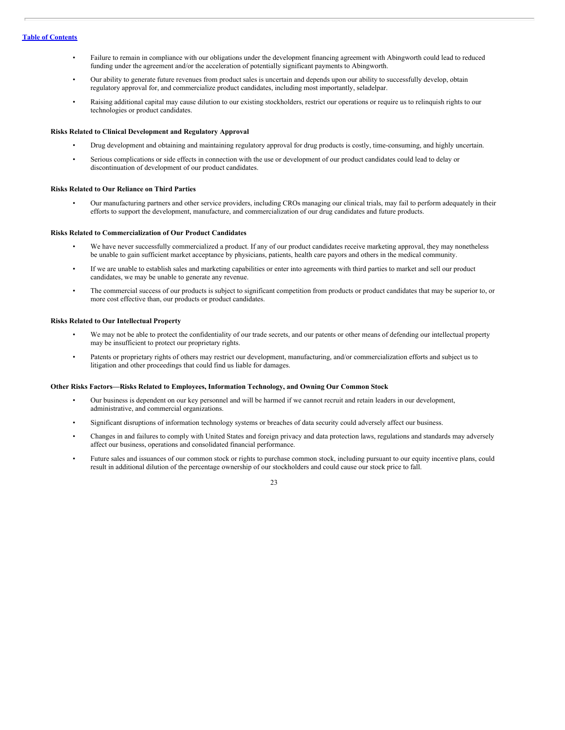- Failure to remain in compliance with our obligations under the development financing agreement with Abingworth could lead to reduced funding under the agreement and/or the acceleration of potentially significant payments to Abingworth.
- Our ability to generate future revenues from product sales is uncertain and depends upon our ability to successfully develop, obtain regulatory approval for, and commercialize product candidates, including most importantly, seladelpar.
- Raising additional capital may cause dilution to our existing stockholders, restrict our operations or require us to relinquish rights to our technologies or product candidates.

**Risks Related to Clinical Development and Regulatory Approval**

- Drug development and obtaining and maintaining regulatory approval for drug products is costly, time-consuming, and highly uncertain.
- Serious complications or side effects in connection with the use or development of our product candidates could lead to delay or discontinuation of development of our product candidates.

**Risks Related to Our Reliance on Third Parties**

- Our manufacturing partners and other service providers, including CROs managing our clinical trials, may fail to perform adequately in their efforts to support the development, manufacture, and commercialization of our drug candidates and future products.

**Risks Related to Commercialization of Our Product Candidates**

- We have never successfully commercialized a product. If any of our product candidates receive marketing approval, they may nonetheless be unable to gain sufficient market acceptance by physicians, patients, health care payors and others in the medical community.
- If we are unable to establish sales and marketing capabilities or enter into agreements with third parties to market and sell our product candidates, we may be unable to generate any revenue.
- The commercial success of our products is subject to significant competition from products or product candidates that may be superior to, or more cost effective than, our products or product candidates.

**Risks Related to Our Intellectual Property**

- We may not be able to protect the confidentiality of our trade secrets, and our patents or other means of defending our intellectual property may be insufficient to protect our proprietary rights.
- Patents or proprietary rights of others may restrict our development, manufacturing, and/or commercialization efforts and subject us to litigation and other proceedings that could find us liable for damages.

**Other Risks Factors—Risks Related to Employees, Information Technology, and Owning Our Common Stock**

- Our business is dependent on our key personnel and will be harmed if we cannot recruit and retain leaders in our development, administrative, and commercial organizations.
- Significant disruptions of information technology systems or breaches of data security could adversely affect our business.
- Changes in and failures to comply with United States and foreign privacy and data protection laws, regulations and standards may adversely affect our business, operations and consolidated financial performance.
- Future sales and issuances of our common stock or rights to purchase common stock, including pursuant to our equity incentive plans, could result in additional dilution of the percentage ownership of our stockholders and could cause our stock price to fall.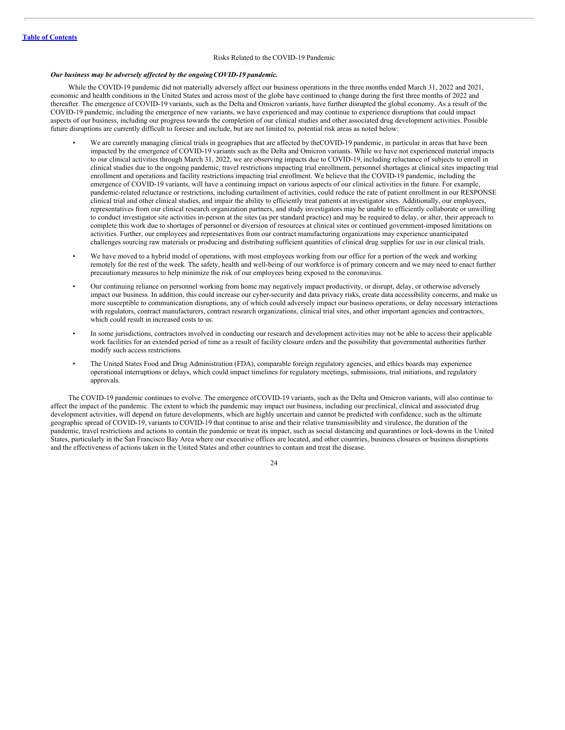[Table of Contents](#)

## Risks Related to the COVID-19 Pandemic

***Our business may be adversely affected by the ongoing COVID-19 pandemic.***

While the COVID-19 pandemic did not materially adversely affect our business operations in the three months ended March 31, 2022 and 2021, economic and health conditions in the United States and across most of the globe have continued to change during the first three months of 2022 and thereafter. The emergence of COVID-19 variants, such as the Delta and Omicron variants, have further disrupted the global economy. As a result of the COVID-19 pandemic, including the emergence of new variants, we have experienced and may continue to experience disruptions that could impact aspects of our business, including our progress towards the completion of our clinical studies and other associated drug development activities. Possible future disruptions are currently difficult to foresee and include, but are not limited to, potential risk areas as noted below:

- We are currently managing clinical trials in geographies that are affected by the COVID-19 pandemic, in particular in areas that have been impacted by the emergence of COVID-19 variants such as the Delta and Omicron variants. While we have not experienced material impacts to our clinical activities through March 31, 2022, we are observing impacts due to COVID-19, including reluctance of subjects to enroll in clinical studies due to the ongoing pandemic, travel restrictions impacting trial enrollment, personnel shortages at clinical sites impacting trial enrollment and operations and facility restrictions impacting trial enrollment. We believe that the COVID-19 pandemic, including the emergence of COVID-19 variants, will have a continuing impact on various aspects of our clinical activities in the future. For example, pandemic-related reluctance or restrictions, including curtailment of activities, could reduce the rate of patient enrollment in our RESPONSE clinical trial and other clinical studies, and impair the ability to efficiently treat patients at investigator sites. Additionally, our employees, representatives from our clinical research organization partners, and study investigators may be unable to efficiently collaborate or unwilling to conduct investigator site activities in-person at the sites (as per standard practice) and may be required to delay, or alter, their approach to complete this work due to shortages of personnel or diversion of resources at clinical sites or continued government-imposed limitations on activities. Further, our employees and representatives from our contract manufacturing organizations may experience unanticipated challenges sourcing raw materials or producing and distributing sufficient quantities of clinical drug supplies for use in our clinical trials.

- We have moved to a hybrid model of operations, with most employees working from our office for a portion of the week and working remotely for the rest of the week. The safety, health and well-being of our workforce is of primary concern and we may need to enact further precautionary measures to help minimize the risk of our employees being exposed to the coronavirus.

- Our continuing reliance on personnel working from home may negatively impact productivity, or disrupt, delay, or otherwise adversely impact our business. In addition, this could increase our cyber-security and data privacy risks, create data accessibility concerns, and make us more susceptible to communication disruptions, any of which could adversely impact our business operations, or delay necessary interactions with regulators, contract manufacturers, contract research organizations, clinical trial sites, and other important agencies and contractors, which could result in increased costs to us.

- In some jurisdictions, contractors involved in conducting our research and development activities may not be able to access their applicable work facilities for an extended period of time as a result of facility closure orders and the possibility that governmental authorities further modify such access restrictions.

- The United States Food and Drug Administration (FDA), comparable foreign regulatory agencies, and ethics boards may experience operational interruptions or delays, which could impact timelines for regulatory meetings, submissions, trial initiations, and regulatory approvals.

The COVID-19 pandemic continues to evolve. The emergence of COVID-19 variants, such as the Delta and Omicron variants, will also continue to affect the impact of the pandemic. The extent to which the pandemic may impact our business, including our preclinical, clinical and associated drug development activities, will depend on future developments, which are highly uncertain and cannot be predicted with confidence, such as the ultimate geographic spread of COVID-19, variants to COVID-19 that continue to arise and their relative transmissibility and virulence, the duration of the pandemic, travel restrictions and actions to contain the pandemic or treat its impact, such as social distancing and quarantines or lock-downs in the United States, particularly in the San Francisco Bay Area where our executive offices are located, and other countries, business closures or business disruptions and the effectiveness of actions taken in the United States and other countries to contain and treat the disease.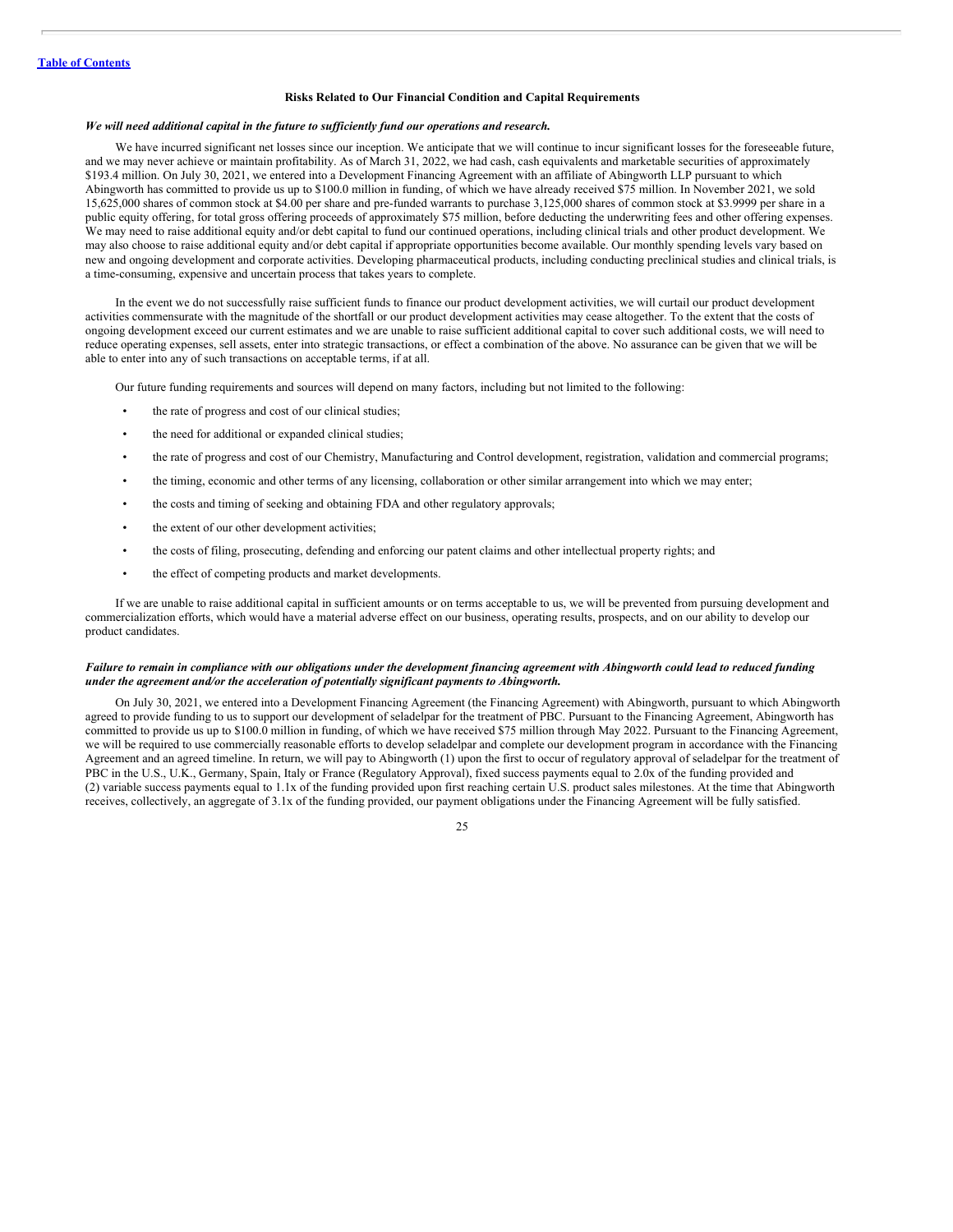### Risks Related to Our Financial Condition and Capital Requirements

***We will need additional capital in the future to sufficiently fund our operations and research.***

We have incurred significant net losses since our inception. We anticipate that we will continue to incur significant losses for the foreseeable future, and we may never achieve or maintain profitability. As of March 31, 2022, we had cash, cash equivalents and marketable securities of approximately $193.4 million. On July 30, 2021, we entered into a Development Financing Agreement with an affiliate of Abingworth LLP pursuant to which Abingworth has committed to provide us up to $100.0 million in funding, of which we have already received $75 million. In November 2021, we sold 15,625,000 shares of common stock at $4.00 per share and pre-funded warrants to purchase 3,125,000 shares of common stock at $3.9999 per share in a public equity offering, for total gross offering proceeds of approximately $75 million, before deducting the underwriting fees and other offering expenses. We may need to raise additional equity and/or debt capital to fund our continued operations, including clinical trials and other product development. We may also choose to raise additional equity and/or debt capital if appropriate opportunities become available. Our monthly spending levels vary based on new and ongoing development and corporate activities. Developing pharmaceutical products, including conducting preclinical studies and clinical trials, is a time-consuming, expensive and uncertain process that takes years to complete.

In the event we do not successfully raise sufficient funds to finance our product development activities, we will curtail our product development activities commensurate with the magnitude of the shortfall or our product development activities may cease altogether. To the extent that the costs of ongoing development exceed our current estimates and we are unable to raise sufficient additional capital to cover such additional costs, we will need to reduce operating expenses, sell assets, enter into strategic transactions, or effect a combination of the above. No assurance can be given that we will be able to enter into any of such transactions on acceptable terms, if at all.

Our future funding requirements and sources will depend on many factors, including but not limited to the following:

- the rate of progress and cost of our clinical studies;
- the need for additional or expanded clinical studies;
- the rate of progress and cost of our Chemistry, Manufacturing and Control development, registration, validation and commercial programs;
- the timing, economic and other terms of any licensing, collaboration or other similar arrangement into which we may enter;
- the costs and timing of seeking and obtaining FDA and other regulatory approvals;
- the extent of our other development activities;
- the costs of filing, prosecuting, defending and enforcing our patent claims and other intellectual property rights; and
- the effect of competing products and market developments.

If we are unable to raise additional capital in sufficient amounts or on terms acceptable to us, we will be prevented from pursuing development and commercialization efforts, which would have a material adverse effect on our business, operating results, prospects, and on our ability to develop our product candidates.

***Failure to remain in compliance with our obligations under the development financing agreement with Abingworth could lead to reduced funding under the agreement and/or the acceleration of potentially significant payments to Abingworth.***

On July 30, 2021, we entered into a Development Financing Agreement (the Financing Agreement) with Abingworth, pursuant to which Abingworth agreed to provide funding to us to support our development of seladelpar for the treatment of PBC. Pursuant to the Financing Agreement, Abingworth has committed to provide us up to $100.0 million in funding, of which we have received $75 million through May 2022. Pursuant to the Financing Agreement, we will be required to use commercially reasonable efforts to develop seladelpar and complete our development program in accordance with the Financing Agreement and an agreed timeline. In return, we will pay to Abingworth (1) upon the first to occur of regulatory approval of seladelpar for the treatment of PBC in the U.S., U.K., Germany, Spain, Italy or France (Regulatory Approval), fixed success payments equal to 2.0x of the funding provided and (2) variable success payments equal to 1.1x of the funding provided upon first reaching certain U.S. product sales milestones. At the time that Abingworth receives, collectively, an aggregate of 3.1x of the funding provided, our payment obligations under the Financing Agreement will be fully satisfied.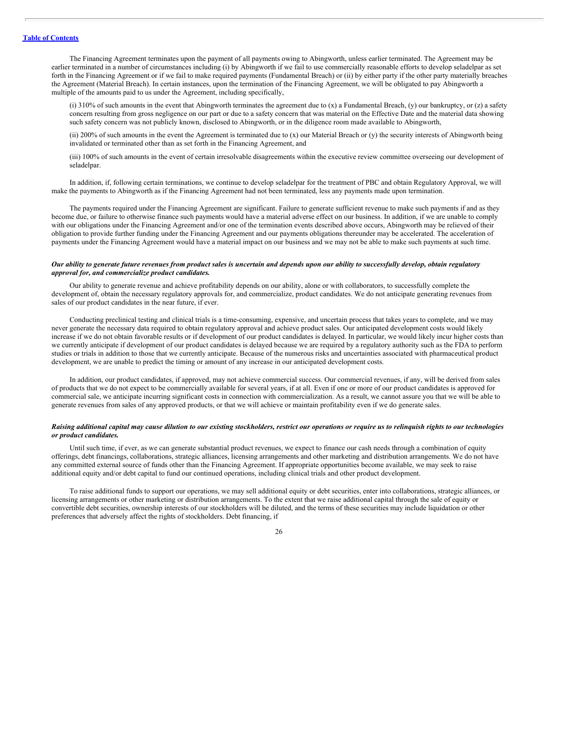The Financing Agreement terminates upon the payment of all payments owing to Abingworth, unless earlier terminated. The Agreement may be earlier terminated in a number of circumstances including (i) by Abingworth if we fail to use commercially reasonable efforts to develop seladelpar as set forth in the Financing Agreement or if we fail to make required payments (Fundamental Breach) or (ii) by either party if the other party materially breaches the Agreement (Material Breach). In certain instances, upon the termination of the Financing Agreement, we will be obligated to pay Abingworth a multiple of the amounts paid to us under the Agreement, including specifically,

(i) 310% of such amounts in the event that Abingworth terminates the agreement due to (x) a Fundamental Breach, (y) our bankruptcy, or (z) a safety concern resulting from gross negligence on our part or due to a safety concern that was material on the Effective Date and the material data showing such safety concern was not publicly known, disclosed to Abingworth, or in the diligence room made available to Abingworth,

(ii) 200% of such amounts in the event the Agreement is terminated due to (x) our Material Breach or (y) the security interests of Abingworth being invalidated or terminated other than as set forth in the Financing Agreement, and

(iii) 100% of such amounts in the event of certain irresolvable disagreements within the executive review committee overseeing our development of seladelpar.

In addition, if, following certain terminations, we continue to develop seladelpar for the treatment of PBC and obtain Regulatory Approval, we will make the payments to Abingworth as if the Financing Agreement had not been terminated, less any payments made upon termination.

The payments required under the Financing Agreement are significant. Failure to generate sufficient revenue to make such payments if and as they become due, or failure to otherwise finance such payments would have a material adverse effect on our business. In addition, if we are unable to comply with our obligations under the Financing Agreement and/or one of the termination events described above occurs, Abingworth may be relieved of their obligation to provide further funding under the Financing Agreement and our payments obligations thereunder may be accelerated. The acceleration of payments under the Financing Agreement would have a material impact on our business and we may not be able to make such payments at such time.

***Our ability to generate future revenues from product sales is uncertain and depends upon our ability to successfully develop, obtain regulatory approval for, and commercialize product candidates.***

Our ability to generate revenue and achieve profitability depends on our ability, alone or with collaborators, to successfully complete the development of, obtain the necessary regulatory approvals for, and commercialize, product candidates. We do not anticipate generating revenues from sales of our product candidates in the near future, if ever.

Conducting preclinical testing and clinical trials is a time-consuming, expensive, and uncertain process that takes years to complete, and we may never generate the necessary data required to obtain regulatory approval and achieve product sales. Our anticipated development costs would likely increase if we do not obtain favorable results or if development of our product candidates is delayed. In particular, we would likely incur higher costs than we currently anticipate if development of our product candidates is delayed because we are required by a regulatory authority such as the FDA to perform studies or trials in addition to those that we currently anticipate. Because of the numerous risks and uncertainties associated with pharmaceutical product development, we are unable to predict the timing or amount of any increase in our anticipated development costs.

In addition, our product candidates, if approved, may not achieve commercial success. Our commercial revenues, if any, will be derived from sales of products that we do not expect to be commercially available for several years, if at all. Even if one or more of our product candidates is approved for commercial sale, we anticipate incurring significant costs in connection with commercialization. As a result, we cannot assure you that we will be able to generate revenues from sales of any approved products, or that we will achieve or maintain profitability even if we do generate sales.

***Raising additional capital may cause dilution to our existing stockholders, restrict our operations or require us to relinquish rights to our technologies or product candidates.***

Until such time, if ever, as we can generate substantial product revenues, we expect to finance our cash needs through a combination of equity offerings, debt financings, collaborations, strategic alliances, licensing arrangements and other marketing and distribution arrangements. We do not have any committed external source of funds other than the Financing Agreement. If appropriate opportunities become available, we may seek to raise additional equity and/or debt capital to fund our continued operations, including clinical trials and other product development.

To raise additional funds to support our operations, we may sell additional equity or debt securities, enter into collaborations, strategic alliances, or licensing arrangements or other marketing or distribution arrangements. To the extent that we raise additional capital through the sale of equity or convertible debt securities, ownership interests of our stockholders will be diluted, and the terms of these securities may include liquidation or other preferences that adversely affect the rights of stockholders. Debt financing, if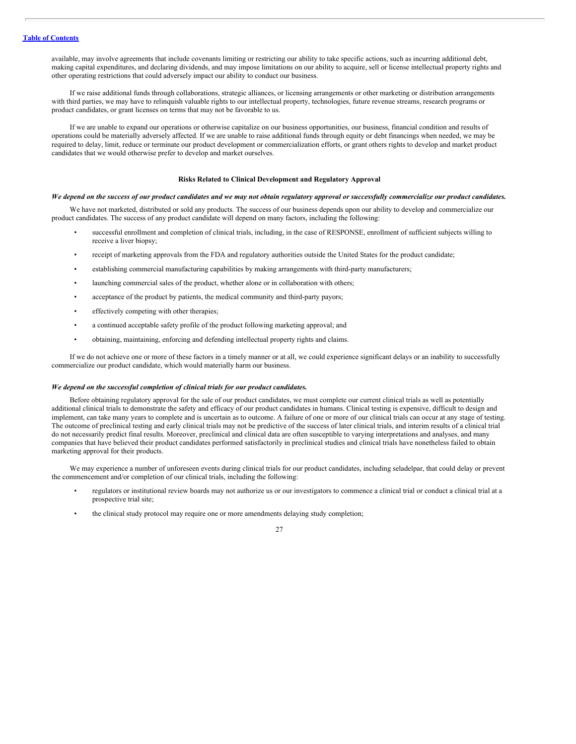available, may involve agreements that include covenants limiting or restricting our ability to take specific actions, such as incurring additional debt, making capital expenditures, and declaring dividends, and may impose limitations on our ability to acquire, sell or license intellectual property rights and other operating restrictions that could adversely impact our ability to conduct our business.

If we raise additional funds through collaborations, strategic alliances, or licensing arrangements or other marketing or distribution arrangements with third parties, we may have to relinquish valuable rights to our intellectual property, technologies, future revenue streams, research programs or product candidates, or grant licenses on terms that may not be favorable to us.

If we are unable to expand our operations or otherwise capitalize on our business opportunities, our business, financial condition and results of operations could be materially adversely affected. If we are unable to raise additional funds through equity or debt financings when needed, we may be required to delay, limit, reduce or terminate our product development or commercialization efforts, or grant others rights to develop and market product candidates that we would otherwise prefer to develop and market ourselves.

## Risks Related to Clinical Development and Regulatory Approval

***We depend on the success of our product candidates and we may not obtain regulatory approval or successfully commercialize our product candidates.***

We have not marketed, distributed or sold any products. The success of our business depends upon our ability to develop and commercialize our product candidates. The success of any product candidate will depend on many factors, including the following:

- successful enrollment and completion of clinical trials, including, in the case of RESPONSE, enrollment of sufficient subjects willing to receive a liver biopsy;
- receipt of marketing approvals from the FDA and regulatory authorities outside the United States for the product candidate;
- establishing commercial manufacturing capabilities by making arrangements with third-party manufacturers;
- launching commercial sales of the product, whether alone or in collaboration with others;
- acceptance of the product by patients, the medical community and third-party payors;
- effectively competing with other therapies;
- a continued acceptable safety profile of the product following marketing approval; and
- obtaining, maintaining, enforcing and defending intellectual property rights and claims.

If we do not achieve one or more of these factors in a timely manner or at all, we could experience significant delays or an inability to successfully commercialize our product candidate, which would materially harm our business.

***We depend on the successful completion of clinical trials for our product candidates.***

Before obtaining regulatory approval for the sale of our product candidates, we must complete our current clinical trials as well as potentially additional clinical trials to demonstrate the safety and efficacy of our product candidates in humans. Clinical testing is expensive, difficult to design and implement, can take many years to complete and is uncertain as to outcome. A failure of one or more of our clinical trials can occur at any stage of testing. The outcome of preclinical testing and early clinical trials may not be predictive of the success of later clinical trials, and interim results of a clinical trial do not necessarily predict final results. Moreover, preclinical and clinical data are often susceptible to varying interpretations and analyses, and many companies that have believed their product candidates performed satisfactorily in preclinical studies and clinical trials have nonetheless failed to obtain marketing approval for their products.

We may experience a number of unforeseen events during clinical trials for our product candidates, including seladelpar, that could delay or prevent the commencement and/or completion of our clinical trials, including the following:

- regulators or institutional review boards may not authorize us or our investigators to commence a clinical trial or conduct a clinical trial at a prospective trial site;
- the clinical study protocol may require one or more amendments delaying study completion;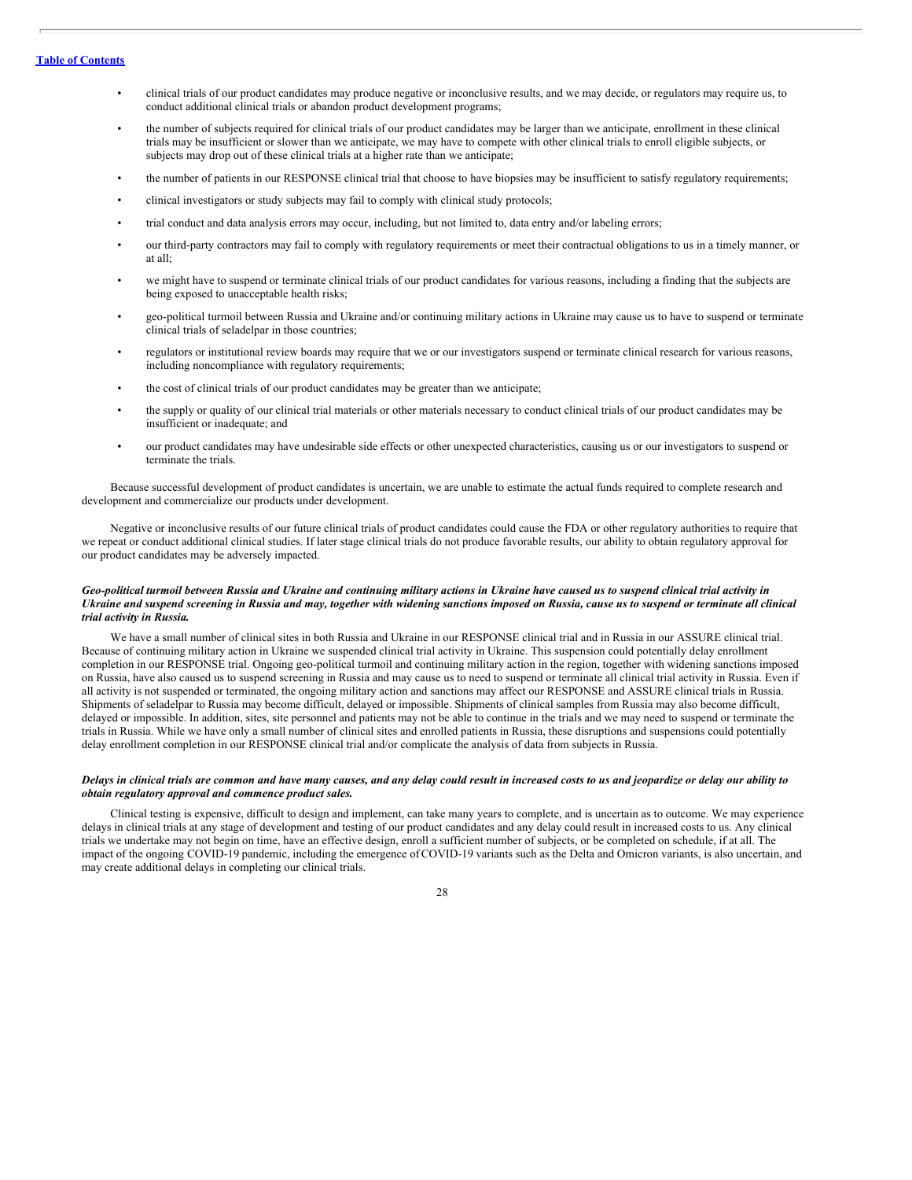- clinical trials of our product candidates may produce negative or inconclusive results, and we may decide, or regulators may require us, to conduct additional clinical trials or abandon product development programs;
- the number of subjects required for clinical trials of our product candidates may be larger than we anticipate, enrollment in these clinical trials may be insufficient or slower than we anticipate, we may have to compete with other clinical trials to enroll eligible subjects, or subjects may drop out of these clinical trials at a higher rate than we anticipate;
- the number of patients in our RESPONSE clinical trial that choose to have biopsies may be insufficient to satisfy regulatory requirements;
- clinical investigators or study subjects may fail to comply with clinical study protocols;
- trial conduct and data analysis errors may occur, including, but not limited to, data entry and/or labeling errors;
- our third-party contractors may fail to comply with regulatory requirements or meet their contractual obligations to us in a timely manner, or at all;
- we might have to suspend or terminate clinical trials of our product candidates for various reasons, including a finding that the subjects are being exposed to unacceptable health risks;
- geo-political turmoil between Russia and Ukraine and/or continuing military actions in Ukraine may cause us to have to suspend or terminate clinical trials of seladelpar in those countries;
- regulators or institutional review boards may require that we or our investigators suspend or terminate clinical research for various reasons, including noncompliance with regulatory requirements;
- the cost of clinical trials of our product candidates may be greater than we anticipate;
- the supply or quality of our clinical trial materials or other materials necessary to conduct clinical trials of our product candidates may be insufficient or inadequate; and
- our product candidates may have undesirable side effects or other unexpected characteristics, causing us or our investigators to suspend or terminate the trials.

Because successful development of product candidates is uncertain, we are unable to estimate the actual funds required to complete research and development and commercialize our products under development.

Negative or inconclusive results of our future clinical trials of product candidates could cause the FDA or other regulatory authorities to require that we repeat or conduct additional clinical studies. If later stage clinical trials do not produce favorable results, our ability to obtain regulatory approval for our product candidates may be adversely impacted.

***Geo-political turmoil between Russia and Ukraine and continuing military actions in Ukraine have caused us to suspend clinical trial activity in Ukraine and suspend screening in Russia and may, together with widening sanctions imposed on Russia, cause us to suspend or terminate all clinical trial activity in Russia.***

We have a small number of clinical sites in both Russia and Ukraine in our RESPONSE clinical trial and in Russia in our ASSURE clinical trial. Because of continuing military action in Ukraine we suspended clinical trial activity in Ukraine. This suspension could potentially delay enrollment completion in our RESPONSE trial. Ongoing geo-political turmoil and continuing military action in the region, together with widening sanctions imposed on Russia, have also caused us to suspend screening in Russia and may cause us to need to suspend or terminate all clinical trial activity in Russia. Even if all activity is not suspended or terminated, the ongoing military action and sanctions may affect our RESPONSE and ASSURE clinical trials in Russia. Shipments of seladelpar to Russia may become difficult, delayed or impossible. Shipments of clinical samples from Russia may also become difficult, delayed or impossible. In addition, sites, site personnel and patients may not be able to continue in the trials and we may need to suspend or terminate the trials in Russia. While we have only a small number of clinical sites and enrolled patients in Russia, these disruptions and suspensions could potentially delay enrollment completion in our RESPONSE clinical trial and/or complicate the analysis of data from subjects in Russia.

***Delays in clinical trials are common and have many causes, and any delay could result in increased costs to us and jeopardize or delay our ability to obtain regulatory approval and commence product sales.***

Clinical testing is expensive, difficult to design and implement, can take many years to complete, and is uncertain as to outcome. We may experience delays in clinical trials at any stage of development and testing of our product candidates and any delay could result in increased costs to us. Any clinical trials we undertake may not begin on time, have an effective design, enroll a sufficient number of subjects, or be completed on schedule, if at all. The impact of the ongoing COVID-19 pandemic, including the emergence of COVID-19 variants such as the Delta and Omicron variants, is also uncertain, and may create additional delays in completing our clinical trials.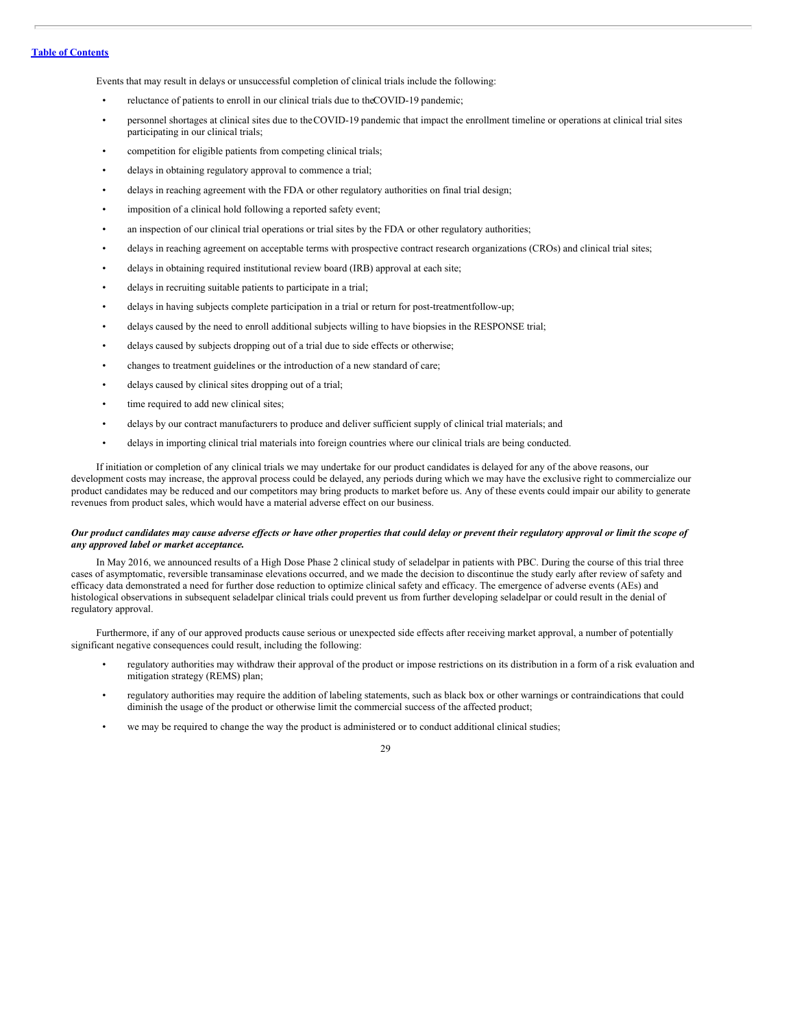Events that may result in delays or unsuccessful completion of clinical trials include the following:

- reluctance of patients to enroll in our clinical trials due to the COVID-19 pandemic;
- personnel shortages at clinical sites due to the COVID-19 pandemic that impact the enrollment timeline or operations at clinical trial sites participating in our clinical trials;
- competition for eligible patients from competing clinical trials;
- delays in obtaining regulatory approval to commence a trial;
- delays in reaching agreement with the FDA or other regulatory authorities on final trial design;
- imposition of a clinical hold following a reported safety event;
- an inspection of our clinical trial operations or trial sites by the FDA or other regulatory authorities;
- delays in reaching agreement on acceptable terms with prospective contract research organizations (CROs) and clinical trial sites;
- delays in obtaining required institutional review board (IRB) approval at each site;
- delays in recruiting suitable patients to participate in a trial;
- delays in having subjects complete participation in a trial or return for post-treatment follow-up;
- delays caused by the need to enroll additional subjects willing to have biopsies in the RESPONSE trial;
- delays caused by subjects dropping out of a trial due to side effects or otherwise;
- changes to treatment guidelines or the introduction of a new standard of care;
- delays caused by clinical sites dropping out of a trial;
- time required to add new clinical sites;
- delays by our contract manufacturers to produce and deliver sufficient supply of clinical trial materials; and
- delays in importing clinical trial materials into foreign countries where our clinical trials are being conducted.

If initiation or completion of any clinical trials we may undertake for our product candidates is delayed for any of the above reasons, our development costs may increase, the approval process could be delayed, any periods during which we may have the exclusive right to commercialize our product candidates may be reduced and our competitors may bring products to market before us. Any of these events could impair our ability to generate revenues from product sales, which would have a material adverse effect on our business.

***Our product candidates may cause adverse effects or have other properties that could delay or prevent their regulatory approval or limit the scope of any approved label or market acceptance.***

In May 2016, we announced results of a High Dose Phase 2 clinical study of seladelpar in patients with PBC. During the course of this trial three cases of asymptomatic, reversible transaminase elevations occurred, and we made the decision to discontinue the study early after review of safety and efficacy data demonstrated a need for further dose reduction to optimize clinical safety and efficacy. The emergence of adverse events (AEs) and histological observations in subsequent seladelpar clinical trials could prevent us from further developing seladelpar or could result in the denial of regulatory approval.

Furthermore, if any of our approved products cause serious or unexpected side effects after receiving market approval, a number of potentially significant negative consequences could result, including the following:

- regulatory authorities may withdraw their approval of the product or impose restrictions on its distribution in a form of a risk evaluation and mitigation strategy (REMS) plan;
- regulatory authorities may require the addition of labeling statements, such as black box or other warnings or contraindications that could diminish the usage of the product or otherwise limit the commercial success of the affected product;
- we may be required to change the way the product is administered or to conduct additional clinical studies;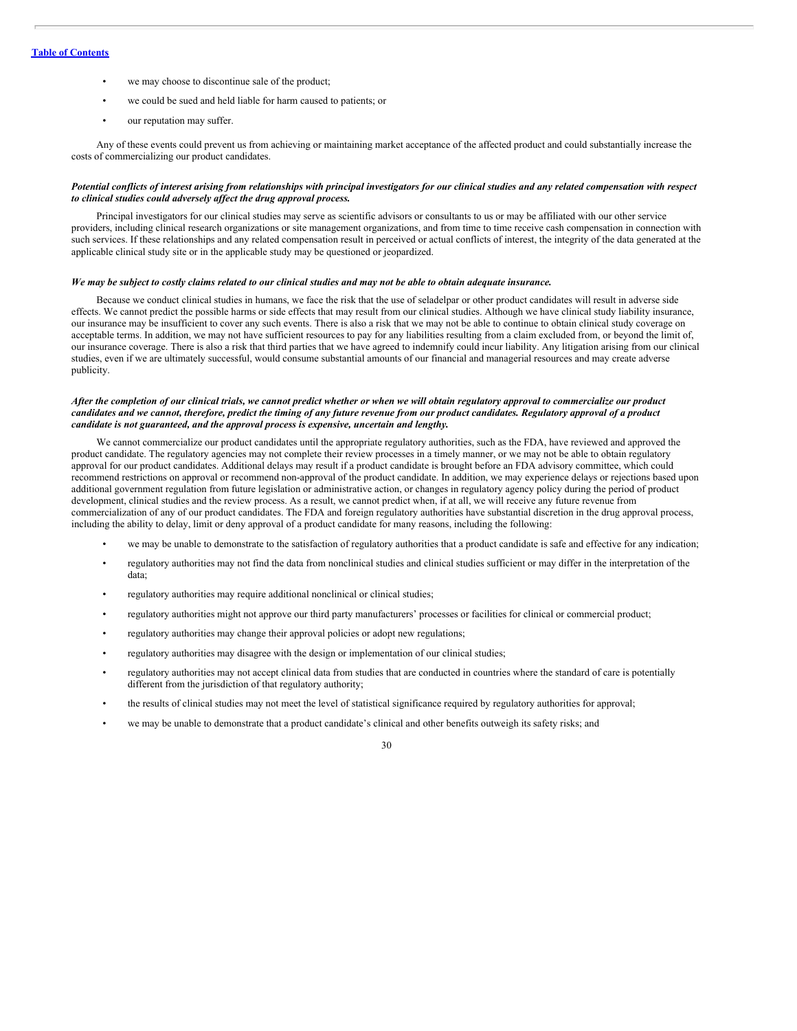- we may choose to discontinue sale of the product;
- we could be sued and held liable for harm caused to patients; or
- our reputation may suffer.

Any of these events could prevent us from achieving or maintaining market acceptance of the affected product and could substantially increase the costs of commercializing our product candidates.

***Potential conflicts of interest arising from relationships with principal investigators for our clinical studies and any related compensation with respect to clinical studies could adversely affect the drug approval process.***

Principal investigators for our clinical studies may serve as scientific advisors or consultants to us or may be affiliated with our other service providers, including clinical research organizations or site management organizations, and from time to time receive cash compensation in connection with such services. If these relationships and any related compensation result in perceived or actual conflicts of interest, the integrity of the data generated at the applicable clinical study site or in the applicable study may be questioned or jeopardized.

***We may be subject to costly claims related to our clinical studies and may not be able to obtain adequate insurance.***

Because we conduct clinical studies in humans, we face the risk that the use of seladelpar or other product candidates will result in adverse side effects. We cannot predict the possible harms or side effects that may result from our clinical studies. Although we have clinical study liability insurance, our insurance may be insufficient to cover any such events. There is also a risk that we may not be able to continue to obtain clinical study coverage on acceptable terms. In addition, we may not have sufficient resources to pay for any liabilities resulting from a claim excluded from, or beyond the limit of, our insurance coverage. There is also a risk that third parties that we have agreed to indemnify could incur liability. Any litigation arising from our clinical studies, even if we are ultimately successful, would consume substantial amounts of our financial and managerial resources and may create adverse publicity.

***After the completion of our clinical trials, we cannot predict whether or when we will obtain regulatory approval to commercialize our product candidates and we cannot, therefore, predict the timing of any future revenue from our product candidates. Regulatory approval of a product candidate is not guaranteed, and the approval process is expensive, uncertain and lengthy.***

We cannot commercialize our product candidates until the appropriate regulatory authorities, such as the FDA, have reviewed and approved the product candidate. The regulatory agencies may not complete their review processes in a timely manner, or we may not be able to obtain regulatory approval for our product candidates. Additional delays may result if a product candidate is brought before an FDA advisory committee, which could recommend restrictions on approval or recommend non-approval of the product candidate. In addition, we may experience delays or rejections based upon additional government regulation from future legislation or administrative action, or changes in regulatory agency policy during the period of product development, clinical studies and the review process. As a result, we cannot predict when, if at all, we will receive any future revenue from commercialization of any of our product candidates. The FDA and foreign regulatory authorities have substantial discretion in the drug approval process, including the ability to delay, limit or deny approval of a product candidate for many reasons, including the following:

- we may be unable to demonstrate to the satisfaction of regulatory authorities that a product candidate is safe and effective for any indication;
- regulatory authorities may not find the data from nonclinical studies and clinical studies sufficient or may differ in the interpretation of the data;
- regulatory authorities may require additional nonclinical or clinical studies;
- regulatory authorities might not approve our third party manufacturers' processes or facilities for clinical or commercial product;
- regulatory authorities may change their approval policies or adopt new regulations;
- regulatory authorities may disagree with the design or implementation of our clinical studies;
- regulatory authorities may not accept clinical data from studies that are conducted in countries where the standard of care is potentially different from the jurisdiction of that regulatory authority;
- the results of clinical studies may not meet the level of statistical significance required by regulatory authorities for approval;
- we may be unable to demonstrate that a product candidate's clinical and other benefits outweigh its safety risks; and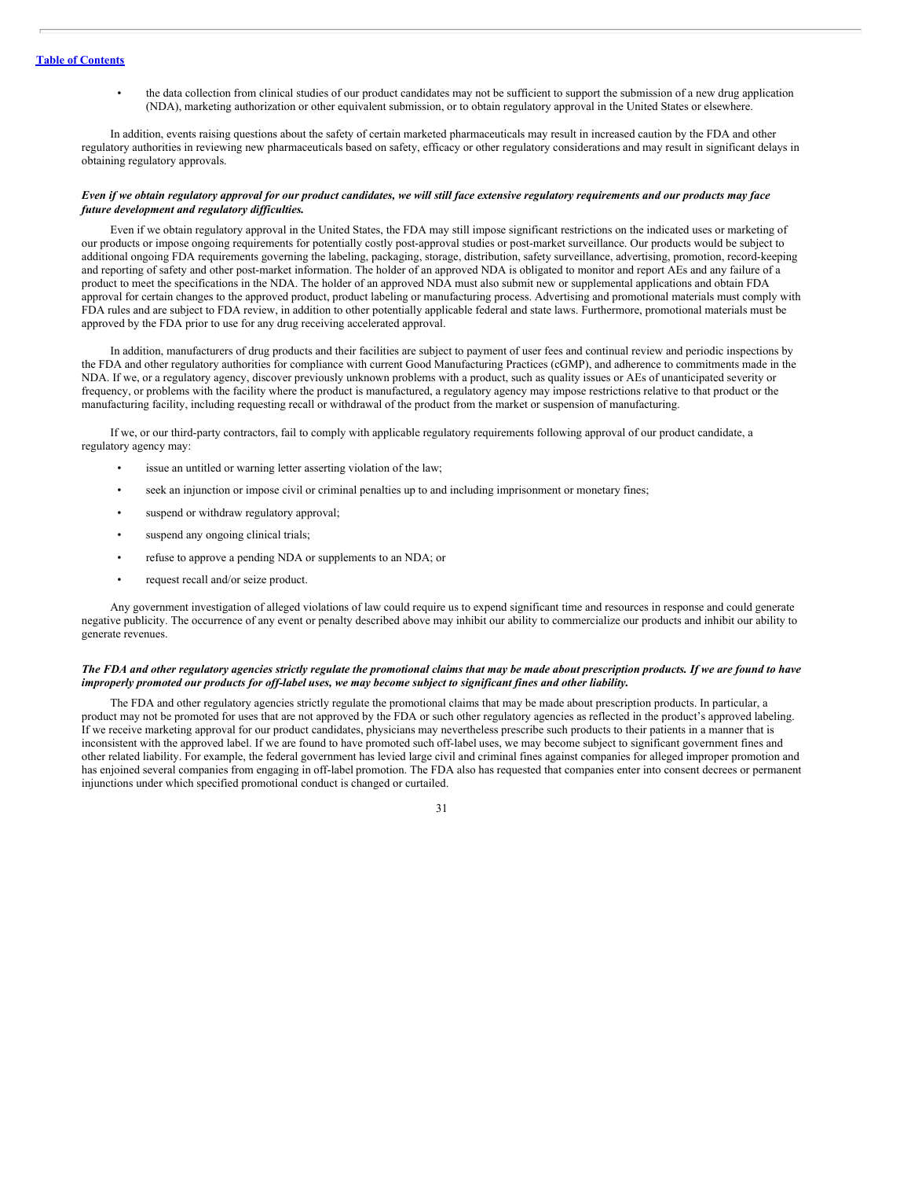- the data collection from clinical studies of our product candidates may not be sufficient to support the submission of a new drug application (NDA), marketing authorization or other equivalent submission, or to obtain regulatory approval in the United States or elsewhere.

In addition, events raising questions about the safety of certain marketed pharmaceuticals may result in increased caution by the FDA and other regulatory authorities in reviewing new pharmaceuticals based on safety, efficacy or other regulatory considerations and may result in significant delays in obtaining regulatory approvals.

***Even if we obtain regulatory approval for our product candidates, we will still face extensive regulatory requirements and our products may face future development and regulatory difficulties.***

Even if we obtain regulatory approval in the United States, the FDA may still impose significant restrictions on the indicated uses or marketing of our products or impose ongoing requirements for potentially costly post-approval studies or post-market surveillance. Our products would be subject to additional ongoing FDA requirements governing the labeling, packaging, storage, distribution, safety surveillance, advertising, promotion, record-keeping and reporting of safety and other post-market information. The holder of an approved NDA is obligated to monitor and report AEs and any failure of a product to meet the specifications in the NDA. The holder of an approved NDA must also submit new or supplemental applications and obtain FDA approval for certain changes to the approved product, product labeling or manufacturing process. Advertising and promotional materials must comply with FDA rules and are subject to FDA review, in addition to other potentially applicable federal and state laws. Furthermore, promotional materials must be approved by the FDA prior to use for any drug receiving accelerated approval.

In addition, manufacturers of drug products and their facilities are subject to payment of user fees and continual review and periodic inspections by the FDA and other regulatory authorities for compliance with current Good Manufacturing Practices (cGMP), and adherence to commitments made in the NDA. If we, or a regulatory agency, discover previously unknown problems with a product, such as quality issues or AEs of unanticipated severity or frequency, or problems with the facility where the product is manufactured, a regulatory agency may impose restrictions relative to that product or the manufacturing facility, including requesting recall or withdrawal of the product from the market or suspension of manufacturing.

If we, or our third-party contractors, fail to comply with applicable regulatory requirements following approval of our product candidate, a regulatory agency may:

- issue an untitled or warning letter asserting violation of the law;
- seek an injunction or impose civil or criminal penalties up to and including imprisonment or monetary fines;
- suspend or withdraw regulatory approval;
- suspend any ongoing clinical trials;
- refuse to approve a pending NDA or supplements to an NDA; or
- request recall and/or seize product.

Any government investigation of alleged violations of law could require us to expend significant time and resources in response and could generate negative publicity. The occurrence of any event or penalty described above may inhibit our ability to commercialize our products and inhibit our ability to generate revenues.

***The FDA and other regulatory agencies strictly regulate the promotional claims that may be made about prescription products. If we are found to have improperly promoted our products for off-label uses, we may become subject to significant fines and other liability.***

The FDA and other regulatory agencies strictly regulate the promotional claims that may be made about prescription products. In particular, a product may not be promoted for uses that are not approved by the FDA or such other regulatory agencies as reflected in the product's approved labeling. If we receive marketing approval for our product candidates, physicians may nevertheless prescribe such products to their patients in a manner that is inconsistent with the approved label. If we are found to have promoted such off-label uses, we may become subject to significant government fines and other related liability. For example, the federal government has levied large civil and criminal fines against companies for alleged improper promotion and has enjoined several companies from engaging in off-label promotion. The FDA also has requested that companies enter into consent decrees or permanent injunctions under which specified promotional conduct is changed or curtailed.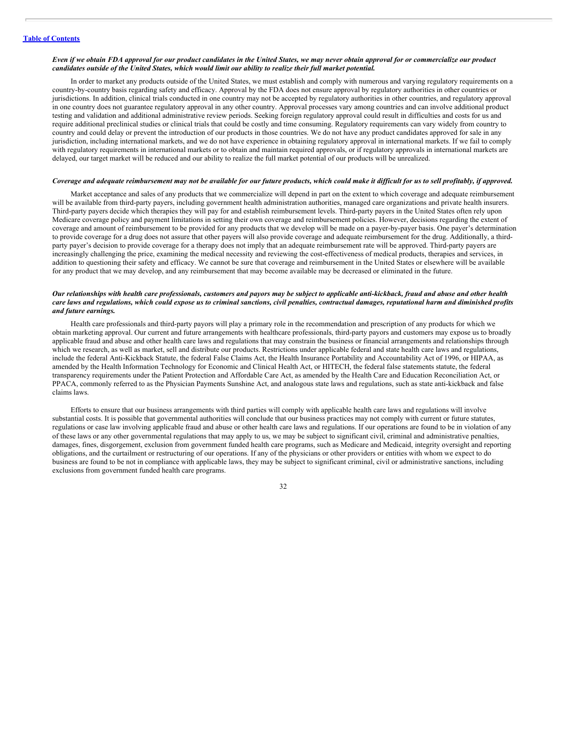***Even if we obtain FDA approval for our product candidates in the United States, we may never obtain approval for or commercialize our product candidates outside of the United States, which would limit our ability to realize their full market potential.***

In order to market any products outside of the United States, we must establish and comply with numerous and varying regulatory requirements on a country-by-country basis regarding safety and efficacy. Approval by the FDA does not ensure approval by regulatory authorities in other countries or jurisdictions. In addition, clinical trials conducted in one country may not be accepted by regulatory authorities in other countries, and regulatory approval in one country does not guarantee regulatory approval in any other country. Approval processes vary among countries and can involve additional product testing and validation and additional administrative review periods. Seeking foreign regulatory approval could result in difficulties and costs for us and require additional preclinical studies or clinical trials that could be costly and time consuming. Regulatory requirements can vary widely from country to country and could delay or prevent the introduction of our products in those countries. We do not have any product candidates approved for sale in any jurisdiction, including international markets, and we do not have experience in obtaining regulatory approval in international markets. If we fail to comply with regulatory requirements in international markets or to obtain and maintain required approvals, or if regulatory approvals in international markets are delayed, our target market will be reduced and our ability to realize the full market potential of our products will be unrealized.

***Coverage and adequate reimbursement may not be available for our future products, which could make it difficult for us to sell profitably, if approved.***

Market acceptance and sales of any products that we commercialize will depend in part on the extent to which coverage and adequate reimbursement will be available from third-party payers, including government health administration authorities, managed care organizations and private health insurers. Third-party payers decide which therapies they will pay for and establish reimbursement levels. Third-party payers in the United States often rely upon Medicare coverage policy and payment limitations in setting their own coverage and reimbursement policies. However, decisions regarding the extent of coverage and amount of reimbursement to be provided for any products that we develop will be made on a payer-by-payer basis. One payer's determination to provide coverage for a drug does not assure that other payers will also provide coverage and adequate reimbursement for the drug. Additionally, a third-party payer's decision to provide coverage for a therapy does not imply that an adequate reimbursement rate will be approved. Third-party payers are increasingly challenging the price, examining the medical necessity and reviewing the cost-effectiveness of medical products, therapies and services, in addition to questioning their safety and efficacy. We cannot be sure that coverage and reimbursement in the United States or elsewhere will be available for any product that we may develop, and any reimbursement that may become available may be decreased or eliminated in the future.

***Our relationships with health care professionals, customers and payors may be subject to applicable anti-kickback, fraud and abuse and other health care laws and regulations, which could expose us to criminal sanctions, civil penalties, contractual damages, reputational harm and diminished profits and future earnings.***

Health care professionals and third-party payors will play a primary role in the recommendation and prescription of any products for which we obtain marketing approval. Our current and future arrangements with healthcare professionals, third-party payors and customers may expose us to broadly applicable fraud and abuse and other health care laws and regulations that may constrain the business or financial arrangements and relationships through which we research, as well as market, sell and distribute our products. Restrictions under applicable federal and state health care laws and regulations, include the federal Anti-Kickback Statute, the federal False Claims Act, the Health Insurance Portability and Accountability Act of 1996, or HIPAA, as amended by the Health Information Technology for Economic and Clinical Health Act, or HITECH, the federal false statements statute, the federal transparency requirements under the Patient Protection and Affordable Care Act, as amended by the Health Care and Education Reconciliation Act, or PPACA, commonly referred to as the Physician Payments Sunshine Act, and analogous state laws and regulations, such as state anti-kickback and false claims laws.

Efforts to ensure that our business arrangements with third parties will comply with applicable health care laws and regulations will involve substantial costs. It is possible that governmental authorities will conclude that our business practices may not comply with current or future statutes, regulations or case law involving applicable fraud and abuse or other health care laws and regulations. If our operations are found to be in violation of any of these laws or any other governmental regulations that may apply to us, we may be subject to significant civil, criminal and administrative penalties, damages, fines, disgorgement, exclusion from government funded health care programs, such as Medicare and Medicaid, integrity oversight and reporting obligations, and the curtailment or restructuring of our operations. If any of the physicians or other providers or entities with whom we expect to do business are found to be not in compliance with applicable laws, they may be subject to significant criminal, civil or administrative sanctions, including exclusions from government funded health care programs.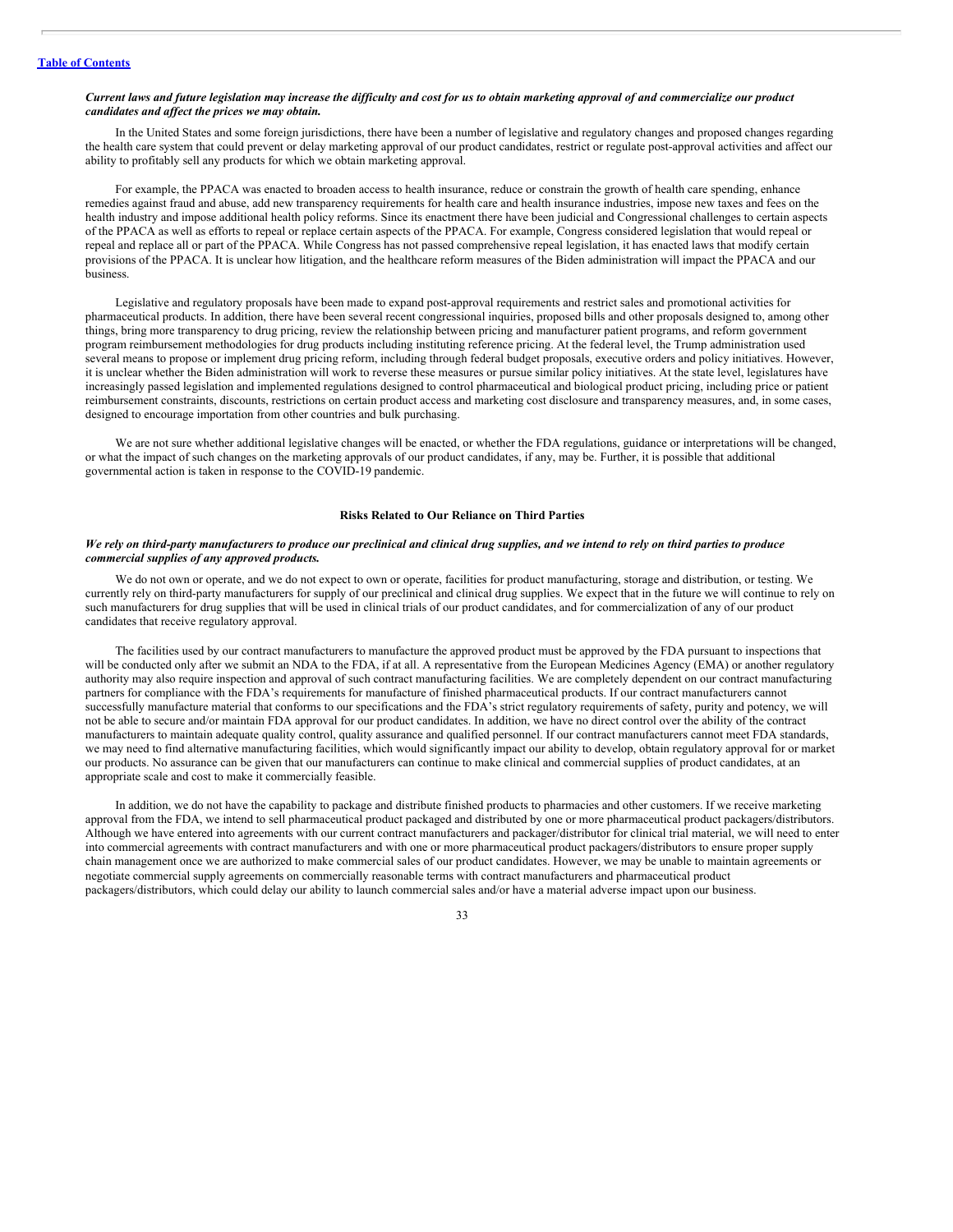***Current laws and future legislation may increase the difficulty and cost for us to obtain marketing approval of and commercialize our product candidates and affect the prices we may obtain.***

In the United States and some foreign jurisdictions, there have been a number of legislative and regulatory changes and proposed changes regarding the health care system that could prevent or delay marketing approval of our product candidates, restrict or regulate post-approval activities and affect our ability to profitably sell any products for which we obtain marketing approval.

For example, the PPACA was enacted to broaden access to health insurance, reduce or constrain the growth of health care spending, enhance remedies against fraud and abuse, add new transparency requirements for health care and health insurance industries, impose new taxes and fees on the health industry and impose additional health policy reforms. Since its enactment there have been judicial and Congressional challenges to certain aspects of the PPACA as well as efforts to repeal or replace certain aspects of the PPACA. For example, Congress considered legislation that would repeal or repeal and replace all or part of the PPACA. While Congress has not passed comprehensive repeal legislation, it has enacted laws that modify certain provisions of the PPACA. It is unclear how litigation, and the healthcare reform measures of the Biden administration will impact the PPACA and our business.

Legislative and regulatory proposals have been made to expand post-approval requirements and restrict sales and promotional activities for pharmaceutical products. In addition, there have been several recent congressional inquiries, proposed bills and other proposals designed to, among other things, bring more transparency to drug pricing, review the relationship between pricing and manufacturer patient programs, and reform government program reimbursement methodologies for drug products including instituting reference pricing. At the federal level, the Trump administration used several means to propose or implement drug pricing reform, including through federal budget proposals, executive orders and policy initiatives. However, it is unclear whether the Biden administration will work to reverse these measures or pursue similar policy initiatives. At the state level, legislatures have increasingly passed legislation and implemented regulations designed to control pharmaceutical and biological product pricing, including price or patient reimbursement constraints, discounts, restrictions on certain product access and marketing cost disclosure and transparency measures, and, in some cases, designed to encourage importation from other countries and bulk purchasing.

We are not sure whether additional legislative changes will be enacted, or whether the FDA regulations, guidance or interpretations will be changed, or what the impact of such changes on the marketing approvals of our product candidates, if any, may be. Further, it is possible that additional governmental action is taken in response to the COVID-19 pandemic.

**Risks Related to Our Reliance on Third Parties**

***We rely on third-party manufacturers to produce our preclinical and clinical drug supplies, and we intend to rely on third parties to produce commercial supplies of any approved products.***

We do not own or operate, and we do not expect to own or operate, facilities for product manufacturing, storage and distribution, or testing. We currently rely on third-party manufacturers for supply of our preclinical and clinical drug supplies. We expect that in the future we will continue to rely on such manufacturers for drug supplies that will be used in clinical trials of our product candidates, and for commercialization of any of our product candidates that receive regulatory approval.

The facilities used by our contract manufacturers to manufacture the approved product must be approved by the FDA pursuant to inspections that will be conducted only after we submit an NDA to the FDA, if at all. A representative from the European Medicines Agency (EMA) or another regulatory authority may also require inspection and approval of such contract manufacturing facilities. We are completely dependent on our contract manufacturing partners for compliance with the FDA's requirements for manufacture of finished pharmaceutical products. If our contract manufacturers cannot successfully manufacture material that conforms to our specifications and the FDA's strict regulatory requirements of safety, purity and potency, we will not be able to secure and/or maintain FDA approval for our product candidates. In addition, we have no direct control over the ability of the contract manufacturers to maintain adequate quality control, quality assurance and qualified personnel. If our contract manufacturers cannot meet FDA standards, we may need to find alternative manufacturing facilities, which would significantly impact our ability to develop, obtain regulatory approval for or market our products. No assurance can be given that our manufacturers can continue to make clinical and commercial supplies of product candidates, at an appropriate scale and cost to make it commercially feasible.

In addition, we do not have the capability to package and distribute finished products to pharmacies and other customers. If we receive marketing approval from the FDA, we intend to sell pharmaceutical product packaged and distributed by one or more pharmaceutical product packagers/distributors. Although we have entered into agreements with our current contract manufacturers and packager/distributor for clinical trial material, we will need to enter into commercial agreements with contract manufacturers and with one or more pharmaceutical product packagers/distributors to ensure proper supply chain management once we are authorized to make commercial sales of our product candidates. However, we may be unable to maintain agreements or negotiate commercial supply agreements on commercially reasonable terms with contract manufacturers and pharmaceutical product packagers/distributors, which could delay our ability to launch commercial sales and/or have a material adverse impact upon our business.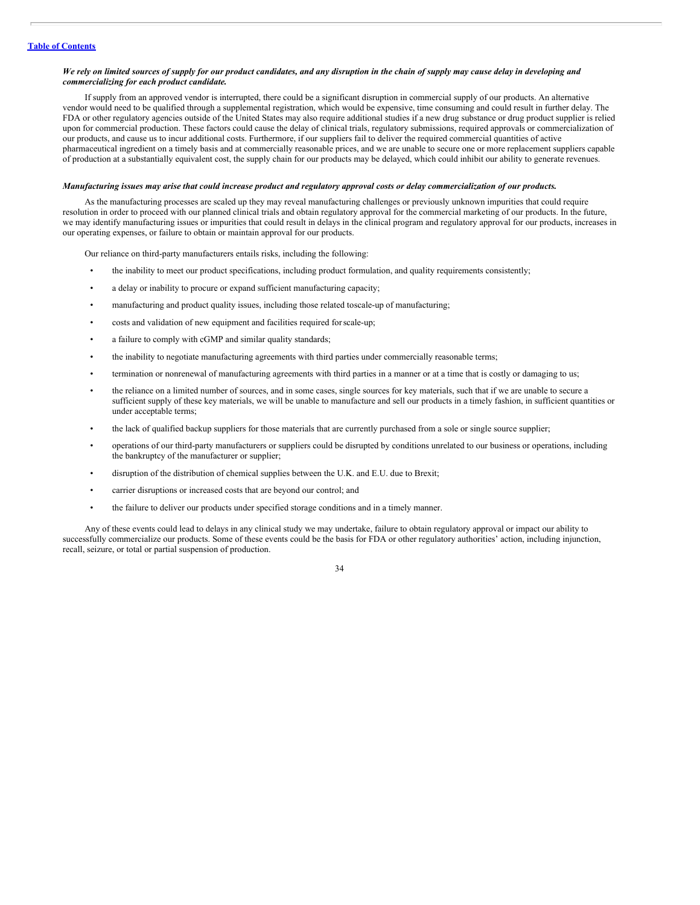***We rely on limited sources of supply for our product candidates, and any disruption in the chain of supply may cause delay in developing and commercializing for each product candidate.***

If supply from an approved vendor is interrupted, there could be a significant disruption in commercial supply of our products. An alternative vendor would need to be qualified through a supplemental registration, which would be expensive, time consuming and could result in further delay. The FDA or other regulatory agencies outside of the United States may also require additional studies if a new drug substance or drug product supplier is relied upon for commercial production. These factors could cause the delay of clinical trials, regulatory submissions, required approvals or commercialization of our products, and cause us to incur additional costs. Furthermore, if our suppliers fail to deliver the required commercial quantities of active pharmaceutical ingredient on a timely basis and at commercially reasonable prices, and we are unable to secure one or more replacement suppliers capable of production at a substantially equivalent cost, the supply chain for our products may be delayed, which could inhibit our ability to generate revenues.

***Manufacturing issues may arise that could increase product and regulatory approval costs or delay commercialization of our products.***

As the manufacturing processes are scaled up they may reveal manufacturing challenges or previously unknown impurities that could require resolution in order to proceed with our planned clinical trials and obtain regulatory approval for the commercial marketing of our products. In the future, we may identify manufacturing issues or impurities that could result in delays in the clinical program and regulatory approval for our products, increases in our operating expenses, or failure to obtain or maintain approval for our products.

Our reliance on third-party manufacturers entails risks, including the following:

- the inability to meet our product specifications, including product formulation, and quality requirements consistently;
- a delay or inability to procure or expand sufficient manufacturing capacity;
- manufacturing and product quality issues, including those related toscale-up of manufacturing;
- costs and validation of new equipment and facilities required forscale-up;
- a failure to comply with cGMP and similar quality standards;
- the inability to negotiate manufacturing agreements with third parties under commercially reasonable terms;
- termination or nonrenewal of manufacturing agreements with third parties in a manner or at a time that is costly or damaging to us;
- the reliance on a limited number of sources, and in some cases, single sources for key materials, such that if we are unable to secure a sufficient supply of these key materials, we will be unable to manufacture and sell our products in a timely fashion, in sufficient quantities or under acceptable terms;
- the lack of qualified backup suppliers for those materials that are currently purchased from a sole or single source supplier;
- operations of our third-party manufacturers or suppliers could be disrupted by conditions unrelated to our business or operations, including the bankruptcy of the manufacturer or supplier;
- disruption of the distribution of chemical supplies between the U.K. and E.U. due to Brexit;
- carrier disruptions or increased costs that are beyond our control; and
- the failure to deliver our products under specified storage conditions and in a timely manner.

Any of these events could lead to delays in any clinical study we may undertake, failure to obtain regulatory approval or impact our ability to successfully commercialize our products. Some of these events could be the basis for FDA or other regulatory authorities' action, including injunction, recall, seizure, or total or partial suspension of production.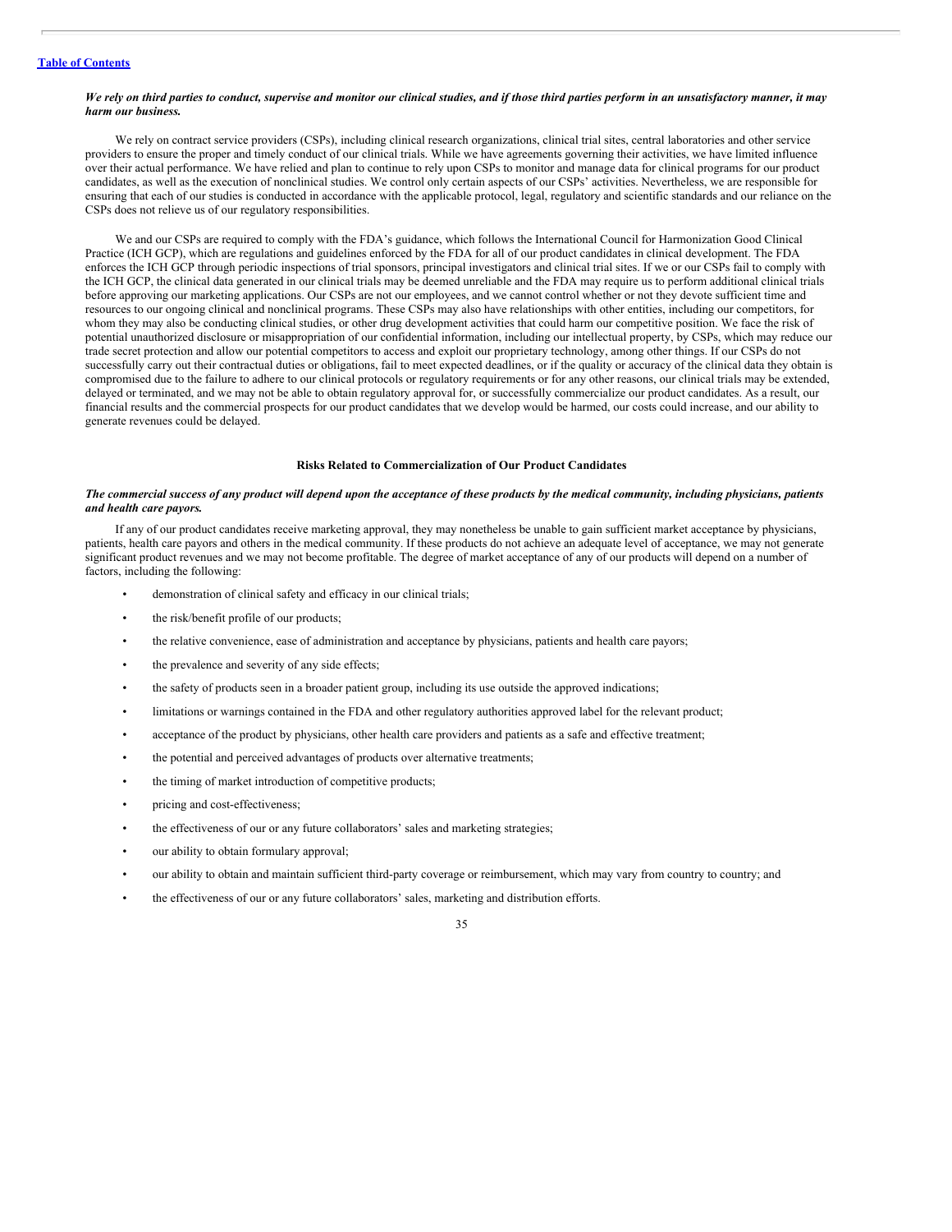***We rely on third parties to conduct, supervise and monitor our clinical studies, and if those third parties perform in an unsatisfactory manner, it may harm our business.***

We rely on contract service providers (CSPs), including clinical research organizations, clinical trial sites, central laboratories and other service providers to ensure the proper and timely conduct of our clinical trials. While we have agreements governing their activities, we have limited influence over their actual performance. We have relied and plan to continue to rely upon CSPs to monitor and manage data for clinical programs for our product candidates, as well as the execution of nonclinical studies. We control only certain aspects of our CSPs' activities. Nevertheless, we are responsible for ensuring that each of our studies is conducted in accordance with the applicable protocol, legal, regulatory and scientific standards and our reliance on the CSPs does not relieve us of our regulatory responsibilities.

We and our CSPs are required to comply with the FDA's guidance, which follows the International Council for Harmonization Good Clinical Practice (ICH GCP), which are regulations and guidelines enforced by the FDA for all of our product candidates in clinical development. The FDA enforces the ICH GCP through periodic inspections of trial sponsors, principal investigators and clinical trial sites. If we or our CSPs fail to comply with the ICH GCP, the clinical data generated in our clinical trials may be deemed unreliable and the FDA may require us to perform additional clinical trials before approving our marketing applications. Our CSPs are not our employees, and we cannot control whether or not they devote sufficient time and resources to our ongoing clinical and nonclinical programs. These CSPs may also have relationships with other entities, including our competitors, for whom they may also be conducting clinical studies, or other drug development activities that could harm our competitive position. We face the risk of potential unauthorized disclosure or misappropriation of our confidential information, including our intellectual property, by CSPs, which may reduce our trade secret protection and allow our potential competitors to access and exploit our proprietary technology, among other things. If our CSPs do not successfully carry out their contractual duties or obligations, fail to meet expected deadlines, or if the quality or accuracy of the clinical data they obtain is compromised due to the failure to adhere to our clinical protocols or regulatory requirements or for any other reasons, our clinical trials may be extended, delayed or terminated, and we may not be able to obtain regulatory approval for, or successfully commercialize our product candidates. As a result, our financial results and the commercial prospects for our product candidates that we develop would be harmed, our costs could increase, and our ability to generate revenues could be delayed.

## Risks Related to Commercialization of Our Product Candidates

***The commercial success of any product will depend upon the acceptance of these products by the medical community, including physicians, patients and health care payors.***

If any of our product candidates receive marketing approval, they may nonetheless be unable to gain sufficient market acceptance by physicians, patients, health care payors and others in the medical community. If these products do not achieve an adequate level of acceptance, we may not generate significant product revenues and we may not become profitable. The degree of market acceptance of any of our products will depend on a number of factors, including the following:

- demonstration of clinical safety and efficacy in our clinical trials;
- the risk/benefit profile of our products;
- the relative convenience, ease of administration and acceptance by physicians, patients and health care payors;
- the prevalence and severity of any side effects;
- the safety of products seen in a broader patient group, including its use outside the approved indications;
- limitations or warnings contained in the FDA and other regulatory authorities approved label for the relevant product;
- acceptance of the product by physicians, other health care providers and patients as a safe and effective treatment;
- the potential and perceived advantages of products over alternative treatments;
- the timing of market introduction of competitive products;
- pricing and cost-effectiveness;
- the effectiveness of our or any future collaborators' sales and marketing strategies;
- our ability to obtain formulary approval;
- our ability to obtain and maintain sufficient third-party coverage or reimbursement, which may vary from country to country; and
- the effectiveness of our or any future collaborators' sales, marketing and distribution efforts.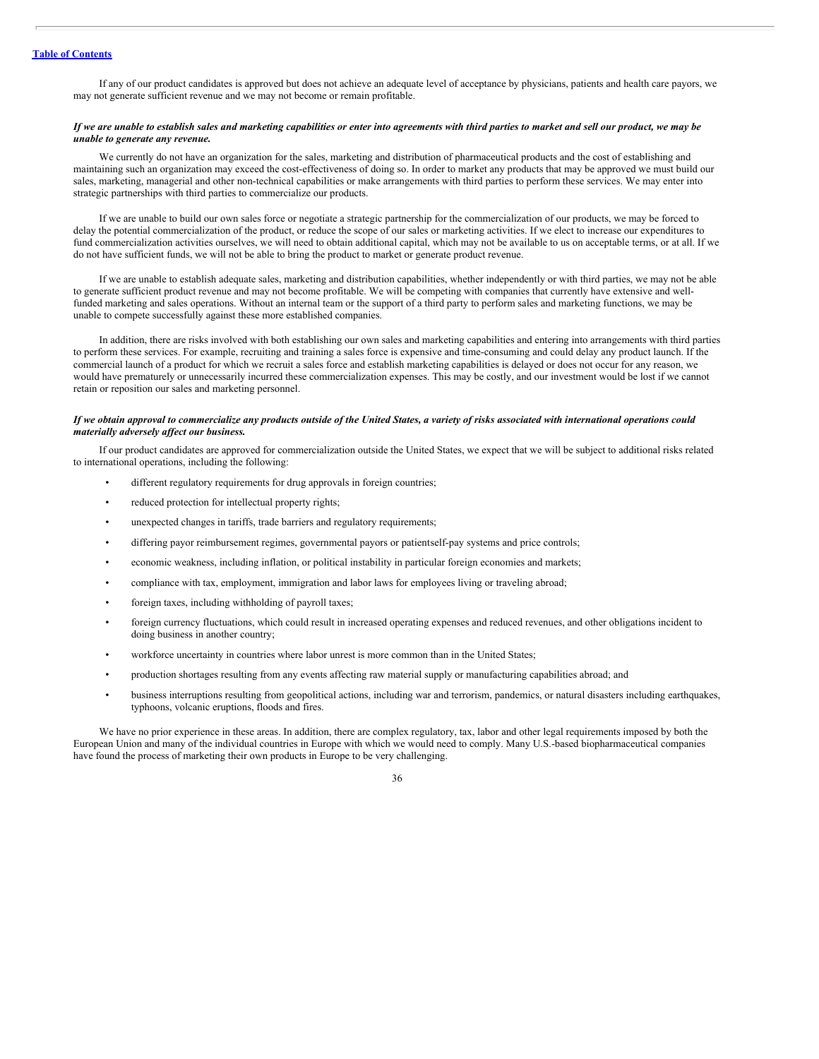If any of our product candidates is approved but does not achieve an adequate level of acceptance by physicians, patients and health care payors, we may not generate sufficient revenue and we may not become or remain profitable.

***If we are unable to establish sales and marketing capabilities or enter into agreements with third parties to market and sell our product, we may be unable to generate any revenue.***

We currently do not have an organization for the sales, marketing and distribution of pharmaceutical products and the cost of establishing and maintaining such an organization may exceed the cost-effectiveness of doing so. In order to market any products that may be approved we must build our sales, marketing, managerial and other non-technical capabilities or make arrangements with third parties to perform these services. We may enter into strategic partnerships with third parties to commercialize our products.

If we are unable to build our own sales force or negotiate a strategic partnership for the commercialization of our products, we may be forced to delay the potential commercialization of the product, or reduce the scope of our sales or marketing activities. If we elect to increase our expenditures to fund commercialization activities ourselves, we will need to obtain additional capital, which may not be available to us on acceptable terms, or at all. If we do not have sufficient funds, we will not be able to bring the product to market or generate product revenue.

If we are unable to establish adequate sales, marketing and distribution capabilities, whether independently or with third parties, we may not be able to generate sufficient product revenue and may not become profitable. We will be competing with companies that currently have extensive and well-funded marketing and sales operations. Without an internal team or the support of a third party to perform sales and marketing functions, we may be unable to compete successfully against these more established companies.

In addition, there are risks involved with both establishing our own sales and marketing capabilities and entering into arrangements with third parties to perform these services. For example, recruiting and training a sales force is expensive and time-consuming and could delay any product launch. If the commercial launch of a product for which we recruit a sales force and establish marketing capabilities is delayed or does not occur for any reason, we would have prematurely or unnecessarily incurred these commercialization expenses. This may be costly, and our investment would be lost if we cannot retain or reposition our sales and marketing personnel.

***If we obtain approval to commercialize any products outside of the United States, a variety of risks associated with international operations could materially adversely affect our business.***

If our product candidates are approved for commercialization outside the United States, we expect that we will be subject to additional risks related to international operations, including the following:

- different regulatory requirements for drug approvals in foreign countries;
- reduced protection for intellectual property rights;
- unexpected changes in tariffs, trade barriers and regulatory requirements;
- differing payor reimbursement regimes, governmental payors or patientself-pay systems and price controls;
- economic weakness, including inflation, or political instability in particular foreign economies and markets;
- compliance with tax, employment, immigration and labor laws for employees living or traveling abroad;
- foreign taxes, including withholding of payroll taxes;
- foreign currency fluctuations, which could result in increased operating expenses and reduced revenues, and other obligations incident to doing business in another country;
- workforce uncertainty in countries where labor unrest is more common than in the United States;
- production shortages resulting from any events affecting raw material supply or manufacturing capabilities abroad; and
- business interruptions resulting from geopolitical actions, including war and terrorism, pandemics, or natural disasters including earthquakes, typhoons, volcanic eruptions, floods and fires.

We have no prior experience in these areas. In addition, there are complex regulatory, tax, labor and other legal requirements imposed by both the European Union and many of the individual countries in Europe with which we would need to comply. Many U.S.-based biopharmaceutical companies have found the process of marketing their own products in Europe to be very challenging.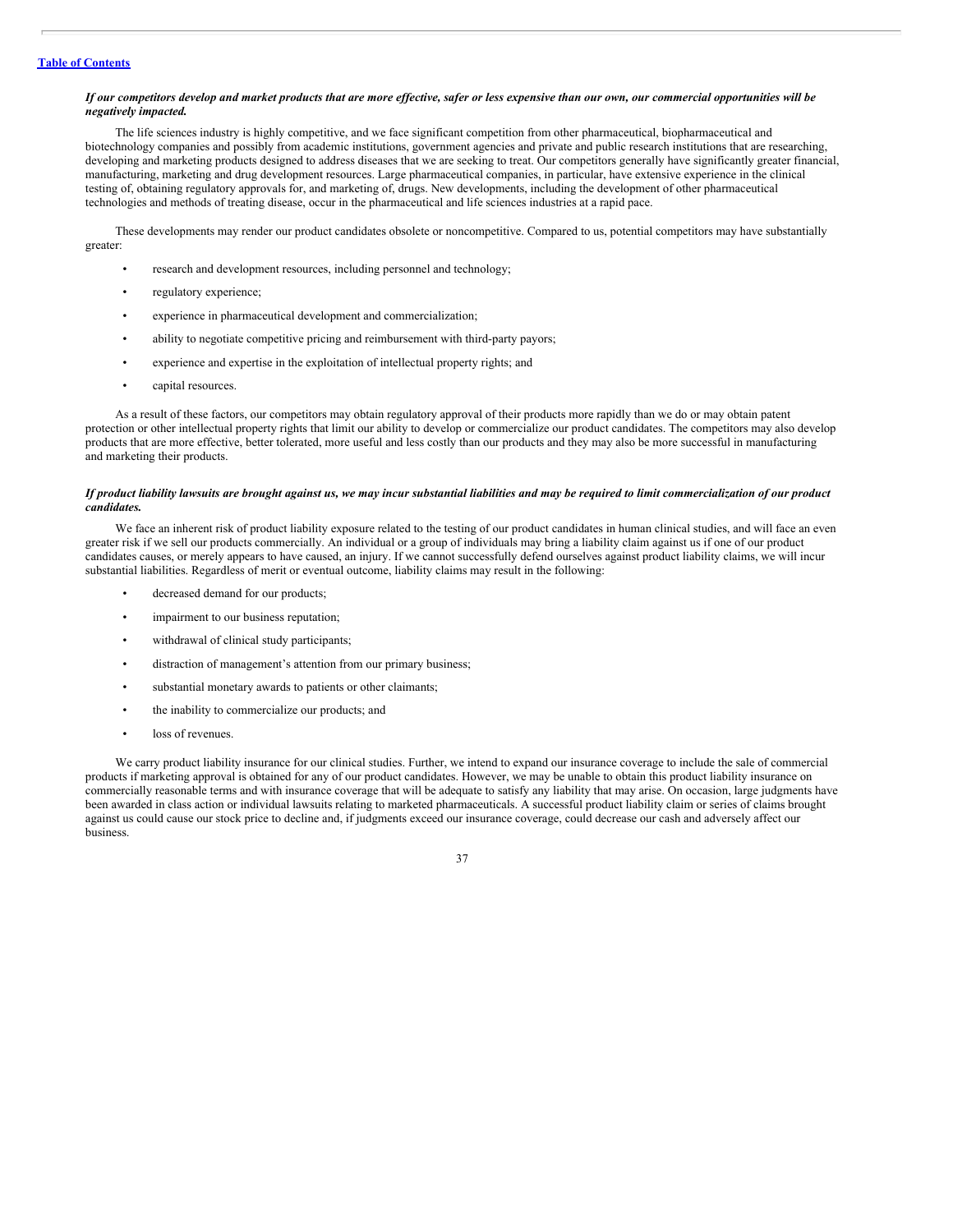***If our competitors develop and market products that are more effective, safer or less expensive than our own, our commercial opportunities will be negatively impacted.***

The life sciences industry is highly competitive, and we face significant competition from other pharmaceutical, biopharmaceutical and biotechnology companies and possibly from academic institutions, government agencies and private and public research institutions that are researching, developing and marketing products designed to address diseases that we are seeking to treat. Our competitors generally have significantly greater financial, manufacturing, marketing and drug development resources. Large pharmaceutical companies, in particular, have extensive experience in the clinical testing of, obtaining regulatory approvals for, and marketing of, drugs. New developments, including the development of other pharmaceutical technologies and methods of treating disease, occur in the pharmaceutical and life sciences industries at a rapid pace.

These developments may render our product candidates obsolete or noncompetitive. Compared to us, potential competitors may have substantially greater:

- research and development resources, including personnel and technology;
- regulatory experience;
- experience in pharmaceutical development and commercialization;
- ability to negotiate competitive pricing and reimbursement with third-party payors;
- experience and expertise in the exploitation of intellectual property rights; and
- capital resources.

As a result of these factors, our competitors may obtain regulatory approval of their products more rapidly than we do or may obtain patent protection or other intellectual property rights that limit our ability to develop or commercialize our product candidates. The competitors may also develop products that are more effective, better tolerated, more useful and less costly than our products and they may also be more successful in manufacturing and marketing their products.

***If product liability lawsuits are brought against us, we may incur substantial liabilities and may be required to limit commercialization of our product candidates.***

We face an inherent risk of product liability exposure related to the testing of our product candidates in human clinical studies, and will face an even greater risk if we sell our products commercially. An individual or a group of individuals may bring a liability claim against us if one of our product candidates causes, or merely appears to have caused, an injury. If we cannot successfully defend ourselves against product liability claims, we will incur substantial liabilities. Regardless of merit or eventual outcome, liability claims may result in the following:

- decreased demand for our products;
- impairment to our business reputation;
- withdrawal of clinical study participants;
- distraction of management's attention from our primary business;
- substantial monetary awards to patients or other claimants;
- the inability to commercialize our products; and
- loss of revenues.

We carry product liability insurance for our clinical studies. Further, we intend to expand our insurance coverage to include the sale of commercial products if marketing approval is obtained for any of our product candidates. However, we may be unable to obtain this product liability insurance on commercially reasonable terms and with insurance coverage that will be adequate to satisfy any liability that may arise. On occasion, large judgments have been awarded in class action or individual lawsuits relating to marketed pharmaceuticals. A successful product liability claim or series of claims brought against us could cause our stock price to decline and, if judgments exceed our insurance coverage, could decrease our cash and adversely affect our business.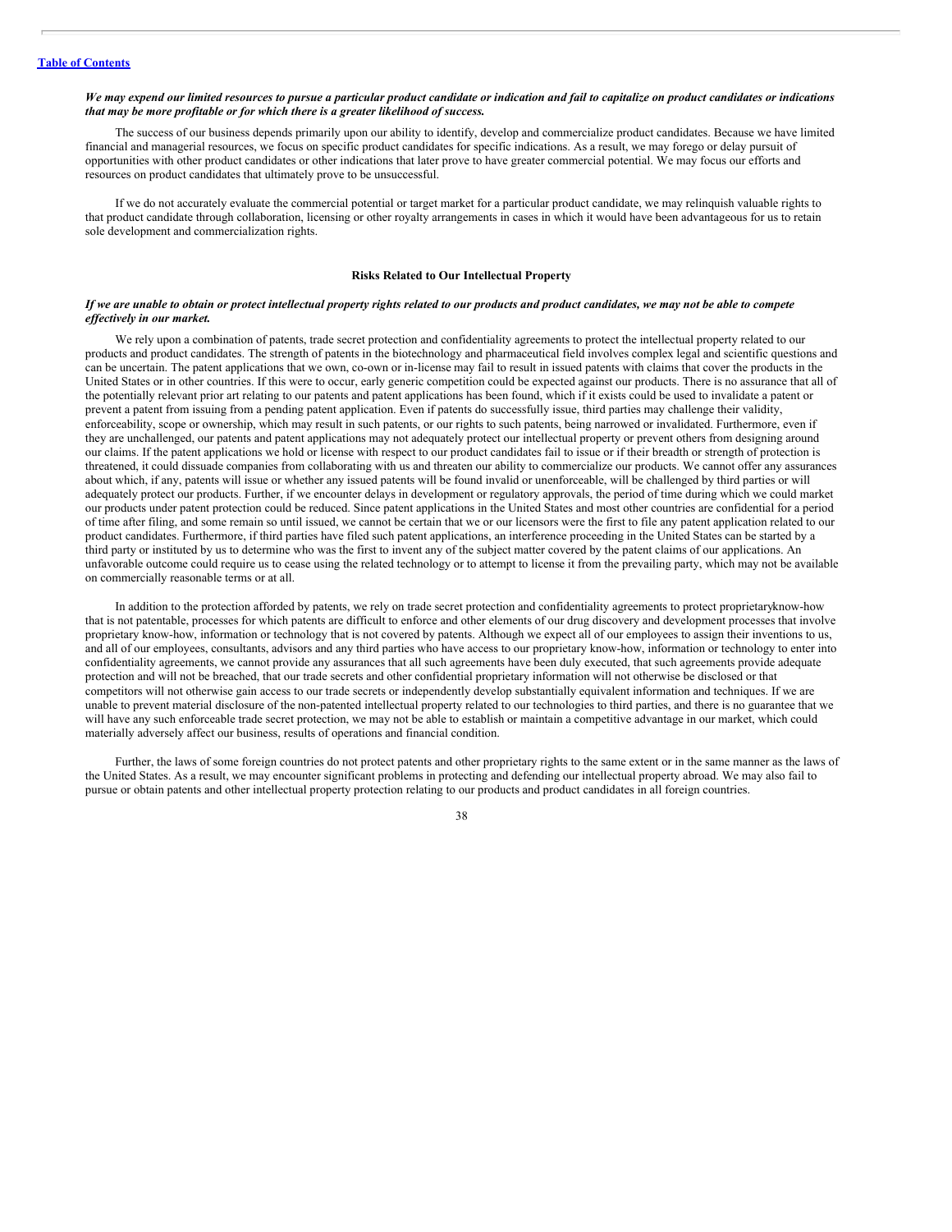***We may expend our limited resources to pursue a particular product candidate or indication and fail to capitalize on product candidates or indications that may be more profitable or for which there is a greater likelihood of success.***

The success of our business depends primarily upon our ability to identify, develop and commercialize product candidates. Because we have limited financial and managerial resources, we focus on specific product candidates for specific indications. As a result, we may forego or delay pursuit of opportunities with other product candidates or other indications that later prove to have greater commercial potential. We may focus our efforts and resources on product candidates that ultimately prove to be unsuccessful.

If we do not accurately evaluate the commercial potential or target market for a particular product candidate, we may relinquish valuable rights to that product candidate through collaboration, licensing or other royalty arrangements in cases in which it would have been advantageous for us to retain sole development and commercialization rights.

## Risks Related to Our Intellectual Property

***If we are unable to obtain or protect intellectual property rights related to our products and product candidates, we may not be able to compete effectively in our market.***

We rely upon a combination of patents, trade secret protection and confidentiality agreements to protect the intellectual property related to our products and product candidates. The strength of patents in the biotechnology and pharmaceutical field involves complex legal and scientific questions and can be uncertain. The patent applications that we own, co-own or in-license may fail to result in issued patents with claims that cover the products in the United States or in other countries. If this were to occur, early generic competition could be expected against our products. There is no assurance that all of the potentially relevant prior art relating to our patents and patent applications has been found, which if it exists could be used to invalidate a patent or prevent a patent from issuing from a pending patent application. Even if patents do successfully issue, third parties may challenge their validity, enforceability, scope or ownership, which may result in such patents, or our rights to such patents, being narrowed or invalidated. Furthermore, even if they are unchallenged, our patents and patent applications may not adequately protect our intellectual property or prevent others from designing around our claims. If the patent applications we hold or license with respect to our product candidates fail to issue or if their breadth or strength of protection is threatened, it could dissuade companies from collaborating with us and threaten our ability to commercialize our products. We cannot offer any assurances about which, if any, patents will issue or whether any issued patents will be found invalid or unenforceable, will be challenged by third parties or will adequately protect our products. Further, if we encounter delays in development or regulatory approvals, the period of time during which we could market our products under patent protection could be reduced. Since patent applications in the United States and most other countries are confidential for a period of time after filing, and some remain so until issued, we cannot be certain that we or our licensors were the first to file any patent application related to our product candidates. Furthermore, if third parties have filed such patent applications, an interference proceeding in the United States can be started by a third party or instituted by us to determine who was the first to invent any of the subject matter covered by the patent claims of our applications. An unfavorable outcome could require us to cease using the related technology or to attempt to license it from the prevailing party, which may not be available on commercially reasonable terms or at all.

In addition to the protection afforded by patents, we rely on trade secret protection and confidentiality agreements to protect proprietaryknow-how that is not patentable, processes for which patents are difficult to enforce and other elements of our drug discovery and development processes that involve proprietary know-how, information or technology that is not covered by patents. Although we expect all of our employees to assign their inventions to us, and all of our employees, consultants, advisors and any third parties who have access to our proprietary know-how, information or technology to enter into confidentiality agreements, we cannot provide any assurances that all such agreements have been duly executed, that such agreements provide adequate protection and will not be breached, that our trade secrets and other confidential proprietary information will not otherwise be disclosed or that competitors will not otherwise gain access to our trade secrets or independently develop substantially equivalent information and techniques. If we are unable to prevent material disclosure of the non-patented intellectual property related to our technologies to third parties, and there is no guarantee that we will have any such enforceable trade secret protection, we may not be able to establish or maintain a competitive advantage in our market, which could materially adversely affect our business, results of operations and financial condition.

Further, the laws of some foreign countries do not protect patents and other proprietary rights to the same extent or in the same manner as the laws of the United States. As a result, we may encounter significant problems in protecting and defending our intellectual property abroad. We may also fail to pursue or obtain patents and other intellectual property protection relating to our products and product candidates in all foreign countries.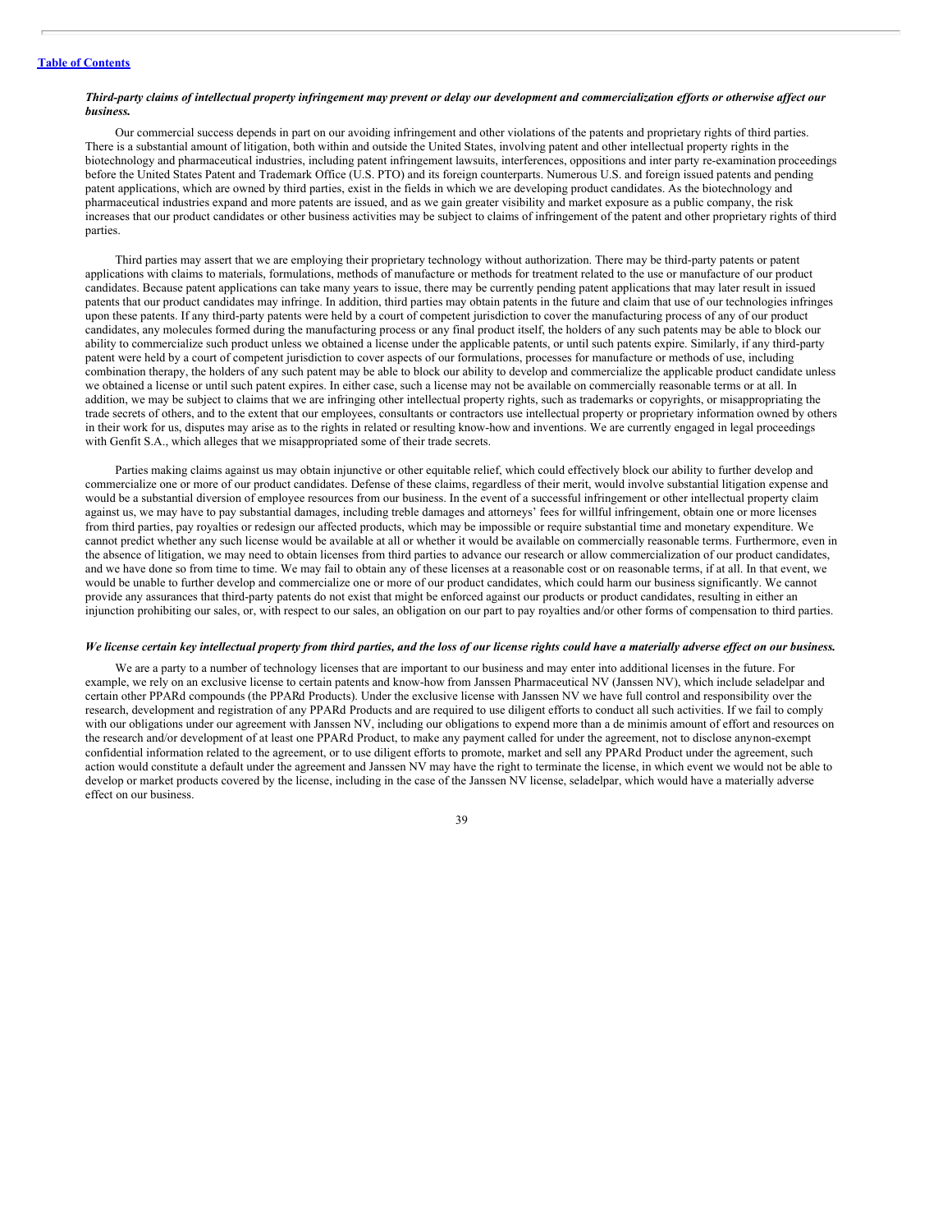***Third-party claims of intellectual property infringement may prevent or delay our development and commercialization efforts or otherwise affect our business.***

Our commercial success depends in part on our avoiding infringement and other violations of the patents and proprietary rights of third parties. There is a substantial amount of litigation, both within and outside the United States, involving patent and other intellectual property rights in the biotechnology and pharmaceutical industries, including patent infringement lawsuits, interferences, oppositions and inter party re-examination proceedings before the United States Patent and Trademark Office (U.S. PTO) and its foreign counterparts. Numerous U.S. and foreign issued patents and pending patent applications, which are owned by third parties, exist in the fields in which we are developing product candidates. As the biotechnology and pharmaceutical industries expand and more patents are issued, and as we gain greater visibility and market exposure as a public company, the risk increases that our product candidates or other business activities may be subject to claims of infringement of the patent and other proprietary rights of third parties.

Third parties may assert that we are employing their proprietary technology without authorization. There may be third-party patents or patent applications with claims to materials, formulations, methods of manufacture or methods for treatment related to the use or manufacture of our product candidates. Because patent applications can take many years to issue, there may be currently pending patent applications that may later result in issued patents that our product candidates may infringe. In addition, third parties may obtain patents in the future and claim that use of our technologies infringes upon these patents. If any third-party patents were held by a court of competent jurisdiction to cover the manufacturing process of any of our product candidates, any molecules formed during the manufacturing process or any final product itself, the holders of any such patents may be able to block our ability to commercialize such product unless we obtained a license under the applicable patents, or until such patents expire. Similarly, if any third-party patent were held by a court of competent jurisdiction to cover aspects of our formulations, processes for manufacture or methods of use, including combination therapy, the holders of any such patent may be able to block our ability to develop and commercialize the applicable product candidate unless we obtained a license or until such patent expires. In either case, such a license may not be available on commercially reasonable terms or at all. In addition, we may be subject to claims that we are infringing other intellectual property rights, such as trademarks or copyrights, or misappropriating the trade secrets of others, and to the extent that our employees, consultants or contractors use intellectual property or proprietary information owned by others in their work for us, disputes may arise as to the rights in related or resulting know-how and inventions. We are currently engaged in legal proceedings with Genfit S.A., which alleges that we misappropriated some of their trade secrets.

Parties making claims against us may obtain injunctive or other equitable relief, which could effectively block our ability to further develop and commercialize one or more of our product candidates. Defense of these claims, regardless of their merit, would involve substantial litigation expense and would be a substantial diversion of employee resources from our business. In the event of a successful infringement or other intellectual property claim against us, we may have to pay substantial damages, including treble damages and attorneys' fees for willful infringement, obtain one or more licenses from third parties, pay royalties or redesign our affected products, which may be impossible or require substantial time and monetary expenditure. We cannot predict whether any such license would be available at all or whether it would be available on commercially reasonable terms. Furthermore, even in the absence of litigation, we may need to obtain licenses from third parties to advance our research or allow commercialization of our product candidates, and we have done so from time to time. We may fail to obtain any of these licenses at a reasonable cost or on reasonable terms, if at all. In that event, we would be unable to further develop and commercialize one or more of our product candidates, which could harm our business significantly. We cannot provide any assurances that third-party patents do not exist that might be enforced against our products or product candidates, resulting in either an injunction prohibiting our sales, or, with respect to our sales, an obligation on our part to pay royalties and/or other forms of compensation to third parties.

***We license certain key intellectual property from third parties, and the loss of our license rights could have a materially adverse effect on our business.***

We are a party to a number of technology licenses that are important to our business and may enter into additional licenses in the future. For example, we rely on an exclusive license to certain patents and know-how from Janssen Pharmaceutical NV (Janssen NV), which include seladelpar and certain other PPARd compounds (the PPARd Products). Under the exclusive license with Janssen NV we have full control and responsibility over the research, development and registration of any PPARd Products and are required to use diligent efforts to conduct all such activities. If we fail to comply with our obligations under our agreement with Janssen NV, including our obligations to expend more than a de minimis amount of effort and resources on the research and/or development of at least one PPARd Product, to make any payment called for under the agreement, not to disclose anynon-exempt confidential information related to the agreement, or to use diligent efforts to promote, market and sell any PPARd Product under the agreement, such action would constitute a default under the agreement and Janssen NV may have the right to terminate the license, in which event we would not be able to develop or market products covered by the license, including in the case of the Janssen NV license, seladelpar, which would have a materially adverse effect on our business.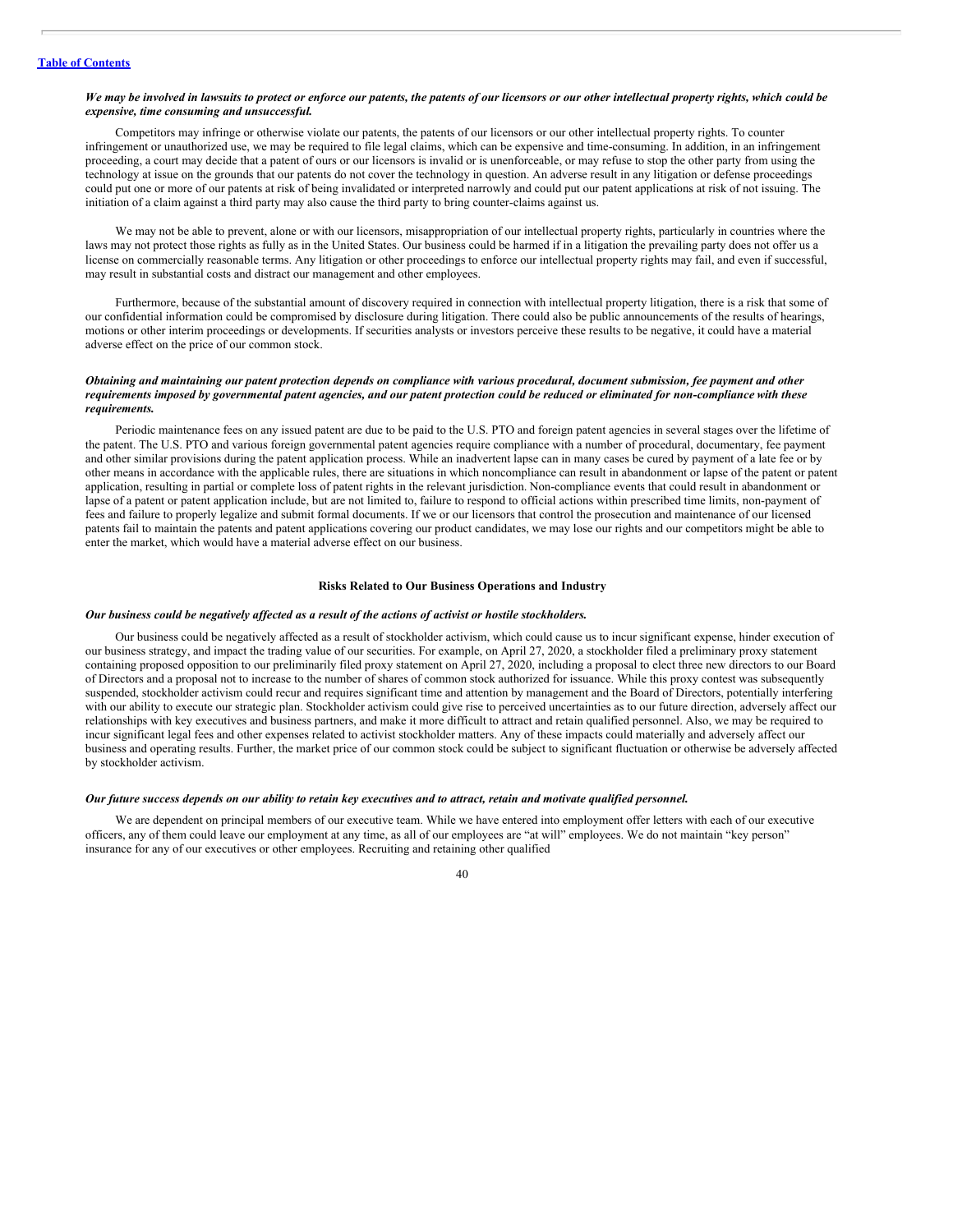*We may be involved in lawsuits to protect or enforce our patents, the patents of our licensors or our other intellectual property rights, which could be expensive, time consuming and unsuccessful.*

Competitors may infringe or otherwise violate our patents, the patents of our licensors or our other intellectual property rights. To counter infringement or unauthorized use, we may be required to file legal claims, which can be expensive and time-consuming. In addition, in an infringement proceeding, a court may decide that a patent of ours or our licensors is invalid or is unenforceable, or may refuse to stop the other party from using the technology at issue on the grounds that our patents do not cover the technology in question. An adverse result in any litigation or defense proceedings could put one or more of our patents at risk of being invalidated or interpreted narrowly and could put our patent applications at risk of not issuing. The initiation of a claim against a third party may also cause the third party to bring counter-claims against us.

We may not be able to prevent, alone or with our licensors, misappropriation of our intellectual property rights, particularly in countries where the laws may not protect those rights as fully as in the United States. Our business could be harmed if in a litigation the prevailing party does not offer us a license on commercially reasonable terms. Any litigation or other proceedings to enforce our intellectual property rights may fail, and even if successful, may result in substantial costs and distract our management and other employees.

Furthermore, because of the substantial amount of discovery required in connection with intellectual property litigation, there is a risk that some of our confidential information could be compromised by disclosure during litigation. There could also be public announcements of the results of hearings, motions or other interim proceedings or developments. If securities analysts or investors perceive these results to be negative, it could have a material adverse effect on the price of our common stock.

*Obtaining and maintaining our patent protection depends on compliance with various procedural, document submission, fee payment and other requirements imposed by governmental patent agencies, and our patent protection could be reduced or eliminated for non-compliance with these requirements.*

Periodic maintenance fees on any issued patent are due to be paid to the U.S. PTO and foreign patent agencies in several stages over the lifetime of the patent. The U.S. PTO and various foreign governmental patent agencies require compliance with a number of procedural, documentary, fee payment and other similar provisions during the patent application process. While an inadvertent lapse can in many cases be cured by payment of a late fee or by other means in accordance with the applicable rules, there are situations in which noncompliance can result in abandonment or lapse of the patent or patent application, resulting in partial or complete loss of patent rights in the relevant jurisdiction. Non-compliance events that could result in abandonment or lapse of a patent or patent application include, but are not limited to, failure to respond to official actions within prescribed time limits, non-payment of fees and failure to properly legalize and submit formal documents. If we or our licensors that control the prosecution and maintenance of our licensed patents fail to maintain the patents and patent applications covering our product candidates, we may lose our rights and our competitors might be able to enter the market, which would have a material adverse effect on our business.

## Risks Related to Our Business Operations and Industry

*Our business could be negatively affected as a result of the actions of activist or hostile stockholders.*

Our business could be negatively affected as a result of stockholder activism, which could cause us to incur significant expense, hinder execution of our business strategy, and impact the trading value of our securities. For example, on April 27, 2020, a stockholder filed a preliminary proxy statement containing proposed opposition to our preliminarily filed proxy statement on April 27, 2020, including a proposal to elect three new directors to our Board of Directors and a proposal not to increase to the number of shares of common stock authorized for issuance. While this proxy contest was subsequently suspended, stockholder activism could recur and requires significant time and attention by management and the Board of Directors, potentially interfering with our ability to execute our strategic plan. Stockholder activism could give rise to perceived uncertainties as to our future direction, adversely affect our relationships with key executives and business partners, and make it more difficult to attract and retain qualified personnel. Also, we may be required to incur significant legal fees and other expenses related to activist stockholder matters. Any of these impacts could materially and adversely affect our business and operating results. Further, the market price of our common stock could be subject to significant fluctuation or otherwise be adversely affected by stockholder activism.

*Our future success depends on our ability to retain key executives and to attract, retain and motivate qualified personnel.*

We are dependent on principal members of our executive team. While we have entered into employment offer letters with each of our executive officers, any of them could leave our employment at any time, as all of our employees are "at will" employees. We do not maintain "key person" insurance for any of our executives or other employees. Recruiting and retaining other qualified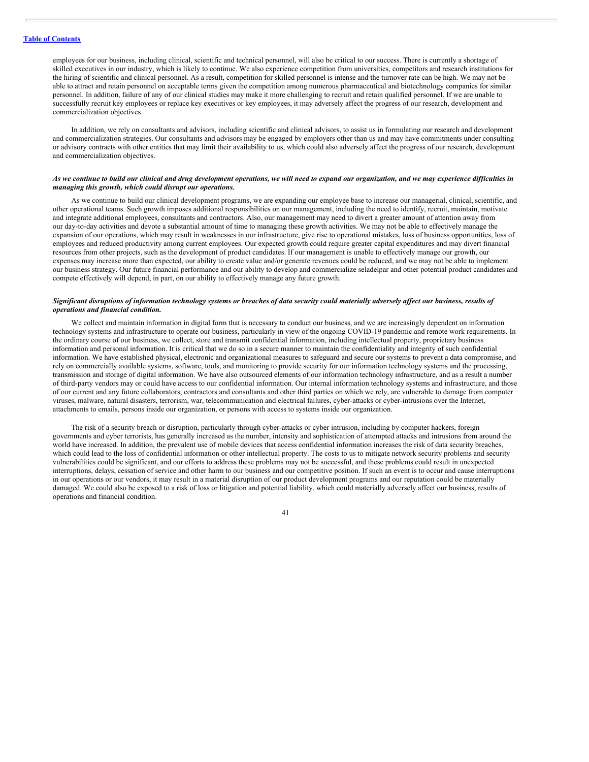employees for our business, including clinical, scientific and technical personnel, will also be critical to our success. There is currently a shortage of skilled executives in our industry, which is likely to continue. We also experience competition from universities, competitors and research institutions for the hiring of scientific and clinical personnel. As a result, competition for skilled personnel is intense and the turnover rate can be high. We may not be able to attract and retain personnel on acceptable terms given the competition among numerous pharmaceutical and biotechnology companies for similar personnel. In addition, failure of any of our clinical studies may make it more challenging to recruit and retain qualified personnel. If we are unable to successfully recruit key employees or replace key executives or key employees, it may adversely affect the progress of our research, development and commercialization objectives.

In addition, we rely on consultants and advisors, including scientific and clinical advisors, to assist us in formulating our research and development and commercialization strategies. Our consultants and advisors may be engaged by employers other than us and may have commitments under consulting or advisory contracts with other entities that may limit their availability to us, which could also adversely affect the progress of our research, development and commercialization objectives.

***As we continue to build our clinical and drug development operations, we will need to expand our organization, and we may experience difficulties in managing this growth, which could disrupt our operations.***

As we continue to build our clinical development programs, we are expanding our employee base to increase our managerial, clinical, scientific, and other operational teams. Such growth imposes additional responsibilities on our management, including the need to identify, recruit, maintain, motivate and integrate additional employees, consultants and contractors. Also, our management may need to divert a greater amount of attention away from our day-to-day activities and devote a substantial amount of time to managing these growth activities. We may not be able to effectively manage the expansion of our operations, which may result in weaknesses in our infrastructure, give rise to operational mistakes, loss of business opportunities, loss of employees and reduced productivity among current employees. Our expected growth could require greater capital expenditures and may divert financial resources from other projects, such as the development of product candidates. If our management is unable to effectively manage our growth, our expenses may increase more than expected, our ability to create value and/or generate revenues could be reduced, and we may not be able to implement our business strategy. Our future financial performance and our ability to develop and commercialize seladelpar and other potential product candidates and compete effectively will depend, in part, on our ability to effectively manage any future growth.

***Significant disruptions of information technology systems or breaches of data security could materially adversely affect our business, results of operations and financial condition.***

We collect and maintain information in digital form that is necessary to conduct our business, and we are increasingly dependent on information technology systems and infrastructure to operate our business, particularly in view of the ongoing COVID-19 pandemic and remote work requirements. In the ordinary course of our business, we collect, store and transmit confidential information, including intellectual property, proprietary business information and personal information. It is critical that we do so in a secure manner to maintain the confidentiality and integrity of such confidential information. We have established physical, electronic and organizational measures to safeguard and secure our systems to prevent a data compromise, and rely on commercially available systems, software, tools, and monitoring to provide security for our information technology systems and the processing, transmission and storage of digital information. We have also outsourced elements of our information technology infrastructure, and as a result a number of third-party vendors may or could have access to our confidential information. Our internal information technology systems and infrastructure, and those of our current and any future collaborators, contractors and consultants and other third parties on which we rely, are vulnerable to damage from computer viruses, malware, natural disasters, terrorism, war, telecommunication and electrical failures, cyber-attacks or cyber-intrusions over the Internet, attachments to emails, persons inside our organization, or persons with access to systems inside our organization.

The risk of a security breach or disruption, particularly through cyber-attacks or cyber intrusion, including by computer hackers, foreign governments and cyber terrorists, has generally increased as the number, intensity and sophistication of attempted attacks and intrusions from around the world have increased. In addition, the prevalent use of mobile devices that access confidential information increases the risk of data security breaches, which could lead to the loss of confidential information or other intellectual property. The costs to us to mitigate network security problems and security vulnerabilities could be significant, and our efforts to address these problems may not be successful, and these problems could result in unexpected interruptions, delays, cessation of service and other harm to our business and our competitive position. If such an event is to occur and cause interruptions in our operations or our vendors, it may result in a material disruption of our product development programs and our reputation could be materially damaged. We could also be exposed to a risk of loss or litigation and potential liability, which could materially adversely affect our business, results of operations and financial condition.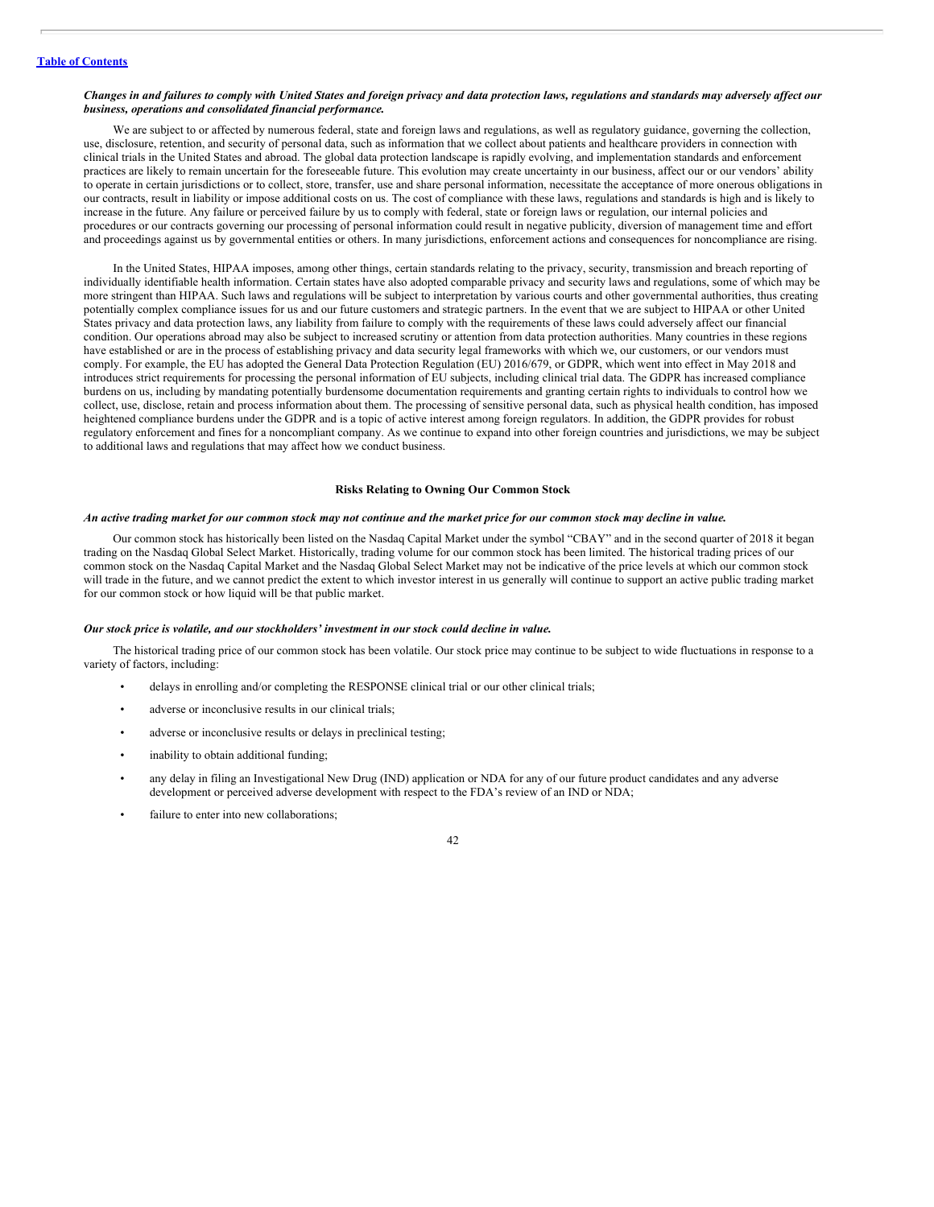***Changes in and failures to comply with United States and foreign privacy and data protection laws, regulations and standards may adversely affect our business, operations and consolidated financial performance.***

We are subject to or affected by numerous federal, state and foreign laws and regulations, as well as regulatory guidance, governing the collection, use, disclosure, retention, and security of personal data, such as information that we collect about patients and healthcare providers in connection with clinical trials in the United States and abroad. The global data protection landscape is rapidly evolving, and implementation standards and enforcement practices are likely to remain uncertain for the foreseeable future. This evolution may create uncertainty in our business, affect our or our vendors' ability to operate in certain jurisdictions or to collect, store, transfer, use and share personal information, necessitate the acceptance of more onerous obligations in our contracts, result in liability or impose additional costs on us. The cost of compliance with these laws, regulations and standards is high and is likely to increase in the future. Any failure or perceived failure by us to comply with federal, state or foreign laws or regulation, our internal policies and procedures or our contracts governing our processing of personal information could result in negative publicity, diversion of management time and effort and proceedings against us by governmental entities or others. In many jurisdictions, enforcement actions and consequences for noncompliance are rising.

In the United States, HIPAA imposes, among other things, certain standards relating to the privacy, security, transmission and breach reporting of individually identifiable health information. Certain states have also adopted comparable privacy and security laws and regulations, some of which may be more stringent than HIPAA. Such laws and regulations will be subject to interpretation by various courts and other governmental authorities, thus creating potentially complex compliance issues for us and our future customers and strategic partners. In the event that we are subject to HIPAA or other United States privacy and data protection laws, any liability from failure to comply with the requirements of these laws could adversely affect our financial condition. Our operations abroad may also be subject to increased scrutiny or attention from data protection authorities. Many countries in these regions have established or are in the process of establishing privacy and data security legal frameworks with which we, our customers, or our vendors must comply. For example, the EU has adopted the General Data Protection Regulation (EU) 2016/679, or GDPR, which went into effect in May 2018 and introduces strict requirements for processing the personal information of EU subjects, including clinical trial data. The GDPR has increased compliance burdens on us, including by mandating potentially burdensome documentation requirements and granting certain rights to individuals to control how we collect, use, disclose, retain and process information about them. The processing of sensitive personal data, such as physical health condition, has imposed heightened compliance burdens under the GDPR and is a topic of active interest among foreign regulators. In addition, the GDPR provides for robust regulatory enforcement and fines for a noncompliant company. As we continue to expand into other foreign countries and jurisdictions, we may be subject to additional laws and regulations that may affect how we conduct business.

## Risks Relating to Owning Our Common Stock

***An active trading market for our common stock may not continue and the market price for our common stock may decline in value.***

Our common stock has historically been listed on the Nasdaq Capital Market under the symbol "CBAY" and in the second quarter of 2018 it began trading on the Nasdaq Global Select Market. Historically, trading volume for our common stock has been limited. The historical trading prices of our common stock on the Nasdaq Capital Market and the Nasdaq Global Select Market may not be indicative of the price levels at which our common stock will trade in the future, and we cannot predict the extent to which investor interest in us generally will continue to support an active public trading market for our common stock or how liquid will be that public market.

***Our stock price is volatile, and our stockholders' investment in our stock could decline in value.***

The historical trading price of our common stock has been volatile. Our stock price may continue to be subject to wide fluctuations in response to a variety of factors, including:

- delays in enrolling and/or completing the RESPONSE clinical trial or our other clinical trials;
- adverse or inconclusive results in our clinical trials;
- adverse or inconclusive results or delays in preclinical testing;
- inability to obtain additional funding;
- any delay in filing an Investigational New Drug (IND) application or NDA for any of our future product candidates and any adverse development or perceived adverse development with respect to the FDA's review of an IND or NDA;
- failure to enter into new collaborations;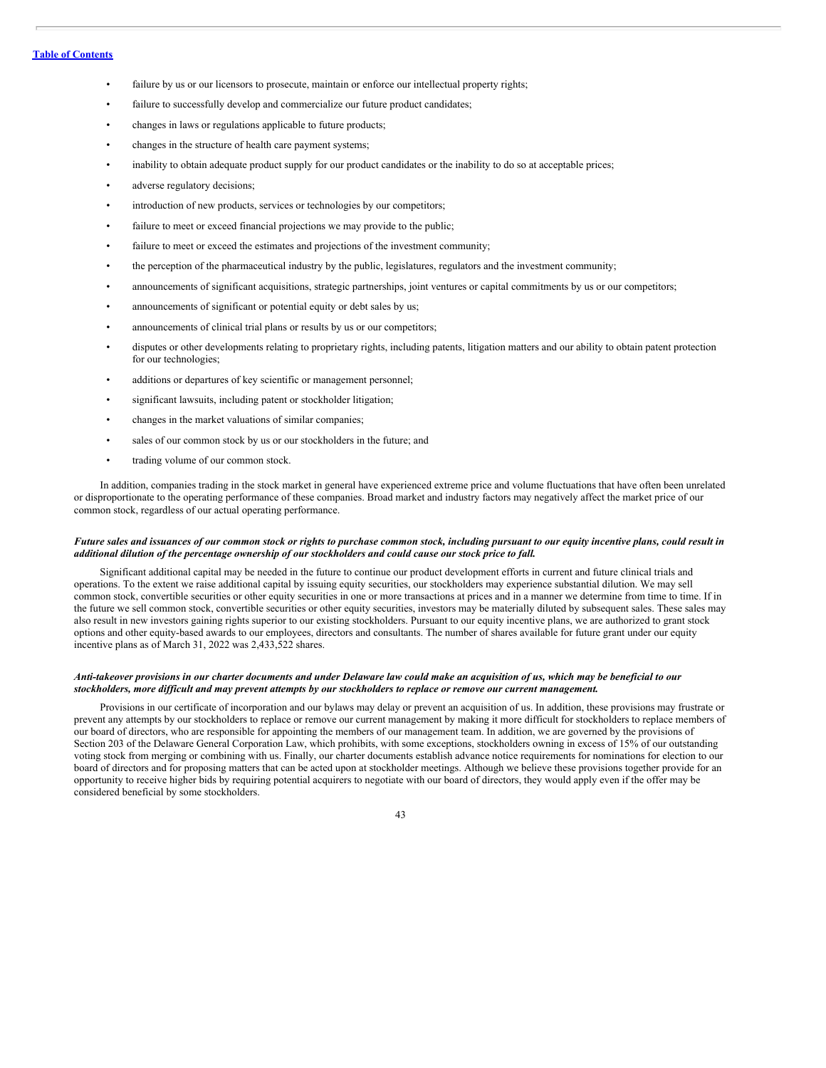- failure by us or our licensors to prosecute, maintain or enforce our intellectual property rights;
- failure to successfully develop and commercialize our future product candidates;
- changes in laws or regulations applicable to future products;
- changes in the structure of health care payment systems;
- inability to obtain adequate product supply for our product candidates or the inability to do so at acceptable prices;
- adverse regulatory decisions;
- introduction of new products, services or technologies by our competitors;
- failure to meet or exceed financial projections we may provide to the public;
- failure to meet or exceed the estimates and projections of the investment community;
- the perception of the pharmaceutical industry by the public, legislatures, regulators and the investment community;
- announcements of significant acquisitions, strategic partnerships, joint ventures or capital commitments by us or our competitors;
- announcements of significant or potential equity or debt sales by us;
- announcements of clinical trial plans or results by us or our competitors;
- disputes or other developments relating to proprietary rights, including patents, litigation matters and our ability to obtain patent protection for our technologies;
- additions or departures of key scientific or management personnel;
- significant lawsuits, including patent or stockholder litigation;
- changes in the market valuations of similar companies;
- sales of our common stock by us or our stockholders in the future; and
- trading volume of our common stock.

In addition, companies trading in the stock market in general have experienced extreme price and volume fluctuations that have often been unrelated or disproportionate to the operating performance of these companies. Broad market and industry factors may negatively affect the market price of our common stock, regardless of our actual operating performance.

***Future sales and issuances of our common stock or rights to purchase common stock, including pursuant to our equity incentive plans, could result in additional dilution of the percentage ownership of our stockholders and could cause our stock price to fall.***

Significant additional capital may be needed in the future to continue our product development efforts in current and future clinical trials and operations. To the extent we raise additional capital by issuing equity securities, our stockholders may experience substantial dilution. We may sell common stock, convertible securities or other equity securities in one or more transactions at prices and in a manner we determine from time to time. If in the future we sell common stock, convertible securities or other equity securities, investors may be materially diluted by subsequent sales. These sales may also result in new investors gaining rights superior to our existing stockholders. Pursuant to our equity incentive plans, we are authorized to grant stock options and other equity-based awards to our employees, directors and consultants. The number of shares available for future grant under our equity incentive plans as of March 31, 2022 was 2,433,522 shares.

***Anti-takeover provisions in our charter documents and under Delaware law could make an acquisition of us, which may be beneficial to our stockholders, more difficult and may prevent attempts by our stockholders to replace or remove our current management.***

Provisions in our certificate of incorporation and our bylaws may delay or prevent an acquisition of us. In addition, these provisions may frustrate or prevent any attempts by our stockholders to replace or remove our current management by making it more difficult for stockholders to replace members of our board of directors, who are responsible for appointing the members of our management team. In addition, we are governed by the provisions of Section 203 of the Delaware General Corporation Law, which prohibits, with some exceptions, stockholders owning in excess of 15% of our outstanding voting stock from merging or combining with us. Finally, our charter documents establish advance notice requirements for nominations for election to our board of directors and for proposing matters that can be acted upon at stockholder meetings. Although we believe these provisions together provide for an opportunity to receive higher bids by requiring potential acquirers to negotiate with our board of directors, they would apply even if the offer may be considered beneficial by some stockholders.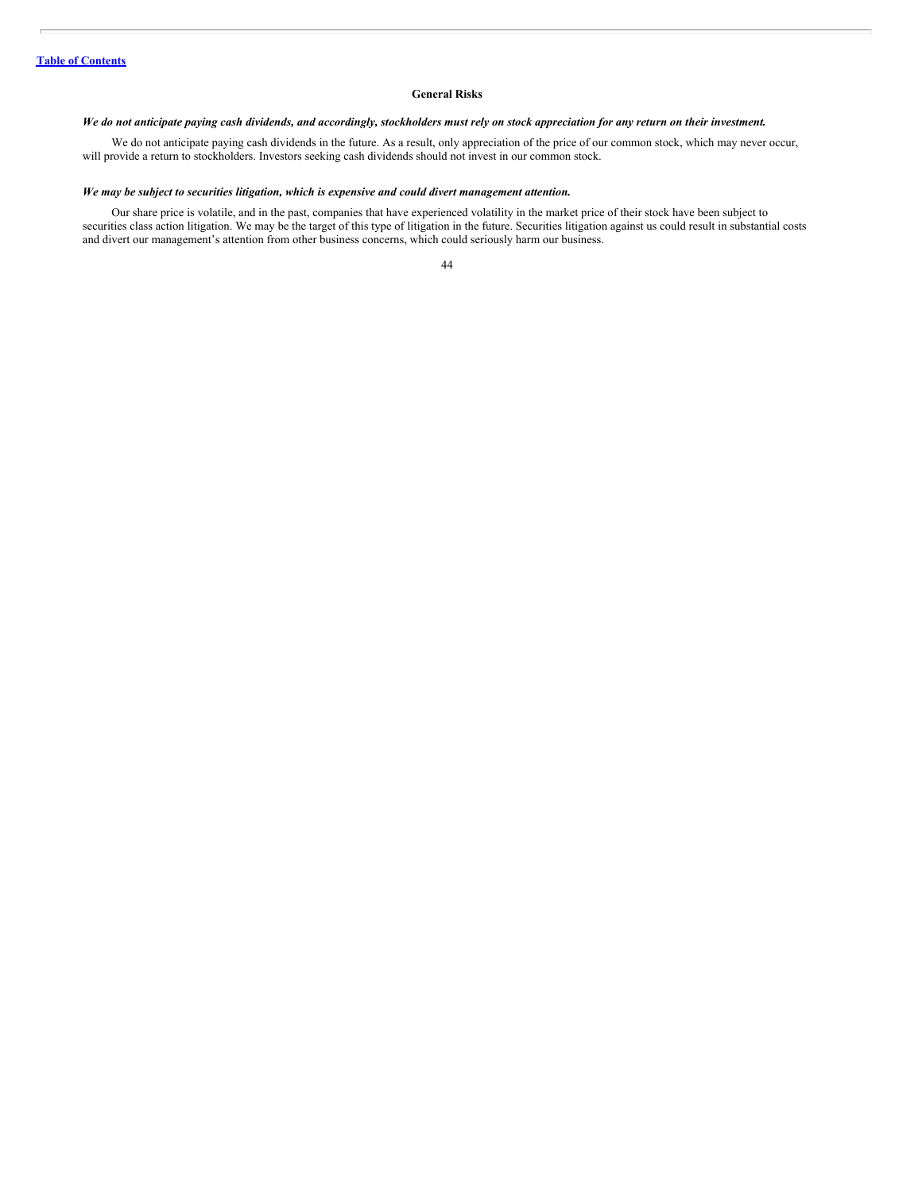## General Risks

***We do not anticipate paying cash dividends, and accordingly, stockholders must rely on stock appreciation for any return on their investment.***

We do not anticipate paying cash dividends in the future. As a result, only appreciation of the price of our common stock, which may never occur, will provide a return to stockholders. Investors seeking cash dividends should not invest in our common stock.

***We may be subject to securities litigation, which is expensive and could divert management attention.***

Our share price is volatile, and in the past, companies that have experienced volatility in the market price of their stock have been subject to securities class action litigation. We may be the target of this type of litigation in the future. Securities litigation against us could result in substantial costs and divert our management's attention from other business concerns, which could seriously harm our business.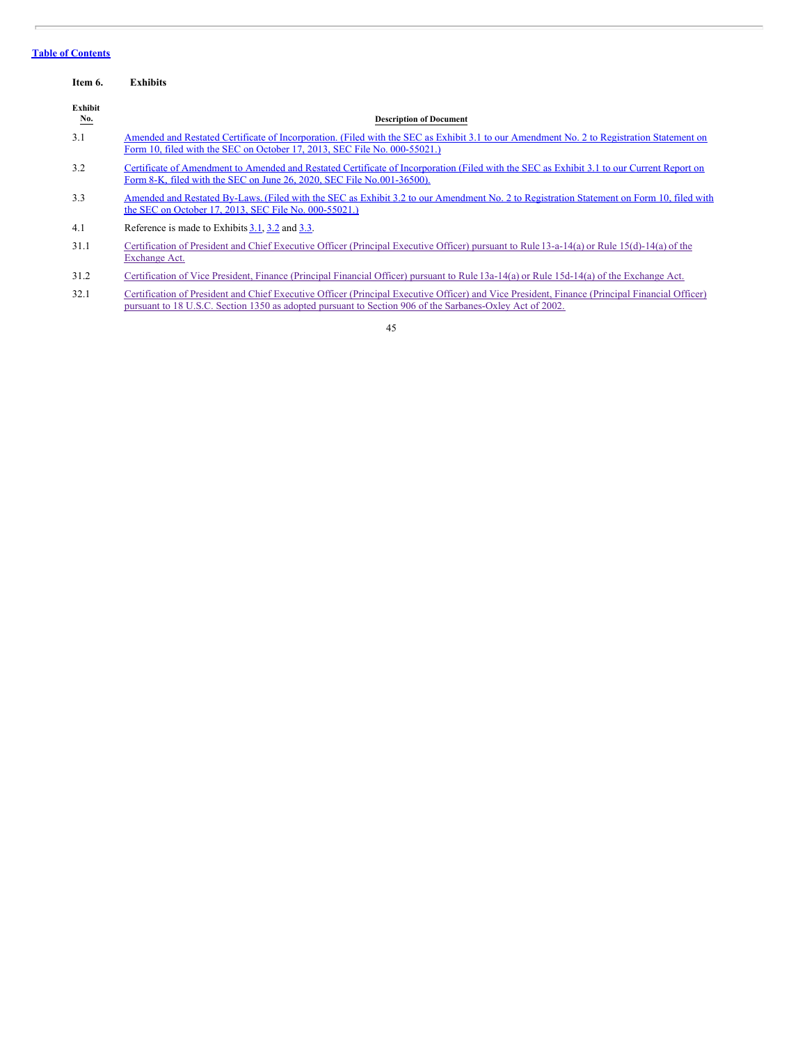[Table of Contents](#)

**Item 6. Exhibits**

| Exhibit No. | Description of Document |
| --- | --- |
| 3.1 | Amended and Restated Certificate of Incorporation. (Filed with the SEC as Exhibit 3.1 to our Amendment No. 2 to Registration Statement on Form 10, filed with the SEC on October 17, 2013, SEC File No. 000-55021.) |
| 3.2 | Certificate of Amendment to Amended and Restated Certificate of Incorporation (Filed with the SEC as Exhibit 3.1 to our Current Report on Form 8-K, filed with the SEC on June 26, 2020, SEC File No.001-36500). |
| 3.3 | Amended and Restated By-Laws. (Filed with the SEC as Exhibit 3.2 to our Amendment No. 2 to Registration Statement on Form 10, filed with the SEC on October 17, 2013, SEC File No. 000-55021.) |
| 4.1 | Reference is made to Exhibits 3.1, 3.2 and 3.3. |
| 31.1 | Certification of President and Chief Executive Officer (Principal Executive Officer) pursuant to Rule 13-a-14(a) or Rule 15(d)-14(a) of the Exchange Act. |
| 31.2 | Certification of Vice President, Finance (Principal Financial Officer) pursuant to Rule 13a-14(a) or Rule 15d-14(a) of the Exchange Act. |
| 32.1 | Certification of President and Chief Executive Officer (Principal Executive Officer) and Vice President, Finance (Principal Financial Officer) pursuant to 18 U.S.C. Section 1350 as adopted pursuant to Section 906 of the Sarbanes-Oxley Act of 2002. |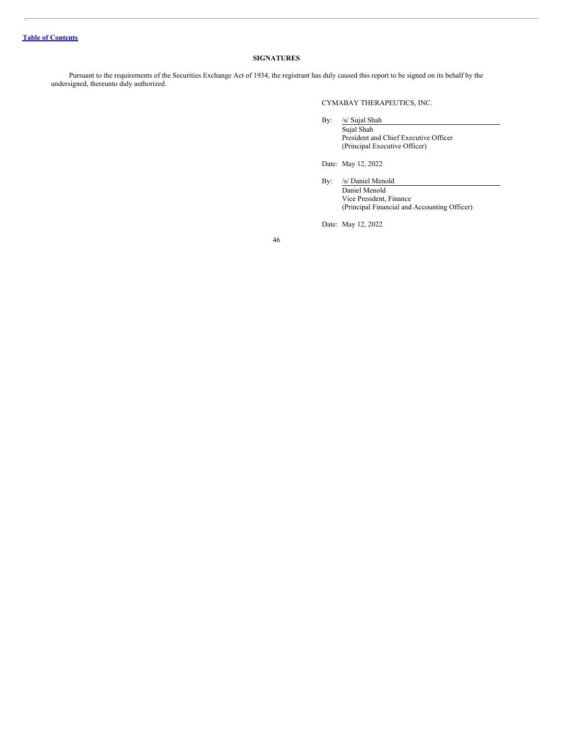[Table of Contents](#)

## SIGNATURES

Pursuant to the requirements of the Securities Exchange Act of 1934, the registrant has duly caused this report to be signed on its behalf by the undersigned, thereunto duly authorized.

CYMABAY THERAPEUTICS, INC.

By: /s/ Sujal Shah
Sujal Shah
President and Chief Executive Officer
(Principal Executive Officer)

Date: May 12, 2022

By: /s/ Daniel Menold
Daniel Menold
Vice President, Finance
(Principal Financial and Accounting Officer)

Date: May 12, 2022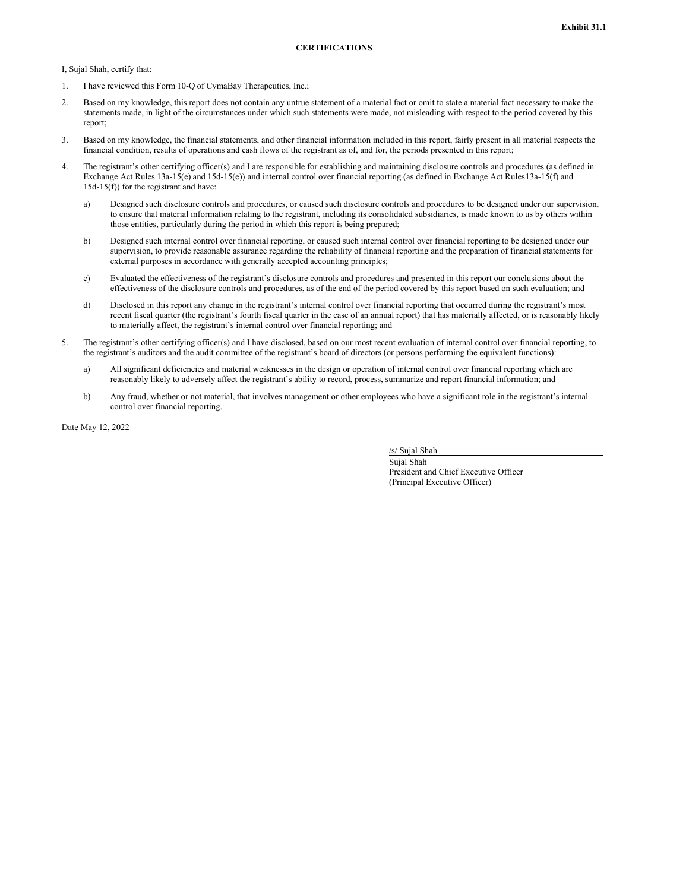**Exhibit 31.1**

**CERTIFICATIONS**

I, Sujal Shah, certify that:

1. I have reviewed this Form 10-Q of CymaBay Therapeutics, Inc.;

2. Based on my knowledge, this report does not contain any untrue statement of a material fact or omit to state a material fact necessary to make the statements made, in light of the circumstances under which such statements were made, not misleading with respect to the period covered by this report;

3. Based on my knowledge, the financial statements, and other financial information included in this report, fairly present in all material respects the financial condition, results of operations and cash flows of the registrant as of, and for, the periods presented in this report;

4. The registrant's other certifying officer(s) and I are responsible for establishing and maintaining disclosure controls and procedures (as defined in Exchange Act Rules 13a-15(e) and 15d-15(e)) and internal control over financial reporting (as defined in Exchange Act Rules13a-15(f) and 15d-15(f)) for the registrant and have:

   a) Designed such disclosure controls and procedures, or caused such disclosure controls and procedures to be designed under our supervision, to ensure that material information relating to the registrant, including its consolidated subsidiaries, is made known to us by others within those entities, particularly during the period in which this report is being prepared;

   b) Designed such internal control over financial reporting, or caused such internal control over financial reporting to be designed under our supervision, to provide reasonable assurance regarding the reliability of financial reporting and the preparation of financial statements for external purposes in accordance with generally accepted accounting principles;

   c) Evaluated the effectiveness of the registrant's disclosure controls and procedures and presented in this report our conclusions about the effectiveness of the disclosure controls and procedures, as of the end of the period covered by this report based on such evaluation; and

   d) Disclosed in this report any change in the registrant's internal control over financial reporting that occurred during the registrant's most recent fiscal quarter (the registrant's fourth fiscal quarter in the case of an annual report) that has materially affected, or is reasonably likely to materially affect, the registrant's internal control over financial reporting; and

5. The registrant's other certifying officer(s) and I have disclosed, based on our most recent evaluation of internal control over financial reporting, to the registrant's auditors and the audit committee of the registrant's board of directors (or persons performing the equivalent functions):

   a) All significant deficiencies and material weaknesses in the design or operation of internal control over financial reporting which are reasonably likely to adversely affect the registrant's ability to record, process, summarize and report financial information; and

   b) Any fraud, whether or not material, that involves management or other employees who have a significant role in the registrant's internal control over financial reporting.

Date May 12, 2022

/s/ Sujal Shah
Sujal Shah
President and Chief Executive Officer
(Principal Executive Officer)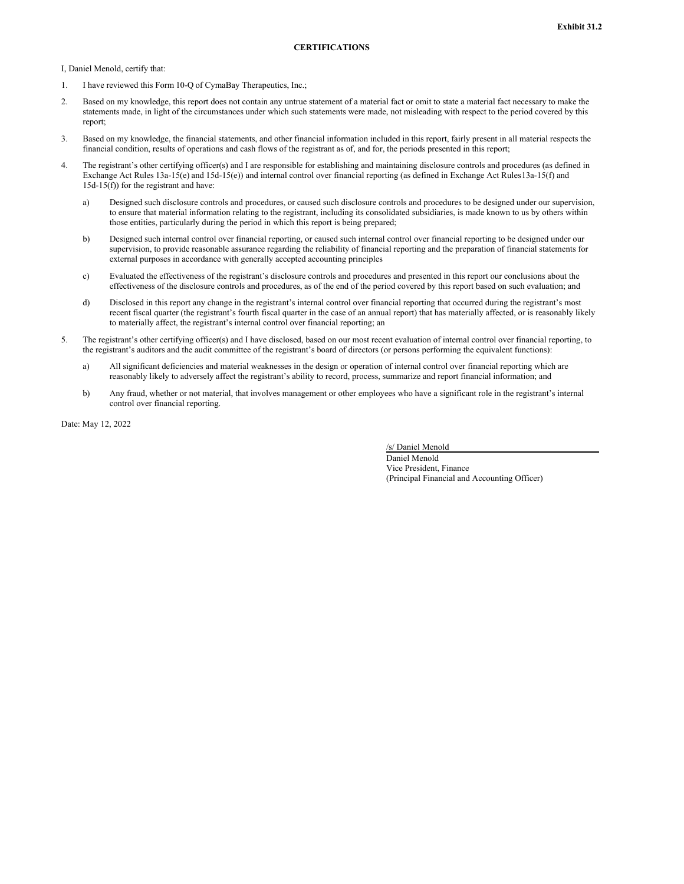Exhibit 31.2

**CERTIFICATIONS**

I, Daniel Menold, certify that:

1. I have reviewed this Form 10-Q of CymaBay Therapeutics, Inc.;
2. Based on my knowledge, this report does not contain any untrue statement of a material fact or omit to state a material fact necessary to make the statements made, in light of the circumstances under which such statements were made, not misleading with respect to the period covered by this report;
3. Based on my knowledge, the financial statements, and other financial information included in this report, fairly present in all material respects the financial condition, results of operations and cash flows of the registrant as of, and for, the periods presented in this report;
4. The registrant's other certifying officer(s) and I are responsible for establishing and maintaining disclosure controls and procedures (as defined in Exchange Act Rules 13a-15(e) and 15d-15(e)) and internal control over financial reporting (as defined in Exchange Act Rules13a-15(f) and 15d-15(f)) for the registrant and have:
   a) Designed such disclosure controls and procedures, or caused such disclosure controls and procedures to be designed under our supervision, to ensure that material information relating to the registrant, including its consolidated subsidiaries, is made known to us by others within those entities, particularly during the period in which this report is being prepared;
   b) Designed such internal control over financial reporting, or caused such internal control over financial reporting to be designed under our supervision, to provide reasonable assurance regarding the reliability of financial reporting and the preparation of financial statements for external purposes in accordance with generally accepted accounting principles
   c) Evaluated the effectiveness of the registrant's disclosure controls and procedures and presented in this report our conclusions about the effectiveness of the disclosure controls and procedures, as of the end of the period covered by this report based on such evaluation; and
   d) Disclosed in this report any change in the registrant's internal control over financial reporting that occurred during the registrant's most recent fiscal quarter (the registrant's fourth fiscal quarter in the case of an annual report) that has materially affected, or is reasonably likely to materially affect, the registrant's internal control over financial reporting; an
5. The registrant's other certifying officer(s) and I have disclosed, based on our most recent evaluation of internal control over financial reporting, to the registrant's auditors and the audit committee of the registrant's board of directors (or persons performing the equivalent functions):
   a) All significant deficiencies and material weaknesses in the design or operation of internal control over financial reporting which are reasonably likely to adversely affect the registrant's ability to record, process, summarize and report financial information; and
   b) Any fraud, whether or not material, that involves management or other employees who have a significant role in the registrant's internal control over financial reporting.

Date: May 12, 2022

/s/ Daniel Menold
Daniel Menold
Vice President, Finance
(Principal Financial and Accounting Officer)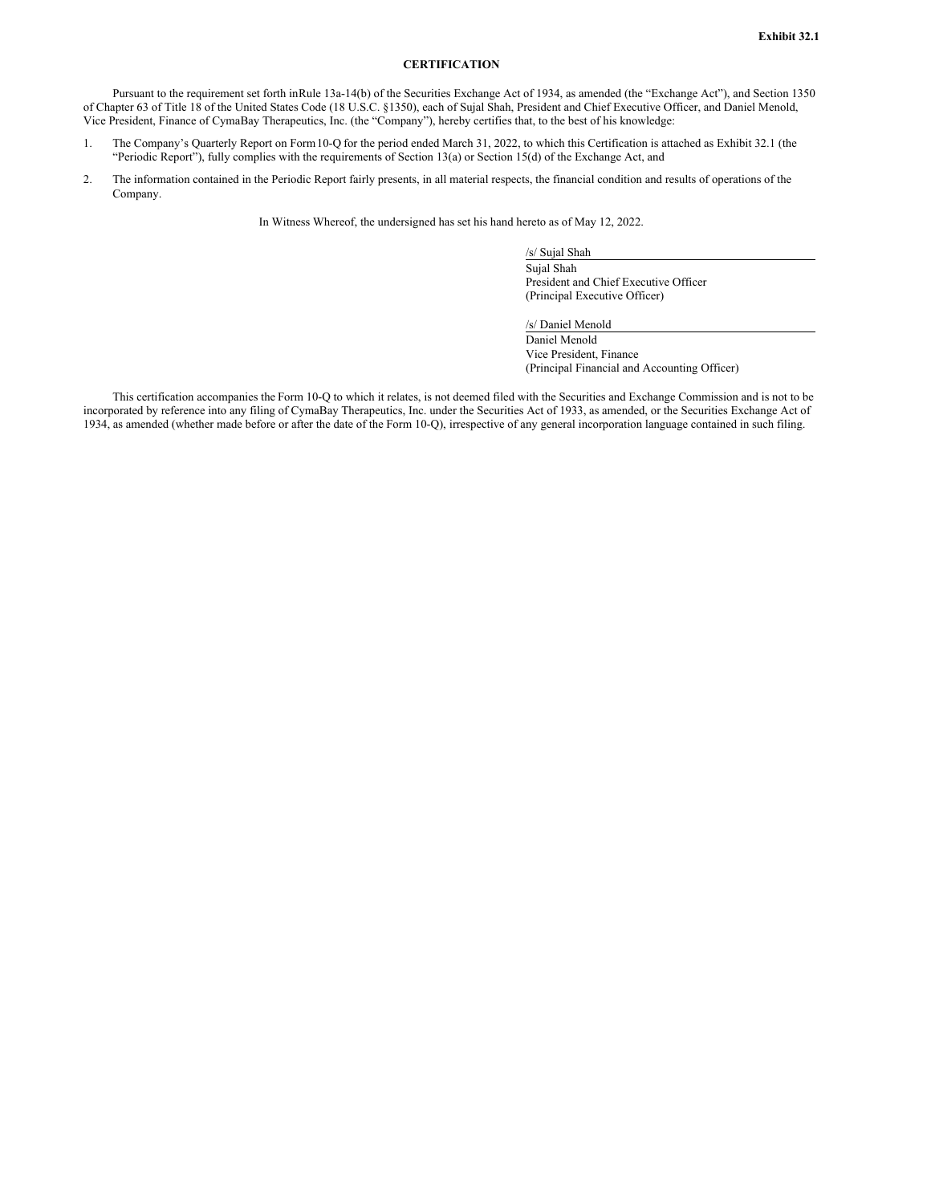Exhibit 32.1

# CERTIFICATION

Pursuant to the requirement set forth inRule 13a-14(b) of the Securities Exchange Act of 1934, as amended (the "Exchange Act"), and Section 1350 of Chapter 63 of Title 18 of the United States Code (18 U.S.C. §1350), each of Sujal Shah, President and Chief Executive Officer, and Daniel Menold, Vice President, Finance of CymaBay Therapeutics, Inc. (the "Company"), hereby certifies that, to the best of his knowledge:

1. The Company's Quarterly Report on Form10-Q for the period ended March 31, 2022, to which this Certification is attached as Exhibit 32.1 (the "Periodic Report"), fully complies with the requirements of Section 13(a) or Section 15(d) of the Exchange Act, and
2. The information contained in the Periodic Report fairly presents, in all material respects, the financial condition and results of operations of the Company.

In Witness Whereof, the undersigned has set his hand hereto as of May 12, 2022.

/s/ Sujal Shah
Sujal Shah
President and Chief Executive Officer
(Principal Executive Officer)

/s/ Daniel Menold
Daniel Menold
Vice President, Finance
(Principal Financial and Accounting Officer)

This certification accompanies the Form 10-Q to which it relates, is not deemed filed with the Securities and Exchange Commission and is not to be incorporated by reference into any filing of CymaBay Therapeutics, Inc. under the Securities Act of 1933, as amended, or the Securities Exchange Act of 1934, as amended (whether made before or after the date of the Form 10-Q), irrespective of any general incorporation language contained in such filing.